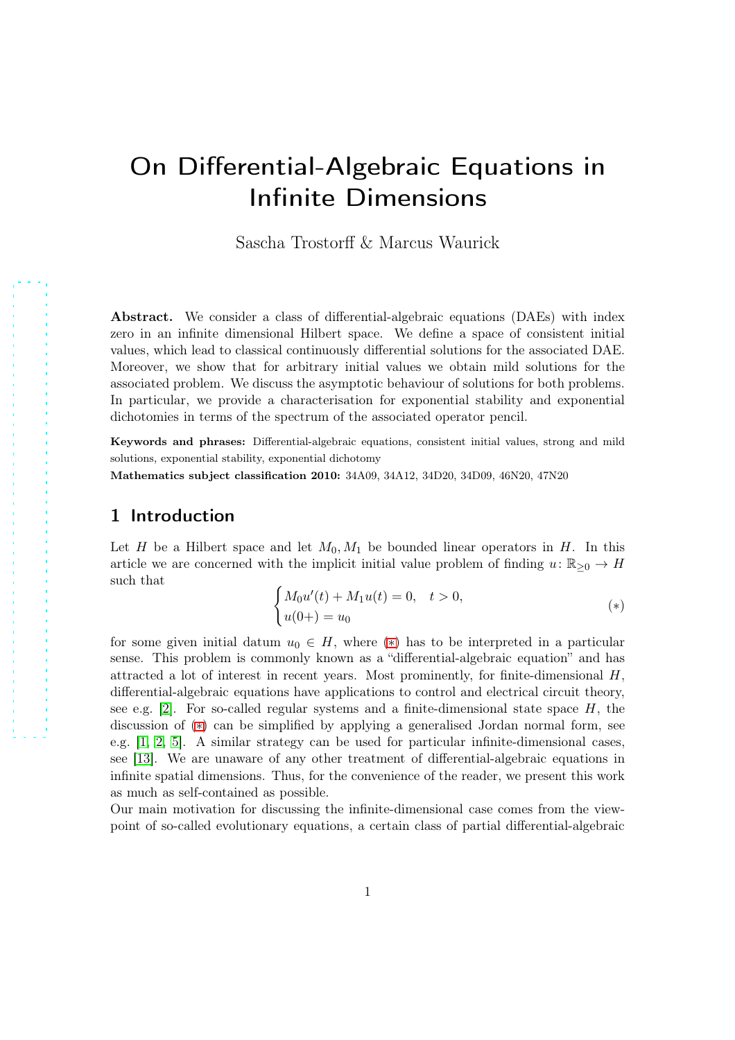# On Differential-Algebraic Equations in Infinite Dimensions

Sascha Trostorff & Marcus Waurick

**Abstract.** We consider a class of differential-algebraic equations (DAEs) with index zero in an infinite dimensional Hilbert space. We define a space of consistent initial values, which lead to classical continuously differential solutions for the associated DAE. Moreover, we show that for arbitrary initial values we obtain mild solutions for the associated problem. We discuss the asymptotic behaviour of solutions for both problems. In particular, we provide a characterisation for exponential stability and exponential dichotomies in terms of the spectrum of the associated operator pencil.

**Keywords and phrases:** Differential-algebraic equations, consistent initial values, strong and mild solutions, exponential stability, exponential dichotomy

**Mathematics subject classification 2010:** 34A09, 34A12, 34D20, 34D09, 46N20, 47N20

## 1 Introduction

Let $H$ be a Hilbert space and let $M_0, M_1$ be bounded linear operators in $H$. In this article we are concerned with the implicit initial value problem of finding $u\colon \mathbb{R}_{\geq 0} \to H$ such that

$$\begin{cases} M_0 u'(t) + M_1 u(t) = 0, & t > 0, \\ u(0+) = u_0 \end{cases} \tag{$*$}$$

for some given initial datum $u_0 \in H$, where ($*$) has to be interpreted in a particular sense. This problem is commonly known as a "differential-algebraic equation" and has attracted a lot of interest in recent years. Most prominently, for finite-dimensional $H$, differential-algebraic equations have applications to control and electrical circuit theory, see e.g. [2]. For so-called regular systems and a finite-dimensional state space $H$, the discussion of ($*$) can be simplified by applying a generalised Jordan normal form, see e.g. [1, 2, 5]. A similar strategy can be used for particular infinite-dimensional cases, see [13]. We are unaware of any other treatment of differential-algebraic equations in infinite spatial dimensions. Thus, for the convenience of the reader, we present this work as much as self-contained as possible.

Our main motivation for discussing the infinite-dimensional case comes from the viewpoint of so-called evolutionary equations, a certain class of partial differential-algebraic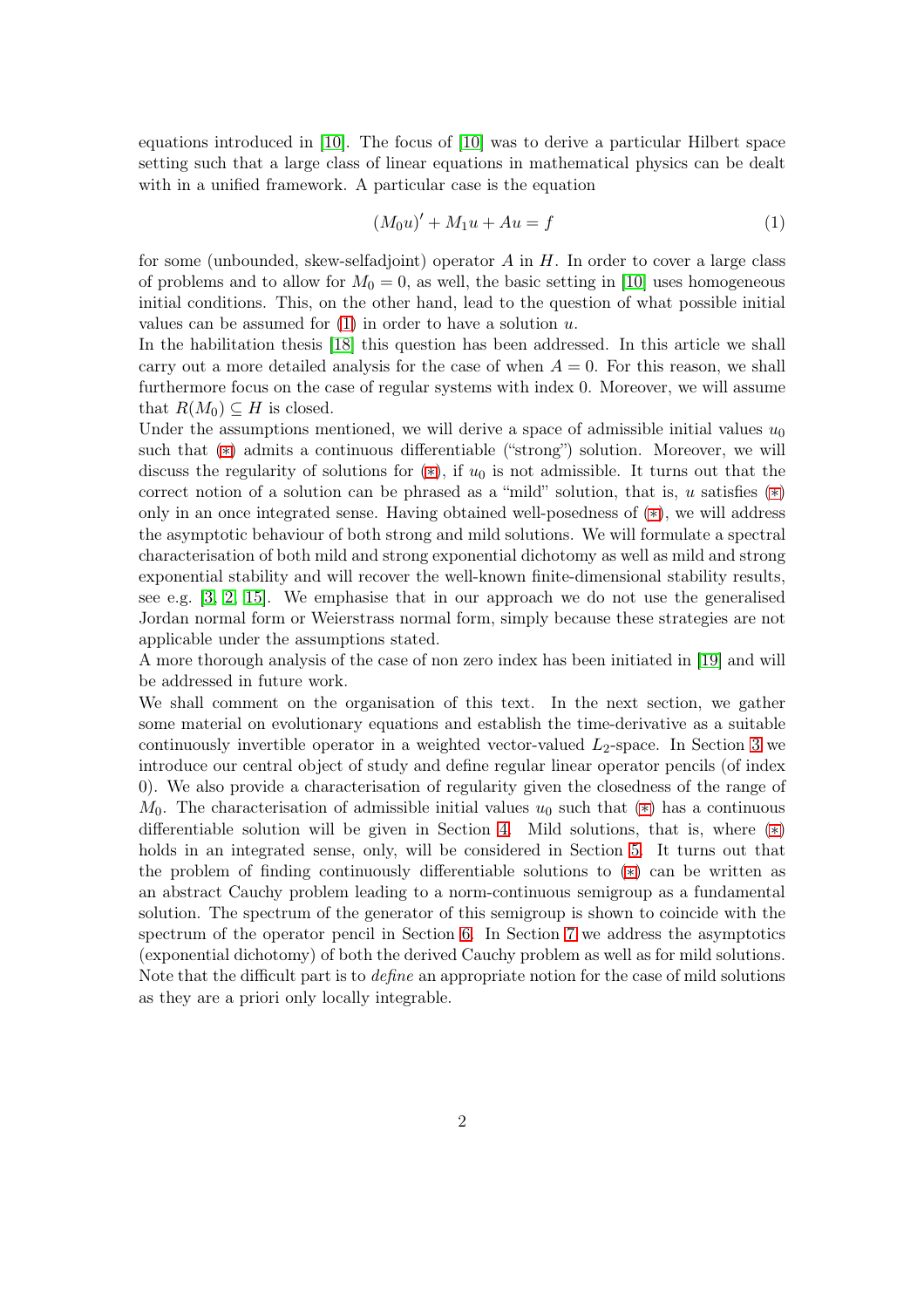equations introduced in [10]. The focus of [10] was to derive a particular Hilbert space setting such that a large class of linear equations in mathematical physics can be dealt with in a unified framework. A particular case is the equation

$$(M_0u)' + M_1u + Au = f \tag{1}$$

for some (unbounded, skew-selfadjoint) operator $A$ in $H$. In order to cover a large class of problems and to allow for $M_0 = 0$, as well, the basic setting in [10] uses homogeneous initial conditions. This, on the other hand, lead to the question of what possible initial values can be assumed for (1) in order to have a solution $u$.

In the habilitation thesis [18] this question has been addressed. In this article we shall carry out a more detailed analysis for the case of when $A = 0$. For this reason, we shall furthermore focus on the case of regular systems with index 0. Moreover, we will assume that $R(M_0) \subseteq H$ is closed.

Under the assumptions mentioned, we will derive a space of admissible initial values $u_0$ such that (⊛) admits a continuous differentiable ("strong") solution. Moreover, we will discuss the regularity of solutions for (⊛), if $u_0$ is not admissible. It turns out that the correct notion of a solution can be phrased as a "mild" solution, that is, $u$ satisfies (⊛) only in an once integrated sense. Having obtained well-posedness of (⊛), we will address the asymptotic behaviour of both strong and mild solutions. We will formulate a spectral characterisation of both mild and strong exponential dichotomy as well as mild and strong exponential stability and will recover the well-known finite-dimensional stability results, see e.g. [3, 2, 15]. We emphasise that in our approach we do not use the generalised Jordan normal form or Weierstrass normal form, simply because these strategies are not applicable under the assumptions stated.

A more thorough analysis of the case of non zero index has been initiated in [19] and will be addressed in future work.

We shall comment on the organisation of this text. In the next section, we gather some material on evolutionary equations and establish the time-derivative as a suitable continuously invertible operator in a weighted vector-valued $L_2$-space. In Section 3 we introduce our central object of study and define regular linear operator pencils (of index 0). We also provide a characterisation of regularity given the closedness of the range of $M_0$. The characterisation of admissible initial values $u_0$ such that (⊛) has a continuous differentiable solution will be given in Section 4. Mild solutions, that is, where (⊛) holds in an integrated sense, only, will be considered in Section 5. It turns out that the problem of finding continuously differentiable solutions to (⊛) can be written as an abstract Cauchy problem leading to a norm-continuous semigroup as a fundamental solution. The spectrum of the generator of this semigroup is shown to coincide with the spectrum of the operator pencil in Section 6. In Section 7 we address the asymptotics (exponential dichotomy) of both the derived Cauchy problem as well as for mild solutions. Note that the difficult part is to *define* an appropriate notion for the case of mild solutions as they are a priori only locally integrable.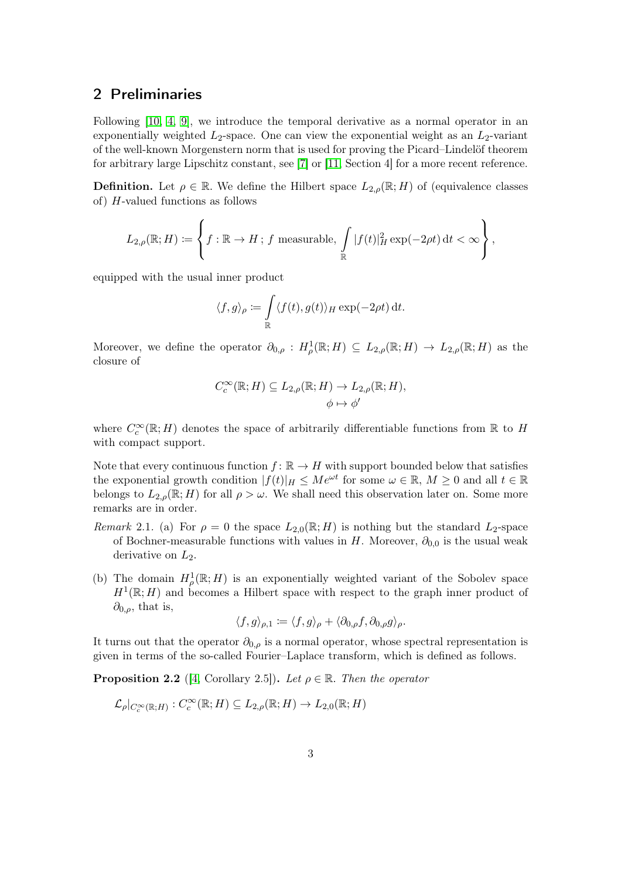## 2 Preliminaries

Following [10, 4, 9], we introduce the temporal derivative as a normal operator in an exponentially weighted $L_2$-space. One can view the exponential weight as an $L_2$-variant of the well-known Morgenstern norm that is used for proving the Picard–Lindelöf theorem for arbitrary large Lipschitz constant, see [7] or [11, Section 4] for a more recent reference.

**Definition.** Let $\rho \in \mathbb{R}$. We define the Hilbert space $L_{2,\rho}(\mathbb{R};H)$ of (equivalence classes of) $H$-valued functions as follows

$$L_{2,\rho}(\mathbb{R};H) \coloneqq \left\{ f\colon \mathbb{R} \to H\,;\, f \text{ measurable}, \int_{\mathbb{R}} |f(t)|_H^2 \exp(-2\rho t)\,\mathrm{d}t < \infty \right\},$$

equipped with the usual inner product

$$\langle f, g\rangle_\rho \coloneqq \int_{\mathbb{R}} \langle f(t), g(t)\rangle_H \exp(-2\rho t)\,\mathrm{d}t.$$

Moreover, we define the operator $\partial_{0,\rho} : H^1_\rho(\mathbb{R};H) \subseteq L_{2,\rho}(\mathbb{R};H) \to L_{2,\rho}(\mathbb{R};H)$ as the closure of

$$\begin{aligned} C_c^\infty(\mathbb{R};H) \subseteq L_{2,\rho}(\mathbb{R};H) &\to L_{2,\rho}(\mathbb{R};H), \\ \phi &\mapsto \phi' \end{aligned}$$

where $C_c^\infty(\mathbb{R};H)$ denotes the space of arbitrarily differentiable functions from $\mathbb{R}$ to $H$ with compact support.

Note that every continuous function $f\colon \mathbb{R} \to H$ with support bounded below that satisfies the exponential growth condition $|f(t)|_H \le Me^{\omega t}$ for some $\omega \in \mathbb{R}$, $M \ge 0$ and all $t \in \mathbb{R}$ belongs to $L_{2,\rho}(\mathbb{R};H)$ for all $\rho > \omega$. We shall need this observation later on. Some more remarks are in order.

*Remark* 2.1. (a) For $\rho = 0$ the space $L_{2,0}(\mathbb{R};H)$ is nothing but the standard $L_2$-space of Bochner-measurable functions with values in $H$. Moreover, $\partial_{0,0}$ is the usual weak derivative on $L_2$.

(b) The domain $H^1_\rho(\mathbb{R};H)$ is an exponentially weighted variant of the Sobolev space $H^1(\mathbb{R};H)$ and becomes a Hilbert space with respect to the graph inner product of $\partial_{0,\rho}$, that is,

$$\langle f, g\rangle_{\rho,1} \coloneqq \langle f, g\rangle_\rho + \langle \partial_{0,\rho} f, \partial_{0,\rho} g\rangle_\rho.$$

It turns out that the operator $\partial_{0,\rho}$ is a normal operator, whose spectral representation is given in terms of the so-called Fourier–Laplace transform, which is defined as follows.

**Proposition 2.2** ([4, Corollary 2.5]). *Let $\rho \in \mathbb{R}$. Then the operator*

$$\mathcal{L}_\rho|_{C_c^\infty(\mathbb{R};H)} : C_c^\infty(\mathbb{R};H) \subseteq L_{2,\rho}(\mathbb{R};H) \to L_{2,0}(\mathbb{R};H)$$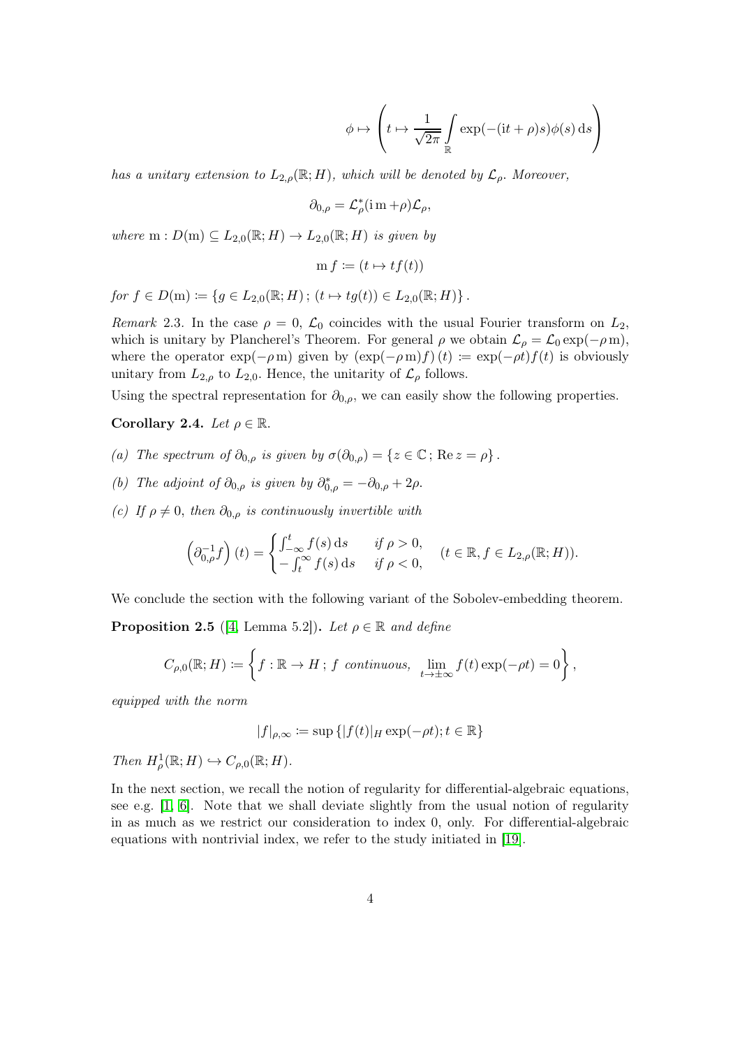$$\phi \mapsto \left( t \mapsto \frac{1}{\sqrt{2\pi}} \int_{\mathbb{R}} \exp(-(\mathrm{i}t + \rho)s)\phi(s)\,\mathrm{d}s \right)$$

*has a unitary extension to* $L_{2,\rho}(\mathbb{R}; H)$*, which will be denoted by* $\mathcal{L}_\rho$*. Moreover,*

$$\partial_{0,\rho} = \mathcal{L}_\rho^*(\mathrm{i}\,\mathrm{m} + \rho)\mathcal{L}_\rho,$$

*where* $\mathrm{m} : D(\mathrm{m}) \subseteq L_{2,0}(\mathbb{R}; H) \to L_{2,0}(\mathbb{R}; H)$ *is given by*

$$\mathrm{m}\, f \coloneqq (t \mapsto tf(t))$$

*for* $f \in D(\mathrm{m}) \coloneqq \{g \in L_{2,0}(\mathbb{R}; H)\,;\, (t \mapsto tg(t)) \in L_{2,0}(\mathbb{R}; H)\}$.

*Remark* 2.3. In the case $\rho = 0$, $\mathcal{L}_0$ coincides with the usual Fourier transform on $L_2$, which is unitary by Plancherel's Theorem. For general $\rho$ we obtain $\mathcal{L}_\rho = \mathcal{L}_0 \exp(-\rho\, \mathrm{m})$, where the operator $\exp(-\rho\, \mathrm{m})$ given by $(\exp(-\rho\, \mathrm{m})f)(t) \coloneqq \exp(-\rho t)f(t)$ is obviously unitary from $L_{2,\rho}$ to $L_{2,0}$. Hence, the unitarity of $\mathcal{L}_\rho$ follows.

Using the spectral representation for $\partial_{0,\rho}$, we can easily show the following properties.

**Corollary 2.4.** *Let* $\rho \in \mathbb{R}$.

*(a) The spectrum of* $\partial_{0,\rho}$ *is given by* $\sigma(\partial_{0,\rho}) = \{z \in \mathbb{C}\,;\, \mathrm{Re}\, z = \rho\}$.

*(b) The adjoint of* $\partial_{0,\rho}$ *is given by* $\partial_{0,\rho}^* = -\partial_{0,\rho} + 2\rho$.

*(c) If* $\rho \neq 0$*, then* $\partial_{0,\rho}$ *is continuously invertible with*

$$\left(\partial_{0,\rho}^{-1} f\right)(t) = \begin{cases} \int_{-\infty}^t f(s)\,\mathrm{d}s & \text{if } \rho > 0, \\ -\int_t^\infty f(s)\,\mathrm{d}s & \text{if } \rho < 0, \end{cases} \quad (t \in \mathbb{R}, f \in L_{2,\rho}(\mathbb{R}; H)).$$

We conclude the section with the following variant of the Sobolev-embedding theorem.

**Proposition 2.5** ([4, Lemma 5.2])**.** *Let* $\rho \in \mathbb{R}$ *and define*

$$C_{\rho,0}(\mathbb{R}; H) \coloneqq \left\{ f : \mathbb{R} \to H\,;\, f \text{ continuous}, \lim_{t \to \pm\infty} f(t) \exp(-\rho t) = 0 \right\},$$

*equipped with the norm*

$$|f|_{\rho,\infty} \coloneqq \sup\{|f(t)|_H \exp(-\rho t); t \in \mathbb{R}\}$$

*Then* $H_\rho^1(\mathbb{R}; H) \hookrightarrow C_{\rho,0}(\mathbb{R}; H)$.

In the next section, we recall the notion of regularity for differential-algebraic equations, see e.g. [1, 6]. Note that we shall deviate slightly from the usual notion of regularity in as much as we restrict our consideration to index 0, only. For differential-algebraic equations with nontrivial index, we refer to the study initiated in [19].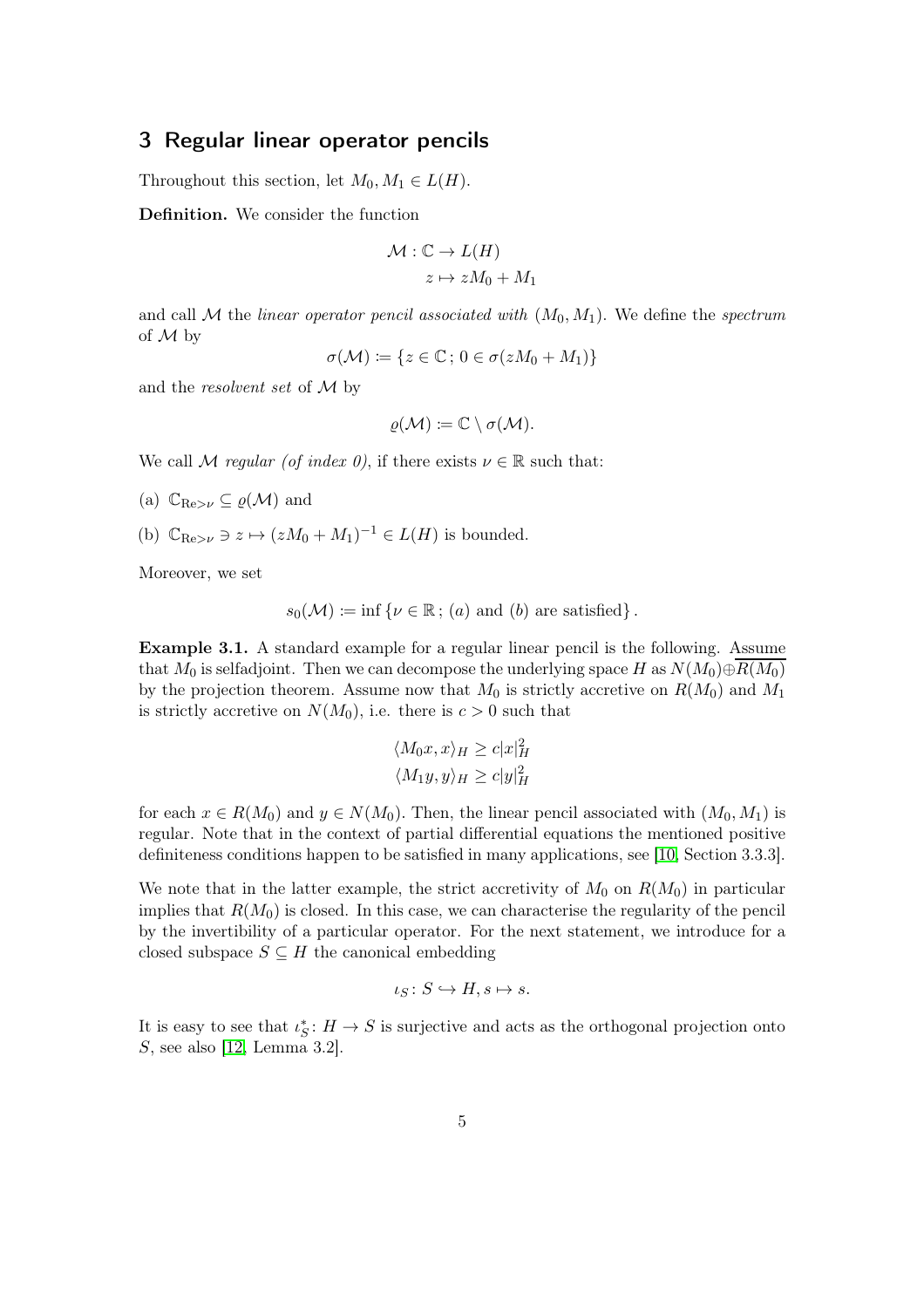## 3 Regular linear operator pencils

Throughout this section, let $M_0, M_1 \in L(H)$.

**Definition.** We consider the function

$$
\begin{aligned}
\mathcal{M} : \mathbb{C} &\to L(H) \\
z &\mapsto zM_0 + M_1
\end{aligned}
$$

and call $\mathcal{M}$ the *linear operator pencil associated with* $(M_0, M_1)$. We define the *spectrum* of $\mathcal{M}$ by

$$
\sigma(\mathcal{M}) \coloneqq \{z \in \mathbb{C}\,;\, 0 \in \sigma(zM_0 + M_1)\}
$$

and the *resolvent set* of $\mathcal{M}$ by

$$
\varrho(\mathcal{M}) \coloneqq \mathbb{C} \setminus \sigma(\mathcal{M}).
$$

We call $\mathcal{M}$ *regular (of index 0)*, if there exists $\nu \in \mathbb{R}$ such that:

(a) $\mathbb{C}_{\mathrm{Re}>\nu} \subseteq \varrho(\mathcal{M})$ and

(b) $\mathbb{C}_{\mathrm{Re}>\nu} \ni z \mapsto (zM_0 + M_1)^{-1} \in L(H)$ is bounded.

Moreover, we set

$$
s_0(\mathcal{M}) \coloneqq \inf\{\nu \in \mathbb{R}\,;\, (a) \text{ and } (b) \text{ are satisfied}\}.
$$

**Example 3.1.** A standard example for a regular linear pencil is the following. Assume that $M_0$ is selfadjoint. Then we can decompose the underlying space $H$ as $N(M_0) \oplus \overline{R(M_0)}$ by the projection theorem. Assume now that $M_0$ is strictly accretive on $R(M_0)$ and $M_1$ is strictly accretive on $N(M_0)$, i.e. there is $c > 0$ such that

$$
\begin{aligned}
\langle M_0 x, x\rangle_H &\geq c|x|_H^2 \\
\langle M_1 y, y\rangle_H &\geq c|y|_H^2
\end{aligned}
$$

for each $x \in R(M_0)$ and $y \in N(M_0)$. Then, the linear pencil associated with $(M_0, M_1)$ is regular. Note that in the context of partial differential equations the mentioned positive definiteness conditions happen to be satisfied in many applications, see [10, Section 3.3.3].

We note that in the latter example, the strict accretivity of $M_0$ on $R(M_0)$ in particular implies that $R(M_0)$ is closed. In this case, we can characterise the regularity of the pencil by the invertibility of a particular operator. For the next statement, we introduce for a closed subspace $S \subseteq H$ the canonical embedding

$$
\iota_S \colon S \hookrightarrow H, s \mapsto s.
$$

It is easy to see that $\iota_S^* \colon H \to S$ is surjective and acts as the orthogonal projection onto $S$, see also [12, Lemma 3.2].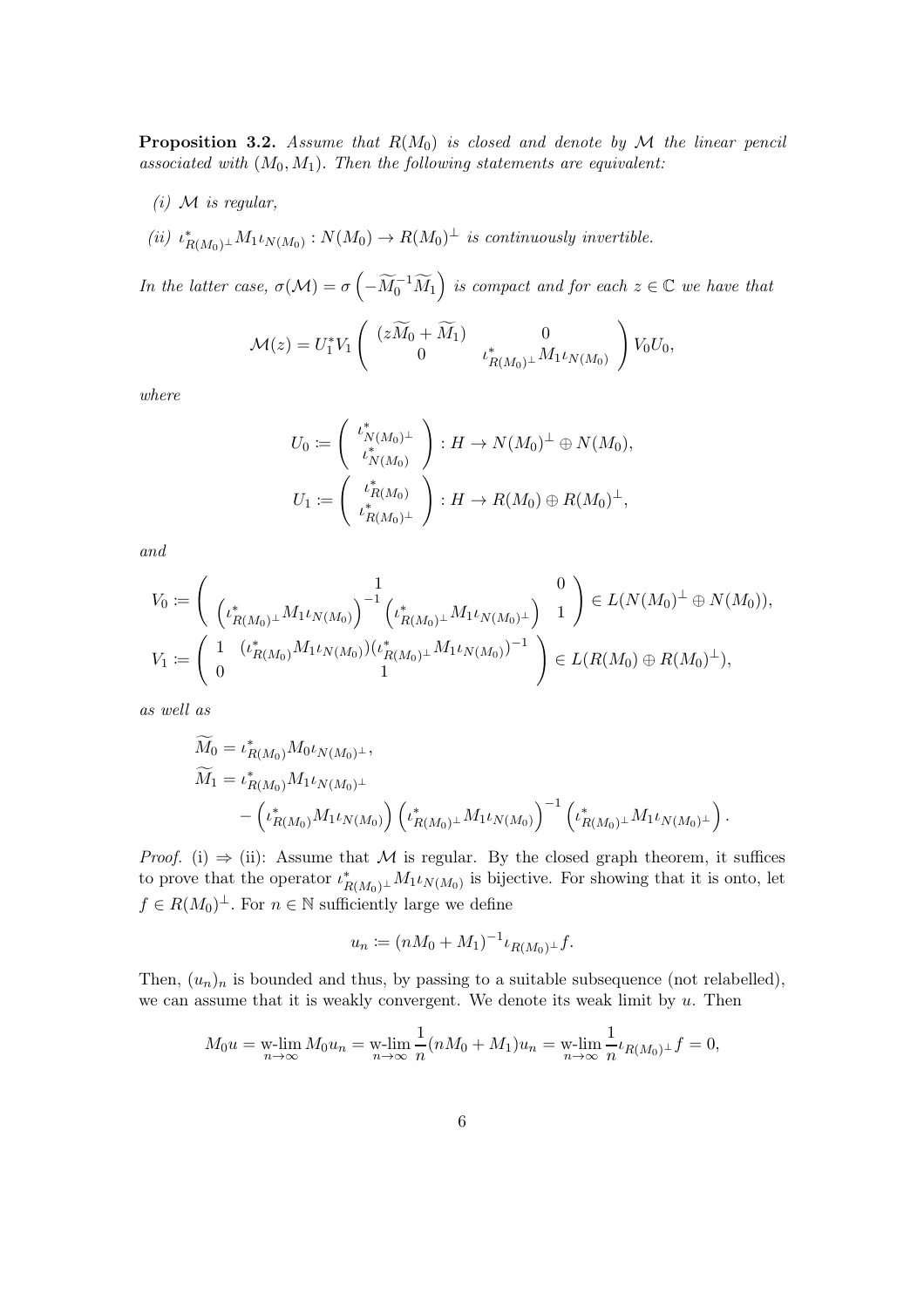**Proposition 3.2.** *Assume that $R(M_0)$ is closed and denote by $\mathcal{M}$ the linear pencil associated with $(M_0, M_1)$. Then the following statements are equivalent:*

*(i) $\mathcal{M}$ is regular,*

*(ii) $\iota_{R(M_0)^\perp}^* M_1 \iota_{N(M_0)} : N(M_0) \to R(M_0)^\perp$ is continuously invertible.*

*In the latter case, $\sigma(\mathcal{M}) = \sigma\left(-\widetilde{M}_0^{-1}\widetilde{M}_1\right)$ is compact and for each $z \in \mathbb{C}$ we have that*

$$\mathcal{M}(z) = U_1^* V_1 \begin{pmatrix} (z\widetilde{M}_0 + \widetilde{M}_1) & 0 \\ 0 & \iota_{R(M_0)^\perp}^* M_1 \iota_{N(M_0)} \end{pmatrix} V_0 U_0,$$

*where*

$$U_0 := \begin{pmatrix} \iota_{N(M_0)^\perp}^* \\ \iota_{N(M_0)}^* \end{pmatrix} : H \to N(M_0)^\perp \oplus N(M_0),$$

$$U_1 := \begin{pmatrix} \iota_{R(M_0)}^* \\ \iota_{R(M_0)^\perp}^* \end{pmatrix} : H \to R(M_0) \oplus R(M_0)^\perp,$$

*and*

$$V_0 := \begin{pmatrix} 1 & 0 \\ \left(\iota_{R(M_0)^\perp}^* M_1 \iota_{N(M_0)}\right)^{-1} \left(\iota_{R(M_0)^\perp}^* M_1 \iota_{N(M_0)^\perp}\right) & 1 \end{pmatrix} \in L(N(M_0)^\perp \oplus N(M_0)),$$

$$V_1 := \begin{pmatrix} 1 & (\iota_{R(M_0)}^* M_1 \iota_{N(M_0)})(\iota_{R(M_0)^\perp}^* M_1 \iota_{N(M_0)})^{-1} \\ 0 & 1 \end{pmatrix} \in L(R(M_0) \oplus R(M_0)^\perp),$$

*as well as*

$$\begin{aligned}
\widetilde{M}_0 &= \iota_{R(M_0)}^* M_0 \iota_{N(M_0)^\perp}, \\
\widetilde{M}_1 &= \iota_{R(M_0)}^* M_1 \iota_{N(M_0)^\perp} \\
&\quad - \left(\iota_{R(M_0)}^* M_1 \iota_{N(M_0)}\right) \left(\iota_{R(M_0)^\perp}^* M_1 \iota_{N(M_0)}\right)^{-1} \left(\iota_{R(M_0)^\perp}^* M_1 \iota_{N(M_0)^\perp}\right).
\end{aligned}$$

*Proof.* (i) $\Rightarrow$ (ii): Assume that $\mathcal{M}$ is regular. By the closed graph theorem, it suffices to prove that the operator $\iota_{R(M_0)^\perp}^* M_1 \iota_{N(M_0)}$ is bijective. For showing that it is onto, let $f \in R(M_0)^\perp$. For $n \in \mathbb{N}$ sufficiently large we define

$$u_n := (nM_0 + M_1)^{-1} \iota_{R(M_0)^\perp} f.$$

Then, $(u_n)_n$ is bounded and thus, by passing to a suitable subsequence (not relabelled), we can assume that it is weakly convergent. We denote its weak limit by $u$. Then

$$M_0 u = \operatorname*{w-lim}_{n\to\infty} M_0 u_n = \operatorname*{w-lim}_{n\to\infty} \frac{1}{n}(nM_0 + M_1)u_n = \operatorname*{w-lim}_{n\to\infty} \frac{1}{n} \iota_{R(M_0)^\perp} f = 0,$$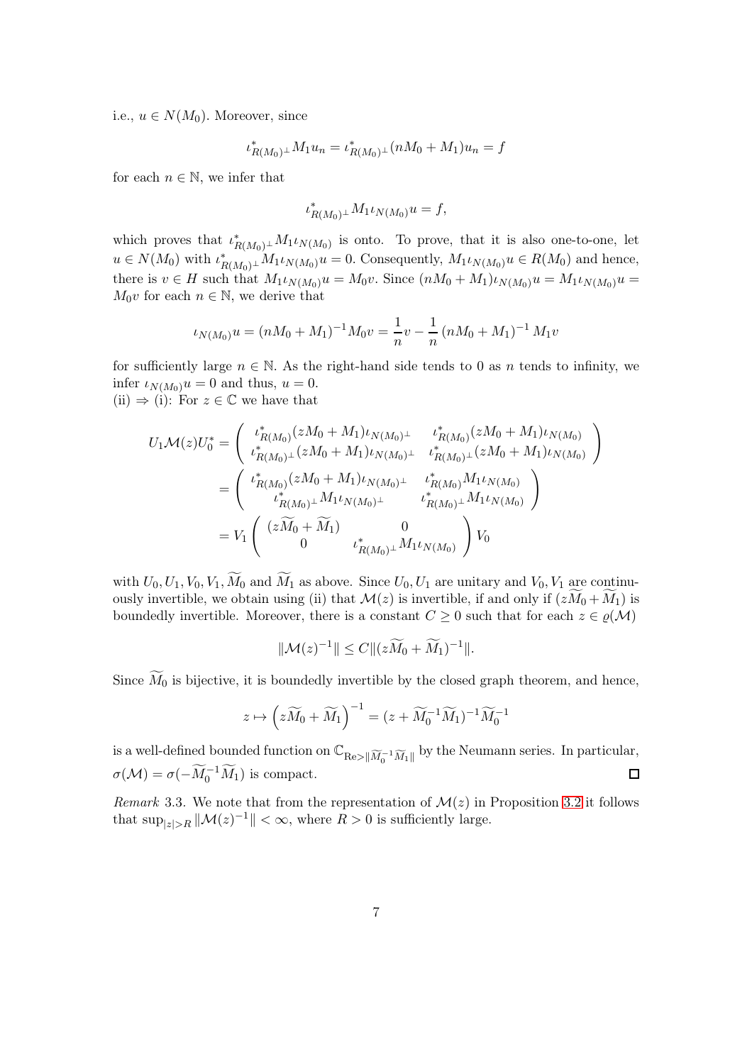i.e., $u \in N(M_0)$. Moreover, since

$$\iota_{R(M_0)^\perp}^* M_1 u_n = \iota_{R(M_0)^\perp}^* (nM_0 + M_1) u_n = f$$

for each $n \in \mathbb{N}$, we infer that

$$\iota_{R(M_0)^\perp}^* M_1 \iota_{N(M_0)} u = f,$$

which proves that $\iota_{R(M_0)^\perp}^* M_1 \iota_{N(M_0)}$ is onto. To prove, that it is also one-to-one, let $u \in N(M_0)$ with $\iota_{R(M_0)^\perp}^* M_1 \iota_{N(M_0)} u = 0$. Consequently, $M_1 \iota_{N(M_0)} u \in R(M_0)$ and hence, there is $v \in H$ such that $M_1 \iota_{N(M_0)} u = M_0 v$. Since $(nM_0 + M_1)\iota_{N(M_0)} u = M_1 \iota_{N(M_0)} u = M_0 v$ for each $n \in \mathbb{N}$, we derive that

$$\iota_{N(M_0)} u = (nM_0 + M_1)^{-1} M_0 v = \frac{1}{n} v - \frac{1}{n} (nM_0 + M_1)^{-1} M_1 v$$

for sufficiently large $n \in \mathbb{N}$. As the right-hand side tends to 0 as $n$ tends to infinity, we infer $\iota_{N(M_0)} u = 0$ and thus, $u = 0$.
(ii) $\Rightarrow$ (i): For $z \in \mathbb{C}$ we have that

$$\begin{aligned}
U_1 \mathcal{M}(z) U_0^* &= \begin{pmatrix} \iota_{R(M_0)}^* (zM_0 + M_1) \iota_{N(M_0)^\perp} & \iota_{R(M_0)}^* (zM_0 + M_1) \iota_{N(M_0)} \\ \iota_{R(M_0)^\perp}^* (zM_0 + M_1) \iota_{N(M_0)^\perp} & \iota_{R(M_0)^\perp}^* (zM_0 + M_1) \iota_{N(M_0)} \end{pmatrix} \\
&= \begin{pmatrix} \iota_{R(M_0)}^* (zM_0 + M_1) \iota_{N(M_0)^\perp} & \iota_{R(M_0)}^* M_1 \iota_{N(M_0)} \\ \iota_{R(M_0)^\perp}^* M_1 \iota_{N(M_0)^\perp} & \iota_{R(M_0)^\perp}^* M_1 \iota_{N(M_0)} \end{pmatrix} \\
&= V_1 \begin{pmatrix} (z\widetilde{M}_0 + \widetilde{M}_1) & 0 \\ 0 & \iota_{R(M_0)^\perp}^* M_1 \iota_{N(M_0)} \end{pmatrix} V_0
\end{aligned}$$

with $U_0, U_1, V_0, V_1, \widetilde{M}_0$ and $\widetilde{M}_1$ as above. Since $U_0, U_1$ are unitary and $V_0, V_1$ are continuously invertible, we obtain using (ii) that $\mathcal{M}(z)$ is invertible, if and only if $(z\widetilde{M}_0 + \widetilde{M}_1)$ is boundedly invertible. Moreover, there is a constant $C \geq 0$ such that for each $z \in \varrho(\mathcal{M})$

$$\|\mathcal{M}(z)^{-1}\| \leq C \|(z\widetilde{M}_0 + \widetilde{M}_1)^{-1}\|.$$

Since $\widetilde{M}_0$ is bijective, it is boundedly invertible by the closed graph theorem, and hence,

$$z \mapsto \left(z\widetilde{M}_0 + \widetilde{M}_1\right)^{-1} = (z + \widetilde{M}_0^{-1}\widetilde{M}_1)^{-1} \widetilde{M}_0^{-1}$$

is a well-defined bounded function on $\mathbb{C}_{\mathrm{Re} > \|\widetilde{M}_0^{-1}\widetilde{M}_1\|}$ by the Neumann series. In particular, $\sigma(\mathcal{M}) = \sigma(-\widetilde{M}_0^{-1}\widetilde{M}_1)$ is compact. $\square$

*Remark* 3.3. We note that from the representation of $\mathcal{M}(z)$ in Proposition 3.2 it follows that $\sup_{|z|>R} \|\mathcal{M}(z)^{-1}\| < \infty$, where $R > 0$ is sufficiently large.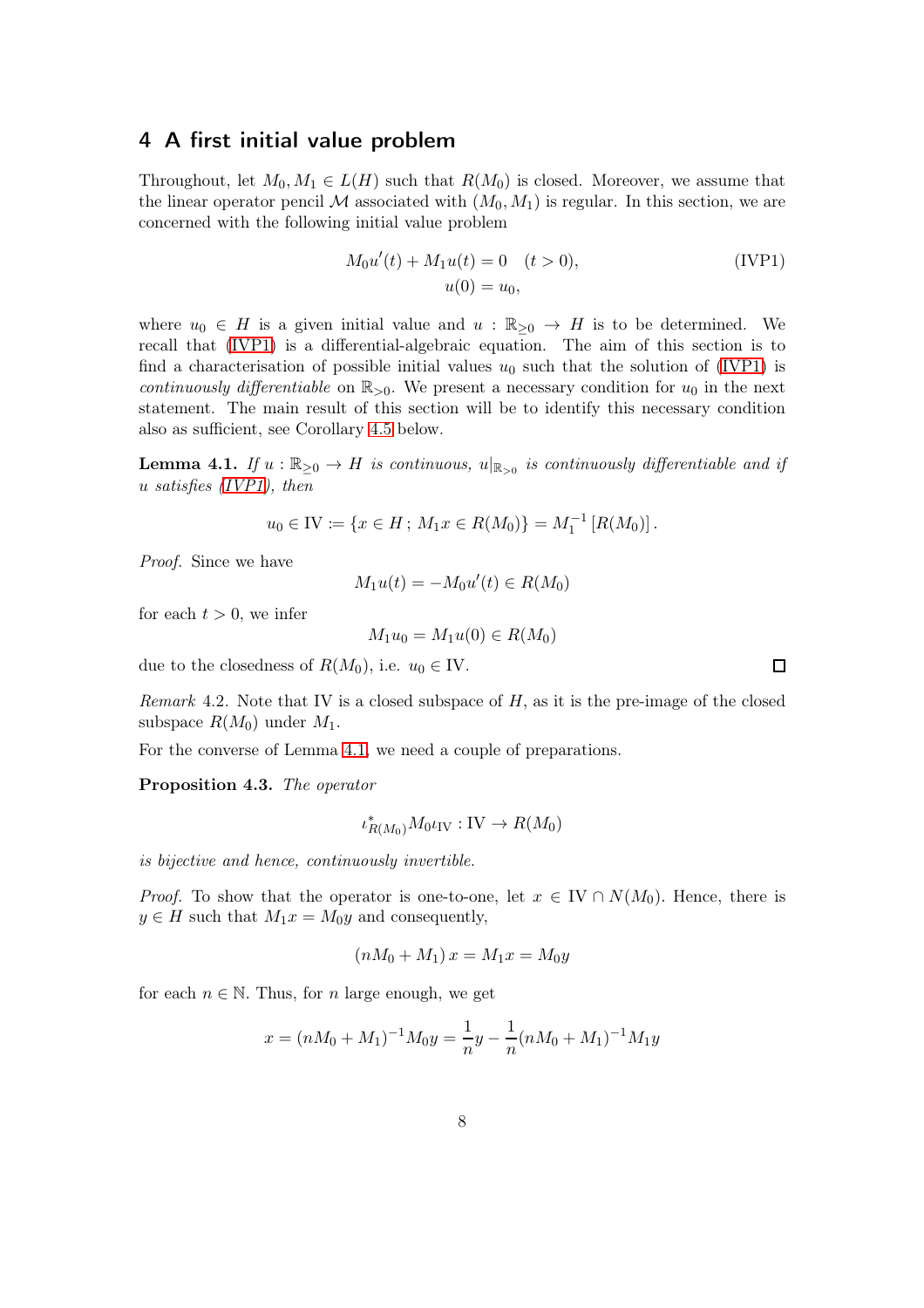## 4 A first initial value problem

Throughout, let $M_0, M_1 \in L(H)$ such that $R(M_0)$ is closed. Moreover, we assume that the linear operator pencil $\mathcal{M}$ associated with $(M_0, M_1)$ is regular. In this section, we are concerned with the following initial value problem

$$
\begin{aligned}
M_0 u'(t) + M_1 u(t) &= 0 \quad (t > 0), \\
u(0) &= u_0,
\end{aligned}
\tag{IVP1}
$$

where $u_0 \in H$ is a given initial value and $u : \mathbb{R}_{\geq 0} \to H$ is to be determined. We recall that (IVP1) is a differential-algebraic equation. The aim of this section is to find a characterisation of possible initial values $u_0$ such that the solution of (IVP1) is *continuously differentiable* on $\mathbb{R}_{>0}$. We present a necessary condition for $u_0$ in the next statement. The main result of this section will be to identify this necessary condition also as sufficient, see Corollary 4.5 below.

**Lemma 4.1.** *If $u : \mathbb{R}_{\geq 0} \to H$ is continuous, $u|_{\mathbb{R}_{>0}}$ is continuously differentiable and if $u$ satisfies (IVP1), then*

$$
u_0 \in \mathrm{IV} := \{x \in H \,;\, M_1 x \in R(M_0)\} = M_1^{-1}\left[R(M_0)\right].
$$

*Proof.* Since we have

$$
M_1 u(t) = -M_0 u'(t) \in R(M_0)
$$

for each $t > 0$, we infer

$$
M_1 u_0 = M_1 u(0) \in R(M_0)
$$

due to the closedness of $R(M_0)$, i.e. $u_0 \in \mathrm{IV}$. $\square$

*Remark* 4.2. Note that IV is a closed subspace of $H$, as it is the pre-image of the closed subspace $R(M_0)$ under $M_1$.

For the converse of Lemma 4.1, we need a couple of preparations.

**Proposition 4.3.** *The operator*

$$
\iota_{R(M_0)}^* M_0 \iota_{\mathrm{IV}} : \mathrm{IV} \to R(M_0)
$$

*is bijective and hence, continuously invertible.*

*Proof.* To show that the operator is one-to-one, let $x \in \mathrm{IV} \cap N(M_0)$. Hence, there is $y \in H$ such that $M_1 x = M_0 y$ and consequently,

$$
(nM_0 + M_1)\, x = M_1 x = M_0 y
$$

for each $n \in \mathbb{N}$. Thus, for $n$ large enough, we get

$$
x = (nM_0 + M_1)^{-1} M_0 y = \frac{1}{n} y - \frac{1}{n} (nM_0 + M_1)^{-1} M_1 y
$$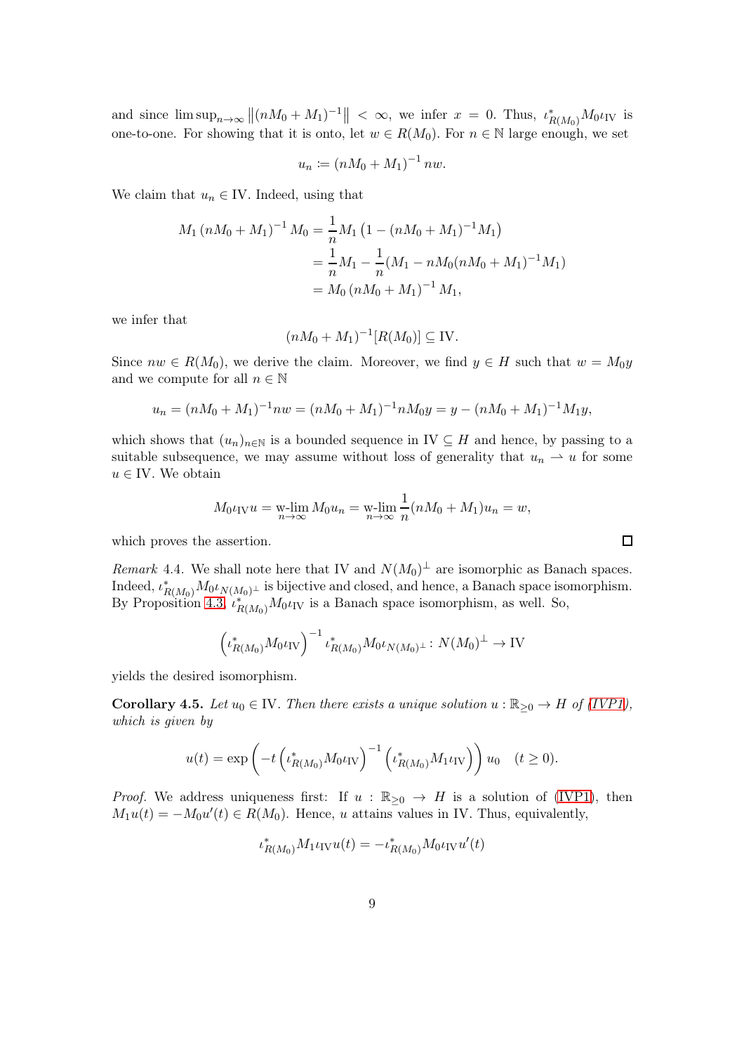and since $\limsup_{n\to\infty} \left\|(nM_0 + M_1)^{-1}\right\| < \infty$, we infer $x = 0$. Thus, $\iota_{R(M_0)}^* M_0 \iota_{\mathrm{IV}}$ is one-to-one. For showing that it is onto, let $w \in R(M_0)$. For $n \in \mathbb{N}$ large enough, we set

$$u_n := (nM_0 + M_1)^{-1} nw.$$

We claim that $u_n \in \mathrm{IV}$. Indeed, using that

$$\begin{aligned} M_1 (nM_0 + M_1)^{-1} M_0 &= \frac{1}{n} M_1 \left(1 - (nM_0 + M_1)^{-1} M_1\right) \\ &= \frac{1}{n} M_1 - \frac{1}{n}(M_1 - nM_0(nM_0 + M_1)^{-1} M_1) \\ &= M_0 (nM_0 + M_1)^{-1} M_1, \end{aligned}$$

we infer that

$$(nM_0 + M_1)^{-1}[R(M_0)] \subseteq \mathrm{IV}.$$

Since $nw \in R(M_0)$, we derive the claim. Moreover, we find $y \in H$ such that $w = M_0 y$ and we compute for all $n \in \mathbb{N}$

$$u_n = (nM_0 + M_1)^{-1} nw = (nM_0 + M_1)^{-1} nM_0 y = y - (nM_0 + M_1)^{-1} M_1 y,$$

which shows that $(u_n)_{n\in\mathbb{N}}$ is a bounded sequence in $\mathrm{IV} \subseteq H$ and hence, by passing to a suitable subsequence, we may assume without loss of generality that $u_n \rightharpoonup u$ for some $u \in \mathrm{IV}$. We obtain

$$M_0 \iota_{\mathrm{IV}} u = \operatorname*{w-lim}_{n\to\infty} M_0 u_n = \operatorname*{w-lim}_{n\to\infty} \frac{1}{n}(nM_0 + M_1) u_n = w,$$

which proves the assertion. □

*Remark* 4.4. We shall note here that IV and $N(M_0)^\perp$ are isomorphic as Banach spaces. Indeed, $\iota_{R(M_0)}^* M_0 \iota_{N(M_0)^\perp}$ is bijective and closed, and hence, a Banach space isomorphism. By Proposition 4.3, $\iota_{R(M_0)}^* M_0 \iota_{\mathrm{IV}}$ is a Banach space isomorphism, as well. So,

$$\left(\iota_{R(M_0)}^* M_0 \iota_{\mathrm{IV}}\right)^{-1} \iota_{R(M_0)}^* M_0 \iota_{N(M_0)^\perp} : N(M_0)^\perp \to \mathrm{IV}$$

yields the desired isomorphism.

**Corollary 4.5.** *Let $u_0 \in \mathrm{IV}$. Then there exists a unique solution $u : \mathbb{R}_{\geq 0} \to H$ of (IVP1), which is given by*

$$u(t) = \exp\left(-t \left(\iota_{R(M_0)}^* M_0 \iota_{\mathrm{IV}}\right)^{-1} \left(\iota_{R(M_0)}^* M_1 \iota_{\mathrm{IV}}\right)\right) u_0 \quad (t \geq 0).$$

*Proof.* We address uniqueness first: If $u : \mathbb{R}_{\geq 0} \to H$ is a solution of (IVP1), then $M_1 u(t) = -M_0 u'(t) \in R(M_0)$. Hence, $u$ attains values in IV. Thus, equivalently,

$$\iota_{R(M_0)}^* M_1 \iota_{\mathrm{IV}} u(t) = -\iota_{R(M_0)}^* M_0 \iota_{\mathrm{IV}} u'(t)$$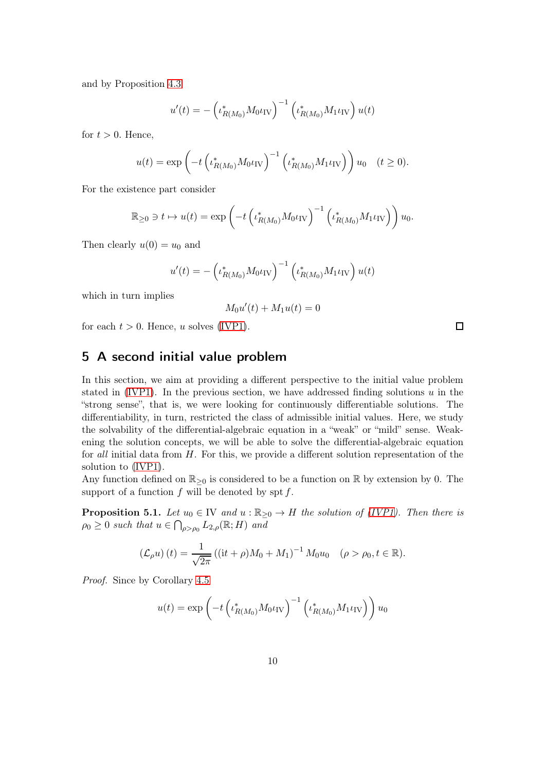and by Proposition 4.3

$$u'(t) = -\left(\iota_{R(M_0)}^* M_0 \iota_{\mathrm{IV}}\right)^{-1}\left(\iota_{R(M_0)}^* M_1 \iota_{\mathrm{IV}}\right) u(t)$$

for $t > 0$. Hence,

$$u(t) = \exp\left(-t\left(\iota_{R(M_0)}^* M_0 \iota_{\mathrm{IV}}\right)^{-1}\left(\iota_{R(M_0)}^* M_1 \iota_{\mathrm{IV}}\right)\right) u_0 \quad (t \geq 0).$$

For the existence part consider

$$\mathbb{R}_{\geq 0} \ni t \mapsto u(t) = \exp\left(-t\left(\iota_{R(M_0)}^* M_0 \iota_{\mathrm{IV}}\right)^{-1}\left(\iota_{R(M_0)}^* M_1 \iota_{\mathrm{IV}}\right)\right) u_0.$$

Then clearly $u(0) = u_0$ and

$$u'(t) = -\left(\iota_{R(M_0)}^* M_0 \iota_{\mathrm{IV}}\right)^{-1}\left(\iota_{R(M_0)}^* M_1 \iota_{\mathrm{IV}}\right) u(t)$$

which in turn implies

$$M_0 u'(t) + M_1 u(t) = 0$$

for each $t > 0$. Hence, $u$ solves (IVP1). □

## 5 A second initial value problem

In this section, we aim at providing a different perspective to the initial value problem stated in (IVP1). In the previous section, we have addressed finding solutions $u$ in the "strong sense", that is, we were looking for continuously differentiable solutions. The differentiability, in turn, restricted the class of admissible initial values. Here, we study the solvability of the differential-algebraic equation in a "weak" or "mild" sense. Weakening the solution concepts, we will be able to solve the differential-algebraic equation for *all* initial data from $H$. For this, we provide a different solution representation of the solution to (IVP1).

Any function defined on $\mathbb{R}_{\geq 0}$ is considered to be a function on $\mathbb{R}$ by extension by 0. The support of a function $f$ will be denoted by $\operatorname{spt} f$.

**Proposition 5.1.** *Let $u_0 \in \mathrm{IV}$ and $u : \mathbb{R}_{\geq 0} \to H$ the solution of (IVP1). Then there is $\rho_0 \geq 0$ such that $u \in \bigcap_{\rho > \rho_0} L_{2,\rho}(\mathbb{R}; H)$ and*

$$\left(\mathcal{L}_\rho u\right)(t) = \frac{1}{\sqrt{2\pi}}\left((\mathrm{i}t + \rho)M_0 + M_1\right)^{-1} M_0 u_0 \quad (\rho > \rho_0, t \in \mathbb{R}).$$

*Proof.* Since by Corollary 4.5

$$u(t) = \exp\left(-t\left(\iota_{R(M_0)}^* M_0 \iota_{\mathrm{IV}}\right)^{-1}\left(\iota_{R(M_0)}^* M_1 \iota_{\mathrm{IV}}\right)\right) u_0$$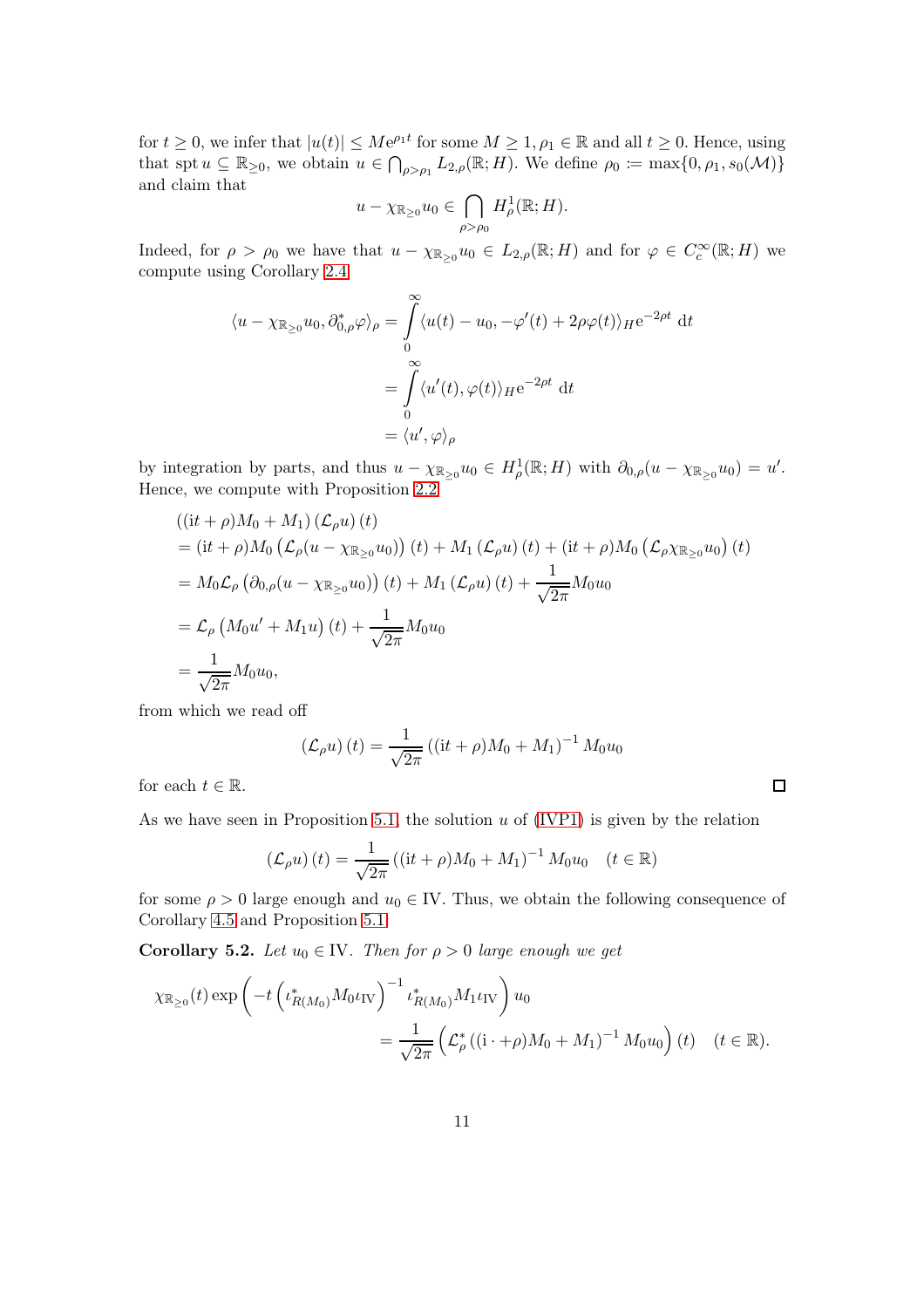for $t \geq 0$, we infer that $|u(t)| \leq M\mathrm{e}^{\rho_1 t}$ for some $M \geq 1, \rho_1 \in \mathbb{R}$ and all $t \geq 0$. Hence, using that $\operatorname{spt} u \subseteq \mathbb{R}_{\geq 0}$, we obtain $u \in \bigcap_{\rho > \rho_1} L_{2,\rho}(\mathbb{R}; H)$. We define $\rho_0 := \max\{0, \rho_1, s_0(\mathcal{M})\}$ and claim that

$$u - \chi_{\mathbb{R}_{\geq 0}} u_0 \in \bigcap_{\rho > \rho_0} H^1_\rho(\mathbb{R}; H).$$

Indeed, for $\rho > \rho_0$ we have that $u - \chi_{\mathbb{R}_{\geq 0}} u_0 \in L_{2,\rho}(\mathbb{R}; H)$ and for $\varphi \in C_c^\infty(\mathbb{R}; H)$ we compute using Corollary 2.4

$$\begin{aligned}
\langle u - \chi_{\mathbb{R}_{\geq 0}} u_0, \partial_{0,\rho}^* \varphi \rangle_\rho &= \int_0^\infty \langle u(t) - u_0, -\varphi'(t) + 2\rho\varphi(t) \rangle_H \mathrm{e}^{-2\rho t} \, \mathrm{d}t \\
&= \int_0^\infty \langle u'(t), \varphi(t) \rangle_H \mathrm{e}^{-2\rho t} \, \mathrm{d}t \\
&= \langle u', \varphi \rangle_\rho
\end{aligned}$$

by integration by parts, and thus $u - \chi_{\mathbb{R}_{\geq 0}} u_0 \in H^1_\rho(\mathbb{R}; H)$ with $\partial_{0,\rho}(u - \chi_{\mathbb{R}_{\geq 0}} u_0) = u'$. Hence, we compute with Proposition 2.2

$$\begin{aligned}
&\left((\mathrm{i}t + \rho)M_0 + M_1\right) \left(\mathcal{L}_\rho u\right)(t) \\
&= (\mathrm{i}t + \rho)M_0 \left(\mathcal{L}_\rho(u - \chi_{\mathbb{R}_{\geq 0}} u_0)\right)(t) + M_1 \left(\mathcal{L}_\rho u\right)(t) + (\mathrm{i}t + \rho)M_0 \left(\mathcal{L}_\rho \chi_{\mathbb{R}_{\geq 0}} u_0\right)(t) \\
&= M_0 \mathcal{L}_\rho \left(\partial_{0,\rho}(u - \chi_{\mathbb{R}_{\geq 0}} u_0)\right)(t) + M_1 \left(\mathcal{L}_\rho u\right)(t) + \frac{1}{\sqrt{2\pi}} M_0 u_0 \\
&= \mathcal{L}_\rho \left(M_0 u' + M_1 u\right)(t) + \frac{1}{\sqrt{2\pi}} M_0 u_0 \\
&= \frac{1}{\sqrt{2\pi}} M_0 u_0,
\end{aligned}$$

from which we read off

$$\left(\mathcal{L}_\rho u\right)(t) = \frac{1}{\sqrt{2\pi}} \left((\mathrm{i}t + \rho)M_0 + M_1\right)^{-1} M_0 u_0$$

for each $t \in \mathbb{R}$. $\square$

As we have seen in Proposition 5.1, the solution $u$ of (IVP1) is given by the relation

$$\left(\mathcal{L}_\rho u\right)(t) = \frac{1}{\sqrt{2\pi}} \left((\mathrm{i}t + \rho)M_0 + M_1\right)^{-1} M_0 u_0 \quad (t \in \mathbb{R})$$

for some $\rho > 0$ large enough and $u_0 \in \mathrm{IV}$. Thus, we obtain the following consequence of Corollary 4.5 and Proposition 5.1.

**Corollary 5.2.** *Let $u_0 \in \mathrm{IV}$. Then for $\rho > 0$ large enough we get*

$$\begin{aligned}
\chi_{\mathbb{R}_{\geq 0}}(t) \exp\left(-t \left(\iota_{R(M_0)}^* M_0 \iota_{\mathrm{IV}}\right)^{-1} \iota_{R(M_0)}^* M_1 \iota_{\mathrm{IV}}\right) u_0 \\
= \frac{1}{\sqrt{2\pi}} \left(\mathcal{L}_\rho^* \left((\mathrm{i} \cdot + \rho)M_0 + M_1\right)^{-1} M_0 u_0\right)(t) \quad (t \in \mathbb{R}).
\end{aligned}$$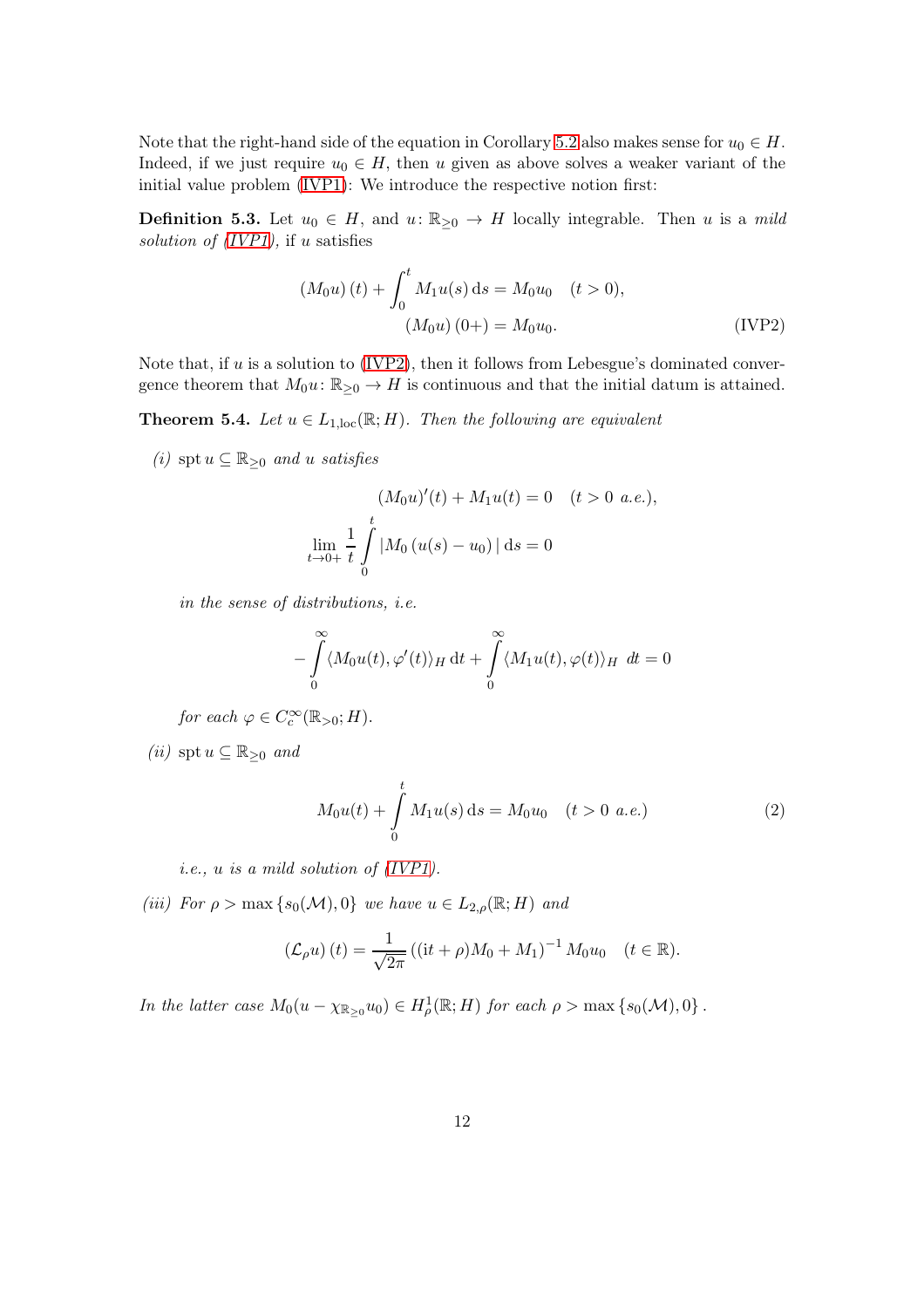Note that the right-hand side of the equation in Corollary 5.2 also makes sense for $u_0 \in H$. Indeed, if we just require $u_0 \in H$, then $u$ given as above solves a weaker variant of the initial value problem (IVP1): We introduce the respective notion first:

**Definition 5.3.** Let $u_0 \in H$, and $u\colon \mathbb{R}_{\geq 0} \to H$ locally integrable. Then $u$ is a *mild solution of (IVP1)*, if $u$ satisfies

$$
\begin{aligned}
(M_0 u)(t) + \int_0^t M_1 u(s)\,\mathrm{d}s &= M_0 u_0 \quad (t > 0), \\
(M_0 u)(0+) &= M_0 u_0.
\end{aligned}
\tag{IVP2}
$$

Note that, if $u$ is a solution to (IVP2), then it follows from Lebesgue's dominated convergence theorem that $M_0 u\colon \mathbb{R}_{\geq 0} \to H$ is continuous and that the initial datum is attained.

**Theorem 5.4.** *Let $u \in L_{1,\mathrm{loc}}(\mathbb{R}; H)$. Then the following are equivalent*

*(i)* $\operatorname{spt} u \subseteq \mathbb{R}_{\geq 0}$ *and $u$ satisfies*

$$
\begin{aligned}
(M_0 u)'(t) + M_1 u(t) = 0 \quad (t > 0 \text{ a.e.}),\\
\lim_{t \to 0+} \frac{1}{t} \int_0^t |M_0 (u(s) - u_0)|\,\mathrm{d}s = 0
\end{aligned}
$$

*in the sense of distributions, i.e.*

$$
-\int_0^\infty \langle M_0 u(t), \varphi'(t)\rangle_H \,\mathrm{d}t + \int_0^\infty \langle M_1 u(t), \varphi(t)\rangle_H \;dt = 0
$$

*for each* $\varphi \in C_c^\infty(\mathbb{R}_{>0}; H)$.

*(ii)* $\operatorname{spt} u \subseteq \mathbb{R}_{\geq 0}$ *and*

$$
M_0 u(t) + \int_0^t M_1 u(s)\,\mathrm{d}s = M_0 u_0 \quad (t > 0 \text{ a.e.}) \tag{2}
$$

*i.e., $u$ is a mild solution of (IVP1).*

*(iii)* *For* $\rho > \max\{s_0(\mathcal{M}), 0\}$ *we have* $u \in L_{2,\rho}(\mathbb{R}; H)$ *and*

$$
(\mathcal{L}_\rho u)(t) = \frac{1}{\sqrt{2\pi}} \left((\mathrm{i}t + \rho)M_0 + M_1\right)^{-1} M_0 u_0 \quad (t \in \mathbb{R}).
$$

*In the latter case* $M_0(u - \chi_{\mathbb{R}_{\geq 0}} u_0) \in H_\rho^1(\mathbb{R}; H)$ *for each* $\rho > \max\{s_0(\mathcal{M}), 0\}$.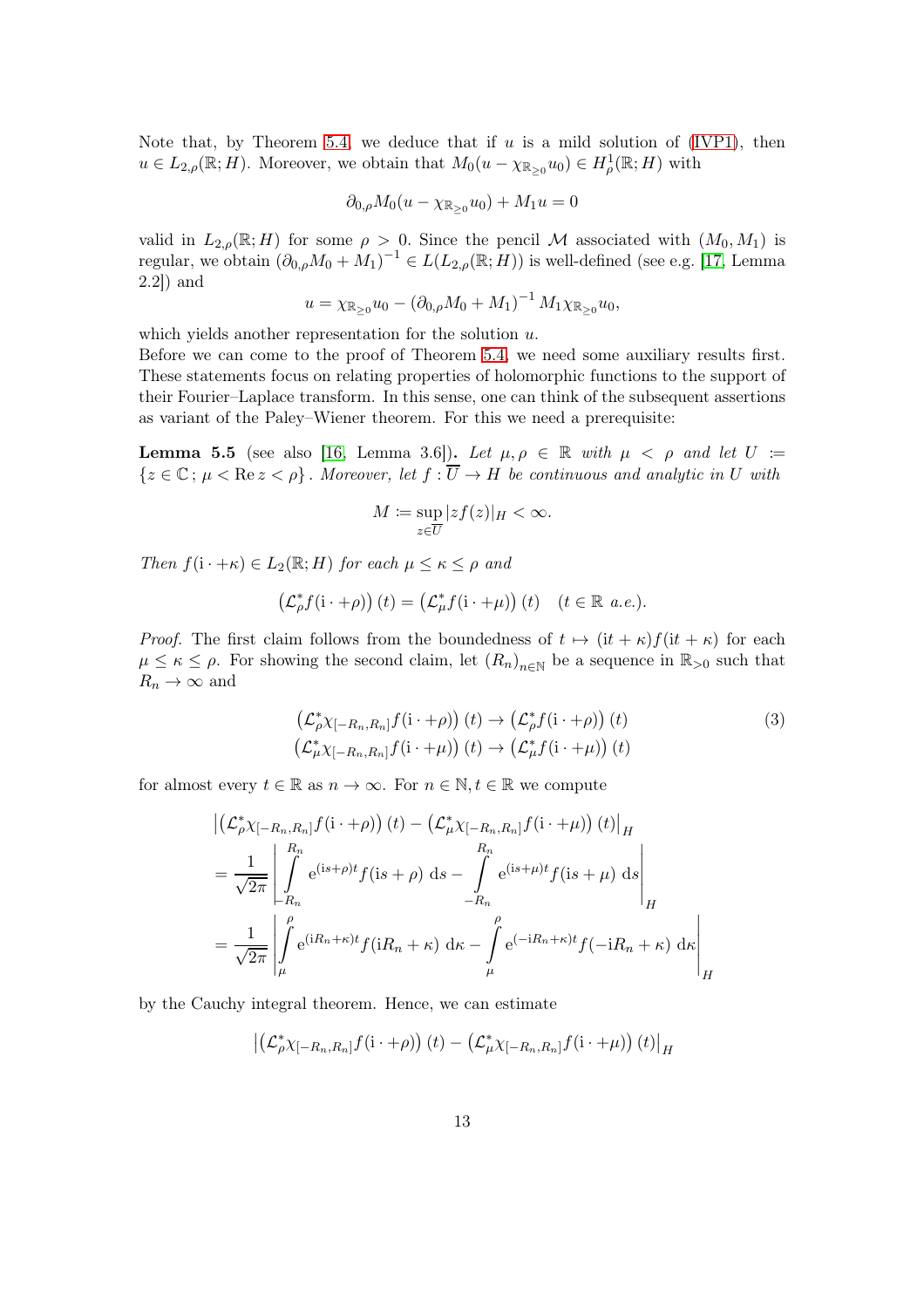Note that, by Theorem 5.4, we deduce that if $u$ is a mild solution of (IVP1), then $u \in L_{2,\rho}(\mathbb{R}; H)$. Moreover, we obtain that $M_0(u - \chi_{\mathbb{R}_{\geq 0}} u_0) \in H^1_\rho(\mathbb{R}; H)$ with

$$\partial_{0,\rho} M_0(u - \chi_{\mathbb{R}_{\geq 0}} u_0) + M_1 u = 0$$

valid in $L_{2,\rho}(\mathbb{R}; H)$ for some $\rho > 0$. Since the pencil $\mathcal{M}$ associated with $(M_0, M_1)$ is regular, we obtain $(\partial_{0,\rho} M_0 + M_1)^{-1} \in L(L_{2,\rho}(\mathbb{R}; H))$ is well-defined (see e.g. [17, Lemma 2.2]) and

$$u = \chi_{\mathbb{R}_{\geq 0}} u_0 - (\partial_{0,\rho} M_0 + M_1)^{-1} M_1 \chi_{\mathbb{R}_{\geq 0}} u_0,$$

which yields another representation for the solution $u$.

Before we can come to the proof of Theorem 5.4, we need some auxiliary results first. These statements focus on relating properties of holomorphic functions to the support of their Fourier–Laplace transform. In this sense, one can think of the subsequent assertions as variant of the Paley–Wiener theorem. For this we need a prerequisite:

**Lemma 5.5** (see also [16, Lemma 3.6])**.** *Let $\mu, \rho \in \mathbb{R}$ with $\mu < \rho$ and let $U := \{z \in \mathbb{C}\,;\, \mu < \operatorname{Re} z < \rho\}$. Moreover, let $f : \overline{U} \to H$ be continuous and analytic in $U$ with*

$$M := \sup_{z \in \overline{U}} |z f(z)|_H < \infty.$$

*Then $f(\mathrm{i} \cdot + \kappa) \in L_2(\mathbb{R}; H)$ for each $\mu \leq \kappa \leq \rho$ and*

$$\left(\mathcal{L}_\rho^* f(\mathrm{i} \cdot + \rho)\right)(t) = \left(\mathcal{L}_\mu^* f(\mathrm{i} \cdot + \mu)\right)(t) \quad (t \in \mathbb{R} \text{ a.e.}).$$

*Proof.* The first claim follows from the boundedness of $t \mapsto (\mathrm{i}t + \kappa) f(\mathrm{i}t + \kappa)$ for each $\mu \leq \kappa \leq \rho$. For showing the second claim, let $(R_n)_{n \in \mathbb{N}}$ be a sequence in $\mathbb{R}_{>0}$ such that $R_n \to \infty$ and

$$\begin{aligned} \left(\mathcal{L}_\rho^* \chi_{[-R_n, R_n]} f(\mathrm{i} \cdot + \rho)\right)(t) &\to \left(\mathcal{L}_\rho^* f(\mathrm{i} \cdot + \rho)\right)(t) \\ \left(\mathcal{L}_\mu^* \chi_{[-R_n, R_n]} f(\mathrm{i} \cdot + \mu)\right)(t) &\to \left(\mathcal{L}_\mu^* f(\mathrm{i} \cdot + \mu)\right)(t) \end{aligned} \tag{3}$$

for almost every $t \in \mathbb{R}$ as $n \to \infty$. For $n \in \mathbb{N}, t \in \mathbb{R}$ we compute

$$\begin{aligned} &\left|\left(\mathcal{L}_\rho^* \chi_{[-R_n, R_n]} f(\mathrm{i} \cdot + \rho)\right)(t) - \left(\mathcal{L}_\mu^* \chi_{[-R_n, R_n]} f(\mathrm{i} \cdot + \mu)\right)(t)\right|_H \\ &= \frac{1}{\sqrt{2\pi}} \left| \int_{-R_n}^{R_n} \mathrm{e}^{(\mathrm{i}s + \rho)t} f(\mathrm{i}s + \rho) \, \mathrm{d}s - \int_{-R_n}^{R_n} \mathrm{e}^{(\mathrm{i}s + \mu)t} f(\mathrm{i}s + \mu) \, \mathrm{d}s \right|_H \\ &= \frac{1}{\sqrt{2\pi}} \left| \int_\mu^\rho \mathrm{e}^{(\mathrm{i}R_n + \kappa)t} f(\mathrm{i}R_n + \kappa) \, \mathrm{d}\kappa - \int_\mu^\rho \mathrm{e}^{(-\mathrm{i}R_n + \kappa)t} f(-\mathrm{i}R_n + \kappa) \, \mathrm{d}\kappa \right|_H \end{aligned}$$

by the Cauchy integral theorem. Hence, we can estimate

$$\left|\left(\mathcal{L}_\rho^* \chi_{[-R_n, R_n]} f(\mathrm{i} \cdot + \rho)\right)(t) - \left(\mathcal{L}_\mu^* \chi_{[-R_n, R_n]} f(\mathrm{i} \cdot + \mu)\right)(t)\right|_H$$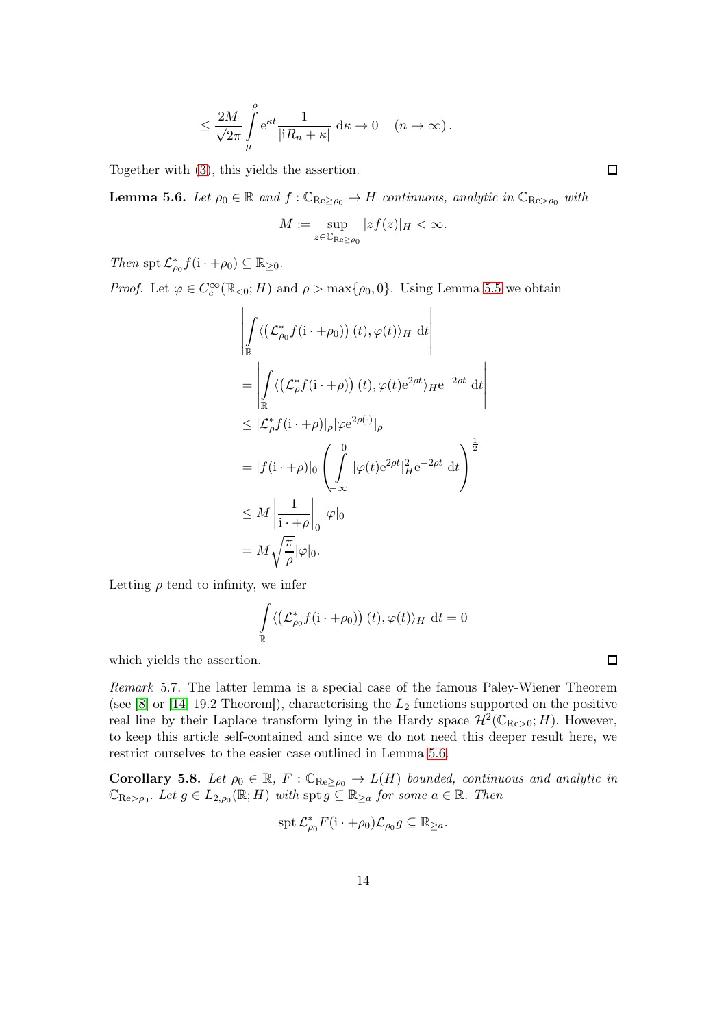$$\leq \frac{2M}{\sqrt{2\pi}} \int_{\mu}^{\rho} \mathrm{e}^{\kappa t} \frac{1}{|\mathrm{i}R_n + \kappa|} \,\mathrm{d}\kappa \to 0 \quad (n \to \infty).$$

Together with (3), this yields the assertion. □

**Lemma 5.6.** *Let $\rho_0 \in \mathbb{R}$ and $f : \mathbb{C}_{\mathrm{Re} \geq \rho_0} \to H$ continuous, analytic in $\mathbb{C}_{\mathrm{Re} > \rho_0}$ with*

$$M := \sup_{z \in \mathbb{C}_{\mathrm{Re} \geq \rho_0}} |z f(z)|_H < \infty.$$

*Then* $\operatorname{spt} \mathcal{L}_{\rho_0}^* f(\mathrm{i} \cdot + \rho_0) \subseteq \mathbb{R}_{\geq 0}$.

*Proof.* Let $\varphi \in C_c^\infty(\mathbb{R}_{<0}; H)$ and $\rho > \max\{\rho_0, 0\}$. Using Lemma 5.5 we obtain

$$\begin{aligned}
&\left| \int_{\mathbb{R}} \langle \left(\mathcal{L}_{\rho_0}^* f(\mathrm{i} \cdot + \rho_0)\right)(t), \varphi(t) \rangle_H \,\mathrm{d}t \right| \\
&= \left| \int_{\mathbb{R}} \langle \left(\mathcal{L}_{\rho}^* f(\mathrm{i} \cdot + \rho)\right)(t), \varphi(t) \mathrm{e}^{2\rho t} \rangle_H \mathrm{e}^{-2\rho t} \,\mathrm{d}t \right| \\
&\leq |\mathcal{L}_\rho^* f(\mathrm{i} \cdot + \rho)|_\rho |\varphi \mathrm{e}^{2\rho(\cdot)}|_\rho \\
&= |f(\mathrm{i} \cdot + \rho)|_0 \left( \int_{-\infty}^{0} |\varphi(t) \mathrm{e}^{2\rho t}|_H^2 \mathrm{e}^{-2\rho t} \,\mathrm{d}t \right)^{\frac{1}{2}} \\
&\leq M \left| \frac{1}{\mathrm{i} \cdot + \rho} \right|_0 |\varphi|_0 \\
&= M \sqrt{\frac{\pi}{\rho}} |\varphi|_0.
\end{aligned}$$

Letting $\rho$ tend to infinity, we infer

$$\int_{\mathbb{R}} \langle \left(\mathcal{L}_{\rho_0}^* f(\mathrm{i} \cdot + \rho_0)\right)(t), \varphi(t) \rangle_H \,\mathrm{d}t = 0$$

which yields the assertion. □

*Remark* 5.7. The latter lemma is a special case of the famous Paley-Wiener Theorem (see [8] or [14, 19.2 Theorem]), characterising the $L_2$ functions supported on the positive real line by their Laplace transform lying in the Hardy space $\mathcal{H}^2(\mathbb{C}_{\mathrm{Re}>0}; H)$. However, to keep this article self-contained and since we do not need this deeper result here, we restrict ourselves to the easier case outlined in Lemma 5.6.

**Corollary 5.8.** *Let $\rho_0 \in \mathbb{R}$, $F : \mathbb{C}_{\mathrm{Re} \geq \rho_0} \to L(H)$ bounded, continuous and analytic in $\mathbb{C}_{\mathrm{Re} > \rho_0}$. Let $g \in L_{2,\rho_0}(\mathbb{R}; H)$ with $\operatorname{spt} g \subseteq \mathbb{R}_{\geq a}$ for some $a \in \mathbb{R}$. Then*

$$\operatorname{spt} \mathcal{L}_{\rho_0}^* F(\mathrm{i} \cdot + \rho_0) \mathcal{L}_{\rho_0} g \subseteq \mathbb{R}_{\geq a}.$$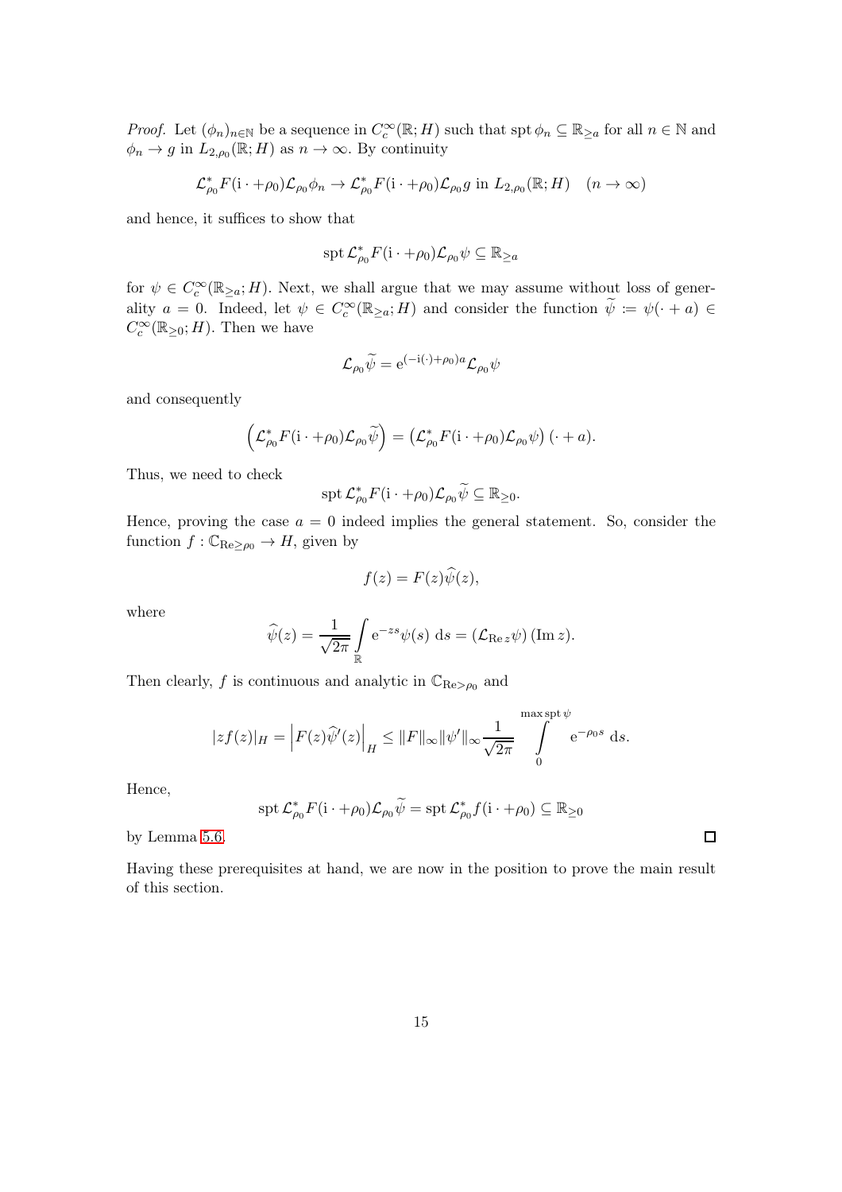*Proof.* Let $(\phi_n)_{n\in\mathbb{N}}$ be a sequence in $C_c^\infty(\mathbb{R};H)$ such that $\operatorname{spt}\phi_n \subseteq \mathbb{R}_{\geq a}$ for all $n\in\mathbb{N}$ and $\phi_n \to g$ in $L_{2,\rho_0}(\mathbb{R};H)$ as $n\to\infty$. By continuity

$$\mathcal{L}_{\rho_0}^* F(\mathrm{i}\cdot+\rho_0)\mathcal{L}_{\rho_0}\phi_n \to \mathcal{L}_{\rho_0}^* F(\mathrm{i}\cdot+\rho_0)\mathcal{L}_{\rho_0} g \text{ in } L_{2,\rho_0}(\mathbb{R};H) \quad (n\to\infty)$$

and hence, it suffices to show that

$$\operatorname{spt}\mathcal{L}_{\rho_0}^* F(\mathrm{i}\cdot+\rho_0)\mathcal{L}_{\rho_0}\psi \subseteq \mathbb{R}_{\geq a}$$

for $\psi \in C_c^\infty(\mathbb{R}_{\geq a};H)$. Next, we shall argue that we may assume without loss of generality $a=0$. Indeed, let $\psi \in C_c^\infty(\mathbb{R}_{\geq a};H)$ and consider the function $\widetilde{\psi} := \psi(\cdot+a) \in C_c^\infty(\mathbb{R}_{\geq 0};H)$. Then we have

$$\mathcal{L}_{\rho_0}\widetilde{\psi} = \mathrm{e}^{(-\mathrm{i}(\cdot)+\rho_0)a}\mathcal{L}_{\rho_0}\psi$$

and consequently

$$\left(\mathcal{L}_{\rho_0}^* F(\mathrm{i}\cdot+\rho_0)\mathcal{L}_{\rho_0}\widetilde{\psi}\right) = \left(\mathcal{L}_{\rho_0}^* F(\mathrm{i}\cdot+\rho_0)\mathcal{L}_{\rho_0}\psi\right)(\cdot+a).$$

Thus, we need to check

$$\operatorname{spt}\mathcal{L}_{\rho_0}^* F(\mathrm{i}\cdot+\rho_0)\mathcal{L}_{\rho_0}\widetilde{\psi} \subseteq \mathbb{R}_{\geq 0}.$$

Hence, proving the case $a=0$ indeed implies the general statement. So, consider the function $f:\mathbb{C}_{\mathrm{Re}\geq\rho_0}\to H$, given by

$$f(z) = F(z)\widehat{\psi}(z),$$

where

$$\widehat{\psi}(z) = \frac{1}{\sqrt{2\pi}}\int_{\mathbb{R}} \mathrm{e}^{-zs}\psi(s)\ \mathrm{d}s = \left(\mathcal{L}_{\mathrm{Re}\,z}\psi\right)(\mathrm{Im}\,z).$$

Then clearly, $f$ is continuous and analytic in $\mathbb{C}_{\mathrm{Re}>\rho_0}$ and

$$|zf(z)|_H = \left|F(z)\widehat{\psi'}(z)\right|_H \leq \|F\|_\infty \|\psi'\|_\infty \frac{1}{\sqrt{2\pi}} \int_0^{\max\operatorname{spt}\psi} \mathrm{e}^{-\rho_0 s}\ \mathrm{d}s.$$

Hence,

$$\operatorname{spt}\mathcal{L}_{\rho_0}^* F(\mathrm{i}\cdot+\rho_0)\mathcal{L}_{\rho_0}\widetilde{\psi} = \operatorname{spt}\mathcal{L}_{\rho_0}^* f(\mathrm{i}\cdot+\rho_0) \subseteq \mathbb{R}_{\geq 0}$$

by Lemma 5.6. □

Having these prerequisites at hand, we are now in the position to prove the main result of this section.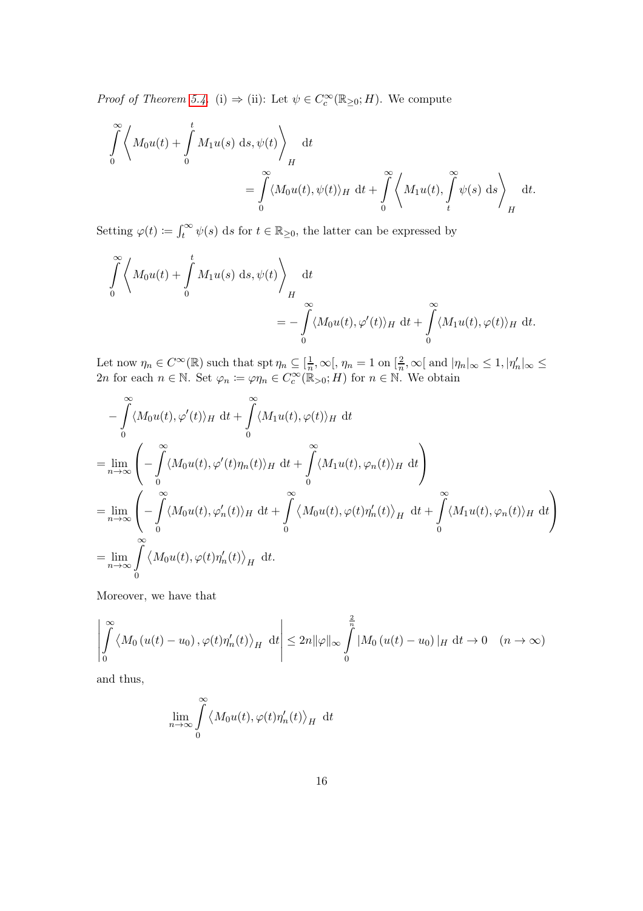*Proof of Theorem 5.4.* (i) ⇒ (ii): Let $\psi \in C_c^\infty(\mathbb{R}_{\geq 0}; H)$. We compute

$$\int_0^\infty \left\langle M_0 u(t) + \int_0^t M_1 u(s) \, \mathrm{d}s, \psi(t) \right\rangle_H \, \mathrm{d}t = \int_0^\infty \langle M_0 u(t), \psi(t) \rangle_H \, \mathrm{d}t + \int_0^\infty \left\langle M_1 u(t), \int_t^\infty \psi(s) \, \mathrm{d}s \right\rangle_H \, \mathrm{d}t.$$

Setting $\varphi(t) := \int_t^\infty \psi(s) \, \mathrm{d}s$ for $t \in \mathbb{R}_{\geq 0}$, the latter can be expressed by

$$\int_0^\infty \left\langle M_0 u(t) + \int_0^t M_1 u(s) \, \mathrm{d}s, \psi(t) \right\rangle_H \, \mathrm{d}t = - \int_0^\infty \langle M_0 u(t), \varphi'(t) \rangle_H \, \mathrm{d}t + \int_0^\infty \langle M_1 u(t), \varphi(t) \rangle_H \, \mathrm{d}t.$$

Let now $\eta_n \in C^\infty(\mathbb{R})$ such that $\operatorname{spt} \eta_n \subseteq [\frac{1}{n}, \infty[$, $\eta_n = 1$ on $[\frac{2}{n}, \infty[$ and $|\eta_n|_\infty \leq 1, |\eta_n'|_\infty \leq 2n$ for each $n \in \mathbb{N}$. Set $\varphi_n := \varphi \eta_n \in C_c^\infty(\mathbb{R}_{>0}; H)$ for $n \in \mathbb{N}$. We obtain

$$\begin{aligned}
& - \int_0^\infty \langle M_0 u(t), \varphi'(t) \rangle_H \, \mathrm{d}t + \int_0^\infty \langle M_1 u(t), \varphi(t) \rangle_H \, \mathrm{d}t \\
&= \lim_{n \to \infty} \left( - \int_0^\infty \langle M_0 u(t), \varphi'(t) \eta_n(t) \rangle_H \, \mathrm{d}t + \int_0^\infty \langle M_1 u(t), \varphi_n(t) \rangle_H \, \mathrm{d}t \right) \\
&= \lim_{n \to \infty} \left( - \int_0^\infty \langle M_0 u(t), \varphi_n'(t) \rangle_H \, \mathrm{d}t + \int_0^\infty \langle M_0 u(t), \varphi(t) \eta_n'(t) \rangle_H \, \mathrm{d}t + \int_0^\infty \langle M_1 u(t), \varphi_n(t) \rangle_H \, \mathrm{d}t \right) \\
&= \lim_{n \to \infty} \int_0^\infty \langle M_0 u(t), \varphi(t) \eta_n'(t) \rangle_H \, \mathrm{d}t.
\end{aligned}$$

Moreover, we have that

$$\left| \int_0^\infty \langle M_0 (u(t) - u_0), \varphi(t) \eta_n'(t) \rangle_H \, \mathrm{d}t \right| \leq 2n \|\varphi\|_\infty \int_0^{\frac{2}{n}} |M_0 (u(t) - u_0)|_H \, \mathrm{d}t \to 0 \quad (n \to \infty)$$

and thus,

$$\lim_{n \to \infty} \int_0^\infty \langle M_0 u(t), \varphi(t) \eta_n'(t) \rangle_H \, \mathrm{d}t$$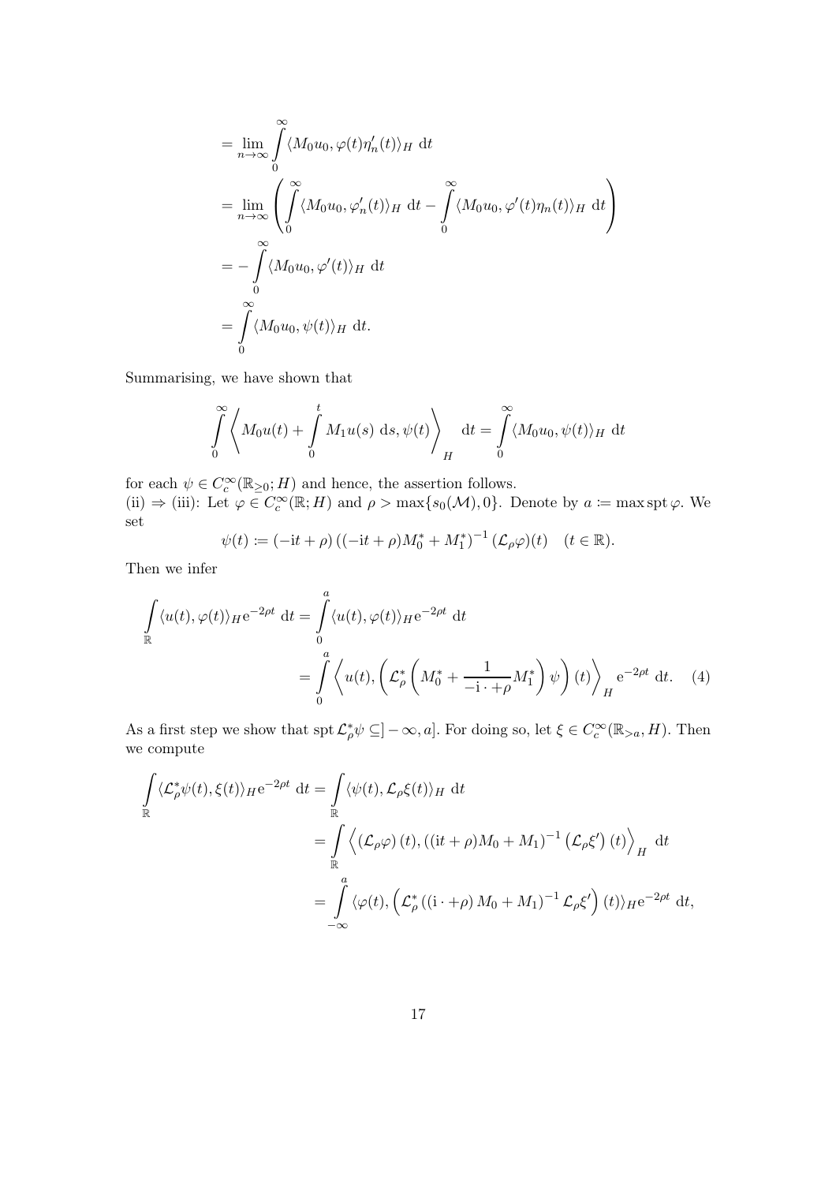$$
\begin{aligned}
&= \lim_{n\to\infty} \int_0^\infty \langle M_0 u_0, \varphi(t)\eta_n'(t)\rangle_H \, \mathrm{d}t \\
&= \lim_{n\to\infty} \left( \int_0^\infty \langle M_0 u_0, \varphi_n'(t)\rangle_H \, \mathrm{d}t - \int_0^\infty \langle M_0 u_0, \varphi'(t)\eta_n(t)\rangle_H \, \mathrm{d}t \right) \\
&= - \int_0^\infty \langle M_0 u_0, \varphi'(t)\rangle_H \, \mathrm{d}t \\
&= \int_0^\infty \langle M_0 u_0, \psi(t)\rangle_H \, \mathrm{d}t.
\end{aligned}
$$

Summarising, we have shown that

$$
\int_0^\infty \left\langle M_0 u(t) + \int_0^t M_1 u(s) \, \mathrm{d}s, \psi(t) \right\rangle_H \, \mathrm{d}t = \int_0^\infty \langle M_0 u_0, \psi(t)\rangle_H \, \mathrm{d}t
$$

for each $\psi \in C_c^\infty(\mathbb{R}_{\geq 0}; H)$ and hence, the assertion follows.
(ii) $\Rightarrow$ (iii): Let $\varphi \in C_c^\infty(\mathbb{R}; H)$ and $\rho > \max\{s_0(\mathcal{M}), 0\}$. Denote by $a := \max \operatorname{spt} \varphi$. We set

$$
\psi(t) := (-\mathrm{i}t + \rho) \left( (-\mathrm{i}t + \rho) M_0^* + M_1^* \right)^{-1} (\mathcal{L}_\rho \varphi)(t) \quad (t \in \mathbb{R}).
$$

Then we infer

$$
\begin{aligned}
\int_{\mathbb{R}} \langle u(t), \varphi(t)\rangle_H \mathrm{e}^{-2\rho t} \, \mathrm{d}t &= \int_0^a \langle u(t), \varphi(t)\rangle_H \mathrm{e}^{-2\rho t} \, \mathrm{d}t \\
&= \int_0^a \left\langle u(t), \left( \mathcal{L}_\rho^* \left( M_0^* + \frac{1}{-\mathrm{i}\cdot + \rho} M_1^* \right) \psi \right)(t) \right\rangle_H \mathrm{e}^{-2\rho t} \, \mathrm{d}t. \quad (4)
\end{aligned}
$$

As a first step we show that $\operatorname{spt} \mathcal{L}_\rho^* \psi \subseteq ]-\infty, a]$. For doing so, let $\xi \in C_c^\infty(\mathbb{R}_{>a}, H)$. Then we compute

$$
\begin{aligned}
\int_{\mathbb{R}} \langle \mathcal{L}_\rho^* \psi(t), \xi(t)\rangle_H \mathrm{e}^{-2\rho t} \, \mathrm{d}t &= \int_{\mathbb{R}} \langle \psi(t), \mathcal{L}_\rho \xi(t)\rangle_H \, \mathrm{d}t \\
&= \int_{\mathbb{R}} \left\langle \left(\mathcal{L}_\rho \varphi\right)(t), \left( (\mathrm{i}t + \rho) M_0 + M_1 \right)^{-1} \left( \mathcal{L}_\rho \xi' \right)(t) \right\rangle_H \, \mathrm{d}t \\
&= \int_{-\infty}^a \langle \varphi(t), \left( \mathcal{L}_\rho^* \left( (\mathrm{i}\cdot + \rho) M_0 + M_1 \right)^{-1} \mathcal{L}_\rho \xi' \right)(t) \rangle_H \mathrm{e}^{-2\rho t} \, \mathrm{d}t,
\end{aligned}
$$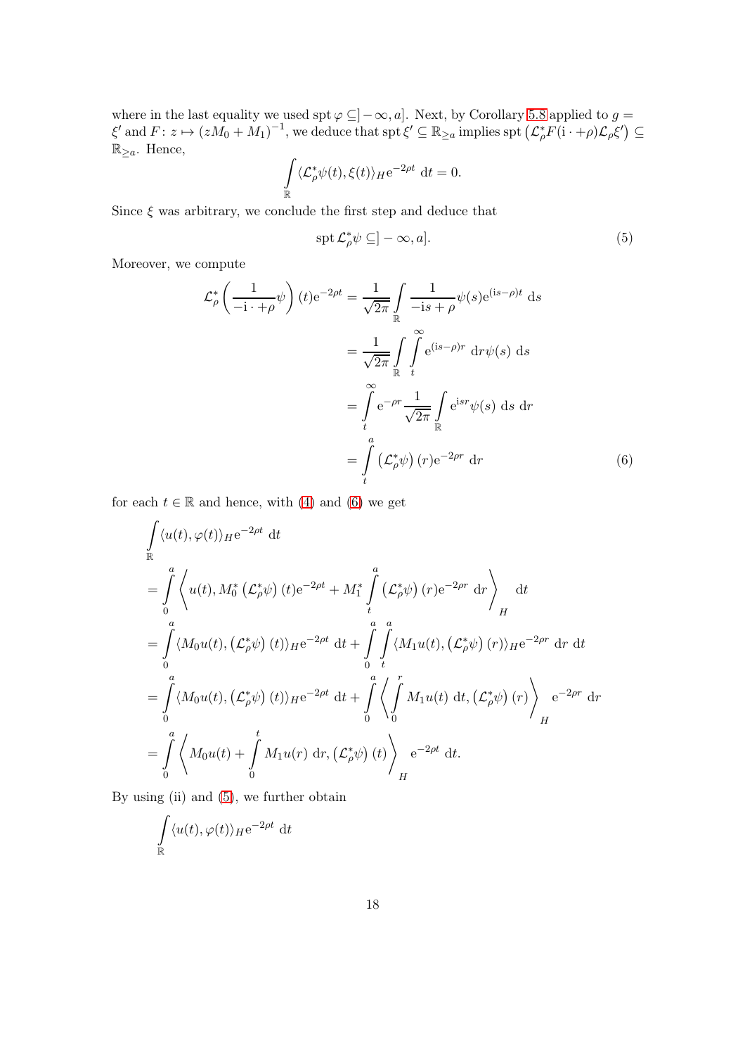where in the last equality we used $\operatorname{spt}\varphi \subseteq ]-\infty, a]$. Next, by Corollary 5.8 applied to $g = \xi'$ and $F\colon z \mapsto (zM_0 + M_1)^{-1}$, we deduce that $\operatorname{spt}\xi' \subseteq \mathbb{R}_{\geq a}$ implies $\operatorname{spt}\left(\mathcal{L}_\rho^* F(\mathrm{i}\cdot+\rho)\mathcal{L}_\rho \xi'\right) \subseteq \mathbb{R}_{\geq a}$. Hence,

$$\int_{\mathbb{R}} \langle \mathcal{L}_\rho^* \psi(t), \xi(t)\rangle_H \mathrm{e}^{-2\rho t}\ \mathrm{d}t = 0.$$

Since $\xi$ was arbitrary, we conclude the first step and deduce that

$$\operatorname{spt}\mathcal{L}_\rho^*\psi \subseteq ]-\infty, a]. \tag{5}$$

Moreover, we compute

$$\begin{aligned}
\mathcal{L}_\rho^*\left(\frac{1}{-\mathrm{i}\cdot+\rho}\psi\right)(t)\mathrm{e}^{-2\rho t} &= \frac{1}{\sqrt{2\pi}}\int_{\mathbb{R}} \frac{1}{-\mathrm{i}s+\rho}\psi(s)\mathrm{e}^{(\mathrm{i}s-\rho)t}\ \mathrm{d}s \\
&= \frac{1}{\sqrt{2\pi}}\int_{\mathbb{R}}\int_t^\infty \mathrm{e}^{(\mathrm{i}s-\rho)r}\ \mathrm{d}r\psi(s)\ \mathrm{d}s \\
&= \int_t^\infty \mathrm{e}^{-\rho r}\frac{1}{\sqrt{2\pi}}\int_{\mathbb{R}} \mathrm{e}^{\mathrm{i}sr}\psi(s)\ \mathrm{d}s\ \mathrm{d}r \\
&= \int_t^a \left(\mathcal{L}_\rho^*\psi\right)(r)\mathrm{e}^{-2\rho r}\ \mathrm{d}r
\end{aligned} \tag{6}$$

for each $t \in \mathbb{R}$ and hence, with (4) and (6) we get

$$\begin{aligned}
&\int_{\mathbb{R}} \langle u(t), \varphi(t)\rangle_H \mathrm{e}^{-2\rho t}\ \mathrm{d}t \\
&= \int_0^a \left\langle u(t), M_0^*\left(\mathcal{L}_\rho^*\psi\right)(t)\mathrm{e}^{-2\rho t} + M_1^*\int_t^a \left(\mathcal{L}_\rho^*\psi\right)(r)\mathrm{e}^{-2\rho r}\ \mathrm{d}r\right\rangle_H \mathrm{d}t \\
&= \int_0^a \langle M_0 u(t), \left(\mathcal{L}_\rho^*\psi\right)(t)\rangle_H \mathrm{e}^{-2\rho t}\ \mathrm{d}t + \int_0^a\int_t^a \langle M_1 u(t), \left(\mathcal{L}_\rho^*\psi\right)(r)\rangle_H \mathrm{e}^{-2\rho r}\ \mathrm{d}r\ \mathrm{d}t \\
&= \int_0^a \langle M_0 u(t), \left(\mathcal{L}_\rho^*\psi\right)(t)\rangle_H \mathrm{e}^{-2\rho t}\ \mathrm{d}t + \int_0^a \left\langle \int_0^r M_1 u(t)\ \mathrm{d}t, \left(\mathcal{L}_\rho^*\psi\right)(r)\right\rangle_H \mathrm{e}^{-2\rho r}\ \mathrm{d}r \\
&= \int_0^a \left\langle M_0 u(t) + \int_0^t M_1 u(r)\ \mathrm{d}r, \left(\mathcal{L}_\rho^*\psi\right)(t)\right\rangle_H \mathrm{e}^{-2\rho t}\ \mathrm{d}t.
\end{aligned}$$

By using (ii) and (5), we further obtain

$$\int_{\mathbb{R}} \langle u(t), \varphi(t)\rangle_H \mathrm{e}^{-2\rho t}\ \mathrm{d}t$$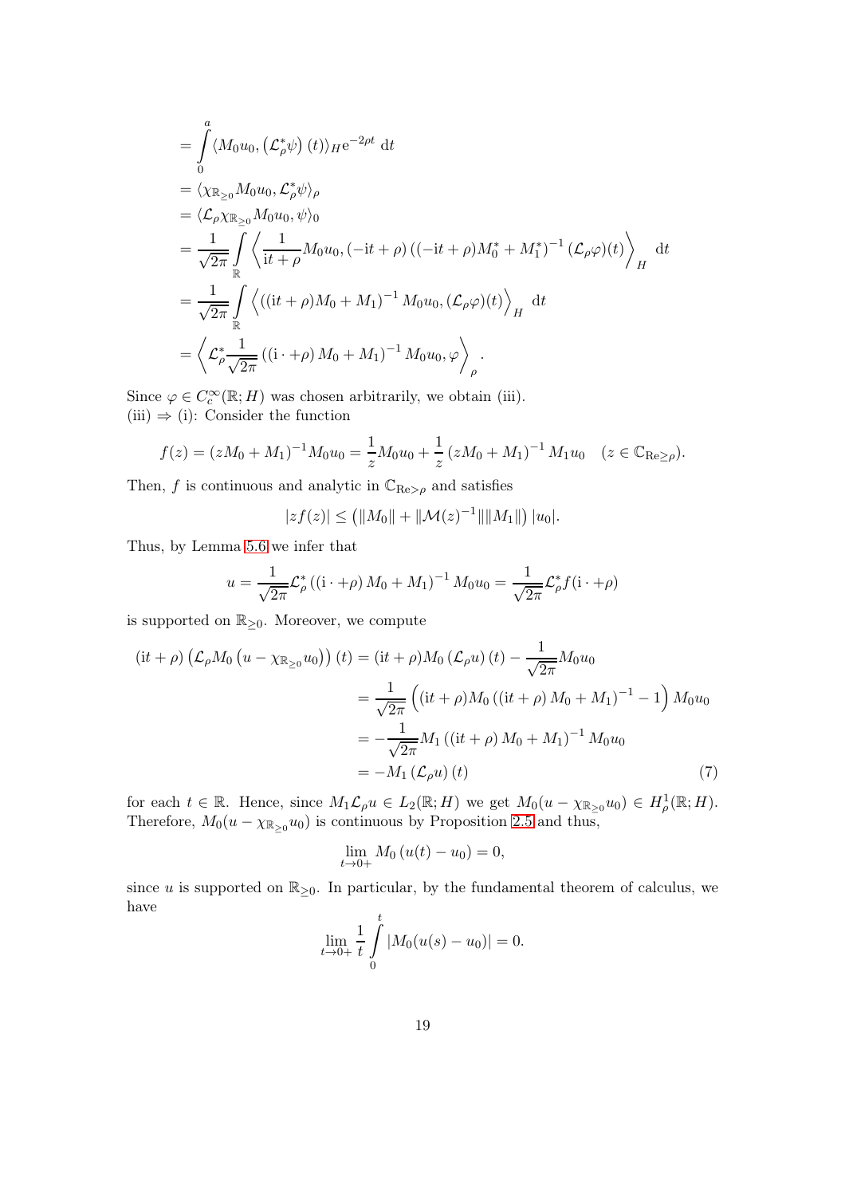$$
\begin{aligned}
&= \int_0^a \langle M_0 u_0, \left(\mathcal{L}_\rho^* \psi\right)(t) \rangle_H \mathrm{e}^{-2\rho t} \, \mathrm{d}t \\
&= \langle \chi_{\mathbb{R}_{\geq 0}} M_0 u_0, \mathcal{L}_\rho^* \psi \rangle_\rho \\
&= \langle \mathcal{L}_\rho \chi_{\mathbb{R}_{\geq 0}} M_0 u_0, \psi \rangle_0 \\
&= \frac{1}{\sqrt{2\pi}} \int_{\mathbb{R}} \left\langle \frac{1}{\mathrm{i}t + \rho} M_0 u_0, (-\mathrm{i}t + \rho) \left((-\mathrm{i}t + \rho) M_0^* + M_1^*\right)^{-1} (\mathcal{L}_\rho \varphi)(t) \right\rangle_H \, \mathrm{d}t \\
&= \frac{1}{\sqrt{2\pi}} \int_{\mathbb{R}} \left\langle \left((\mathrm{i}t + \rho) M_0 + M_1\right)^{-1} M_0 u_0, (\mathcal{L}_\rho \varphi)(t) \right\rangle_H \, \mathrm{d}t \\
&= \left\langle \mathcal{L}_\rho^* \frac{1}{\sqrt{2\pi}} \left((\mathrm{i} \cdot + \rho) M_0 + M_1\right)^{-1} M_0 u_0, \varphi \right\rangle_\rho .
\end{aligned}
$$

Since $\varphi \in C_c^\infty(\mathbb{R}; H)$ was chosen arbitrarily, we obtain (iii).
(iii) $\Rightarrow$ (i): Consider the function

$$
f(z) = (zM_0 + M_1)^{-1} M_0 u_0 = \frac{1}{z} M_0 u_0 + \frac{1}{z} \left(zM_0 + M_1\right)^{-1} M_1 u_0 \quad (z \in \mathbb{C}_{\mathrm{Re} \geq \rho}).
$$

Then, $f$ is continuous and analytic in $\mathbb{C}_{\mathrm{Re} > \rho}$ and satisfies

$$
|zf(z)| \leq \left(\|M_0\| + \|\mathcal{M}(z)^{-1}\| \|M_1\|\right) |u_0|.
$$

Thus, by Lemma 5.6 we infer that

$$
u = \frac{1}{\sqrt{2\pi}} \mathcal{L}_\rho^* \left((\mathrm{i} \cdot + \rho) M_0 + M_1\right)^{-1} M_0 u_0 = \frac{1}{\sqrt{2\pi}} \mathcal{L}_\rho^* f(\mathrm{i} \cdot + \rho)
$$

is supported on $\mathbb{R}_{\geq 0}$. Moreover, we compute

$$
\begin{aligned}
(\mathrm{i}t + \rho) \left(\mathcal{L}_\rho M_0 \left(u - \chi_{\mathbb{R}_{\geq 0}} u_0\right)\right)(t) &= (\mathrm{i}t + \rho) M_0 \left(\mathcal{L}_\rho u\right)(t) - \frac{1}{\sqrt{2\pi}} M_0 u_0 \\
&= \frac{1}{\sqrt{2\pi}} \left((\mathrm{i}t + \rho) M_0 \left((\mathrm{i}t + \rho) M_0 + M_1\right)^{-1} - 1\right) M_0 u_0 \\
&= -\frac{1}{\sqrt{2\pi}} M_1 \left((\mathrm{i}t + \rho) M_0 + M_1\right)^{-1} M_0 u_0 \\
&= -M_1 \left(\mathcal{L}_\rho u\right)(t) \qquad (7)
\end{aligned}
$$

for each $t \in \mathbb{R}$. Hence, since $M_1 \mathcal{L}_\rho u \in L_2(\mathbb{R}; H)$ we get $M_0(u - \chi_{\mathbb{R}_{\geq 0}} u_0) \in H_\rho^1(\mathbb{R}; H)$. Therefore, $M_0(u - \chi_{\mathbb{R}_{\geq 0}} u_0)$ is continuous by Proposition 2.5 and thus,

$$
\lim_{t \to 0+} M_0 \left(u(t) - u_0\right) = 0,
$$

since $u$ is supported on $\mathbb{R}_{\geq 0}$. In particular, by the fundamental theorem of calculus, we have

$$
\lim_{t \to 0+} \frac{1}{t} \int_0^t |M_0(u(s) - u_0)| = 0.
$$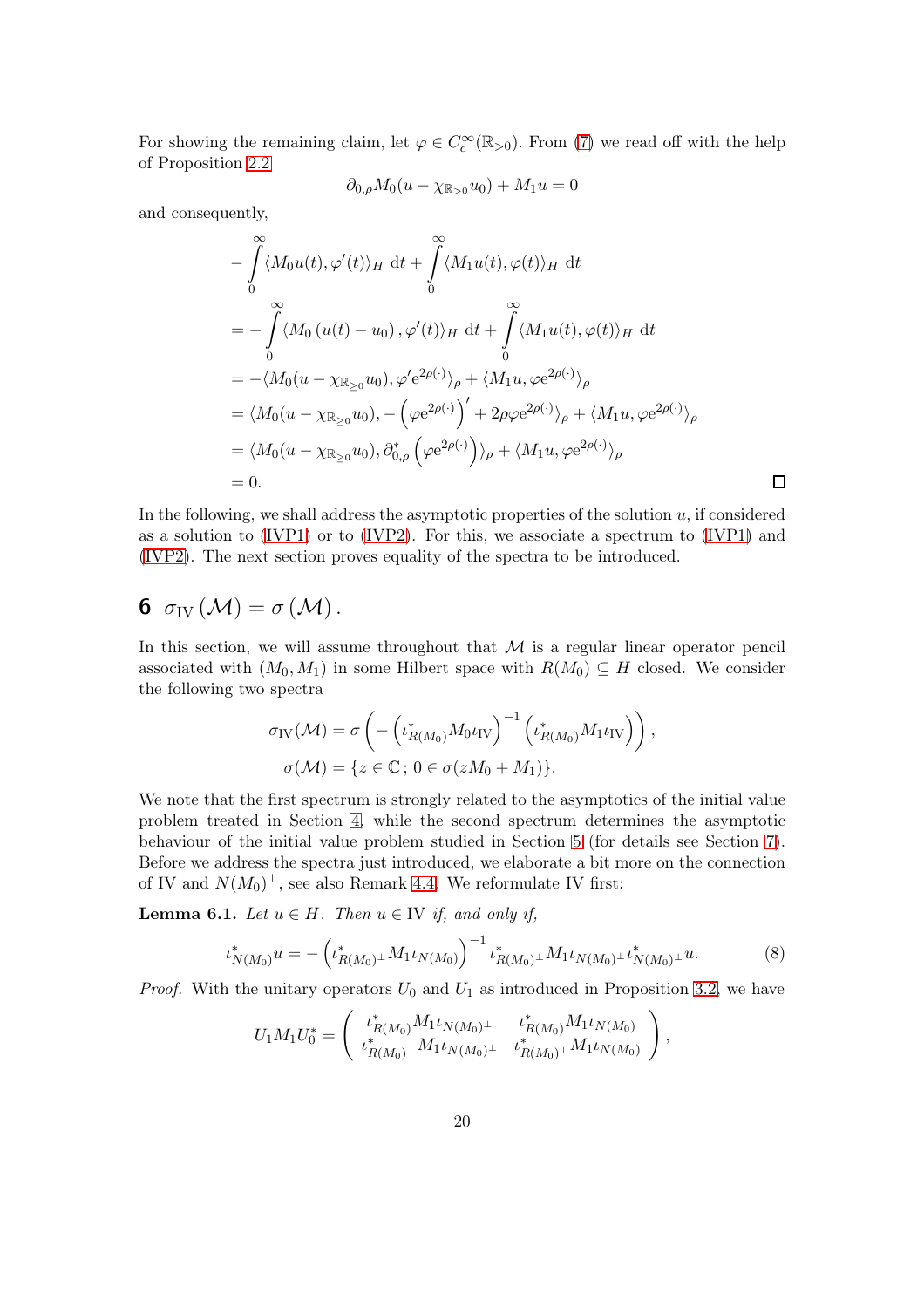For showing the remaining claim, let $\varphi \in C_c^\infty(\mathbb{R}_{>0})$. From (7) we read off with the help of Proposition 2.2

$$\partial_{0,\rho} M_0 (u - \chi_{\mathbb{R}_{>0}} u_0) + M_1 u = 0$$

and consequently,

$$\begin{aligned}
&-\int_0^\infty \langle M_0 u(t), \varphi'(t)\rangle_H \, \mathrm{d}t + \int_0^\infty \langle M_1 u(t), \varphi(t)\rangle_H \, \mathrm{d}t \\
&= -\int_0^\infty \langle M_0 \left(u(t) - u_0\right), \varphi'(t)\rangle_H \, \mathrm{d}t + \int_0^\infty \langle M_1 u(t), \varphi(t)\rangle_H \, \mathrm{d}t \\
&= -\langle M_0 (u - \chi_{\mathbb{R}_{\geq 0}} u_0), \varphi' \mathrm{e}^{2\rho(\cdot)}\rangle_\rho + \langle M_1 u, \varphi \mathrm{e}^{2\rho(\cdot)}\rangle_\rho \\
&= \langle M_0 (u - \chi_{\mathbb{R}_{\geq 0}} u_0), -\left(\varphi \mathrm{e}^{2\rho(\cdot)}\right)' + 2\rho \varphi \mathrm{e}^{2\rho(\cdot)}\rangle_\rho + \langle M_1 u, \varphi \mathrm{e}^{2\rho(\cdot)}\rangle_\rho \\
&= \langle M_0 (u - \chi_{\mathbb{R}_{\geq 0}} u_0), \partial_{0,\rho}^* \left(\varphi \mathrm{e}^{2\rho(\cdot)}\right)\rangle_\rho + \langle M_1 u, \varphi \mathrm{e}^{2\rho(\cdot)}\rangle_\rho \\
&= 0.
\end{aligned}$$

□

In the following, we shall address the asymptotic properties of the solution $u$, if considered as a solution to (IVP1) or to (IVP2). For this, we associate a spectrum to (IVP1) and (IVP2). The next section proves equality of the spectra to be introduced.

## 6 $\sigma_{\mathrm{IV}}(\mathcal{M}) = \sigma(\mathcal{M})$.

In this section, we will assume throughout that $\mathcal{M}$ is a regular linear operator pencil associated with $(M_0, M_1)$ in some Hilbert space with $R(M_0) \subseteq H$ closed. We consider the following two spectra

$$\begin{aligned}
\sigma_{\mathrm{IV}}(\mathcal{M}) &= \sigma\left(-\left(\iota_{R(M_0)}^* M_0 \iota_{\mathrm{IV}}\right)^{-1}\left(\iota_{R(M_0)}^* M_1 \iota_{\mathrm{IV}}\right)\right), \\
\sigma(\mathcal{M}) &= \{z \in \mathbb{C}\,;\, 0 \in \sigma(zM_0 + M_1)\}.
\end{aligned}$$

We note that the first spectrum is strongly related to the asymptotics of the initial value problem treated in Section 4, while the second spectrum determines the asymptotic behaviour of the initial value problem studied in Section 5 (for details see Section 7). Before we address the spectra just introduced, we elaborate a bit more on the connection of IV and $N(M_0)^\perp$, see also Remark 4.4. We reformulate IV first:

**Lemma 6.1.** *Let $u \in H$. Then $u \in \mathrm{IV}$ if, and only if,*

$$\iota_{N(M_0)}^* u = -\left(\iota_{R(M_0)^\perp}^* M_1 \iota_{N(M_0)}\right)^{-1} \iota_{R(M_0)^\perp}^* M_1 \iota_{N(M_0)^\perp} \iota_{N(M_0)^\perp}^* u. \tag{8}$$

*Proof.* With the unitary operators $U_0$ and $U_1$ as introduced in Proposition 3.2, we have

$$U_1 M_1 U_0^* = \begin{pmatrix} \iota_{R(M_0)}^* M_1 \iota_{N(M_0)^\perp} & \iota_{R(M_0)}^* M_1 \iota_{N(M_0)} \\ \iota_{R(M_0)^\perp}^* M_1 \iota_{N(M_0)^\perp} & \iota_{R(M_0)^\perp}^* M_1 \iota_{N(M_0)} \end{pmatrix},$$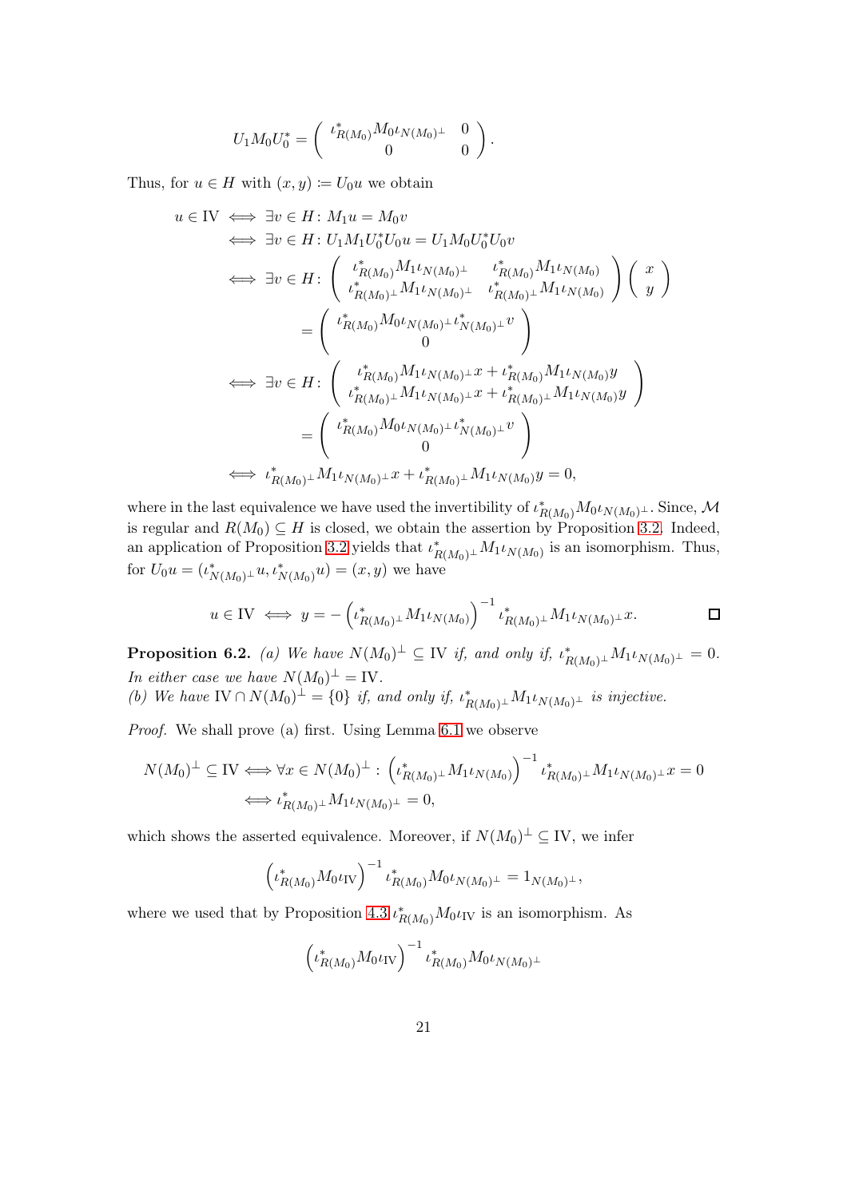$$U_1 M_0 U_0^* = \begin{pmatrix} \iota_{R(M_0)}^* M_0 \iota_{N(M_0)^\perp} & 0 \\ 0 & 0 \end{pmatrix}.$$

Thus, for $u \in H$ with $(x, y) \coloneqq U_0 u$ we obtain

$$\begin{aligned}
u \in \mathrm{IV} &\iff \exists v \in H\colon M_1 u = M_0 v \\
&\iff \exists v \in H\colon U_1 M_1 U_0^* U_0 u = U_1 M_0 U_0^* U_0 v \\
&\iff \exists v \in H\colon \begin{pmatrix} \iota_{R(M_0)}^* M_1 \iota_{N(M_0)^\perp} & \iota_{R(M_0)}^* M_1 \iota_{N(M_0)} \\ \iota_{R(M_0)^\perp}^* M_1 \iota_{N(M_0)^\perp} & \iota_{R(M_0)^\perp}^* M_1 \iota_{N(M_0)} \end{pmatrix} \begin{pmatrix} x \\ y \end{pmatrix} \\
&\qquad\qquad = \begin{pmatrix} \iota_{R(M_0)}^* M_0 \iota_{N(M_0)^\perp} \iota_{N(M_0)^\perp}^* v \\ 0 \end{pmatrix} \\
&\iff \exists v \in H\colon \begin{pmatrix} \iota_{R(M_0)}^* M_1 \iota_{N(M_0)^\perp} x + \iota_{R(M_0)}^* M_1 \iota_{N(M_0)} y \\ \iota_{R(M_0)^\perp}^* M_1 \iota_{N(M_0)^\perp} x + \iota_{R(M_0)^\perp}^* M_1 \iota_{N(M_0)} y \end{pmatrix} \\
&\qquad\qquad = \begin{pmatrix} \iota_{R(M_0)}^* M_0 \iota_{N(M_0)^\perp} \iota_{N(M_0)^\perp}^* v \\ 0 \end{pmatrix} \\
&\iff \iota_{R(M_0)^\perp}^* M_1 \iota_{N(M_0)^\perp} x + \iota_{R(M_0)^\perp}^* M_1 \iota_{N(M_0)} y = 0,
\end{aligned}$$

where in the last equivalence we have used the invertibility of $\iota_{R(M_0)}^* M_0 \iota_{N(M_0)^\perp}$. Since, $\mathcal{M}$ is regular and $R(M_0) \subseteq H$ is closed, we obtain the assertion by Proposition 3.2. Indeed, an application of Proposition 3.2 yields that $\iota_{R(M_0)^\perp}^* M_1 \iota_{N(M_0)}$ is an isomorphism. Thus, for $U_0 u = (\iota_{N(M_0)^\perp}^* u, \iota_{N(M_0)}^* u) = (x, y)$ we have

$$u \in \mathrm{IV} \iff y = -\left(\iota_{R(M_0)^\perp}^* M_1 \iota_{N(M_0)}\right)^{-1} \iota_{R(M_0)^\perp}^* M_1 \iota_{N(M_0)^\perp} x. \qquad \square$$

**Proposition 6.2.** *(a) We have $N(M_0)^\perp \subseteq \mathrm{IV}$ if, and only if, $\iota_{R(M_0)^\perp}^* M_1 \iota_{N(M_0)^\perp} = 0$. In either case we have $N(M_0)^\perp = \mathrm{IV}$.*
*(b) We have $\mathrm{IV} \cap N(M_0)^\perp = \{0\}$ if, and only if, $\iota_{R(M_0)^\perp}^* M_1 \iota_{N(M_0)^\perp}$ is injective.*

*Proof.* We shall prove (a) first. Using Lemma 6.1 we observe

$$\begin{aligned}
N(M_0)^\perp \subseteq \mathrm{IV} &\iff \forall x \in N(M_0)^\perp : \left(\iota_{R(M_0)^\perp}^* M_1 \iota_{N(M_0)}\right)^{-1} \iota_{R(M_0)^\perp}^* M_1 \iota_{N(M_0)^\perp} x = 0 \\
&\iff \iota_{R(M_0)^\perp}^* M_1 \iota_{N(M_0)^\perp} = 0,
\end{aligned}$$

which shows the asserted equivalence. Moreover, if $N(M_0)^\perp \subseteq \mathrm{IV}$, we infer

$$\left(\iota_{R(M_0)}^* M_0 \iota_{\mathrm{IV}}\right)^{-1} \iota_{R(M_0)}^* M_0 \iota_{N(M_0)^\perp} = 1_{N(M_0)^\perp},$$

where we used that by Proposition 4.3 $\iota_{R(M_0)}^* M_0 \iota_{\mathrm{IV}}$ is an isomorphism. As

$$\left(\iota_{R(M_0)}^* M_0 \iota_{\mathrm{IV}}\right)^{-1} \iota_{R(M_0)}^* M_0 \iota_{N(M_0)^\perp}$$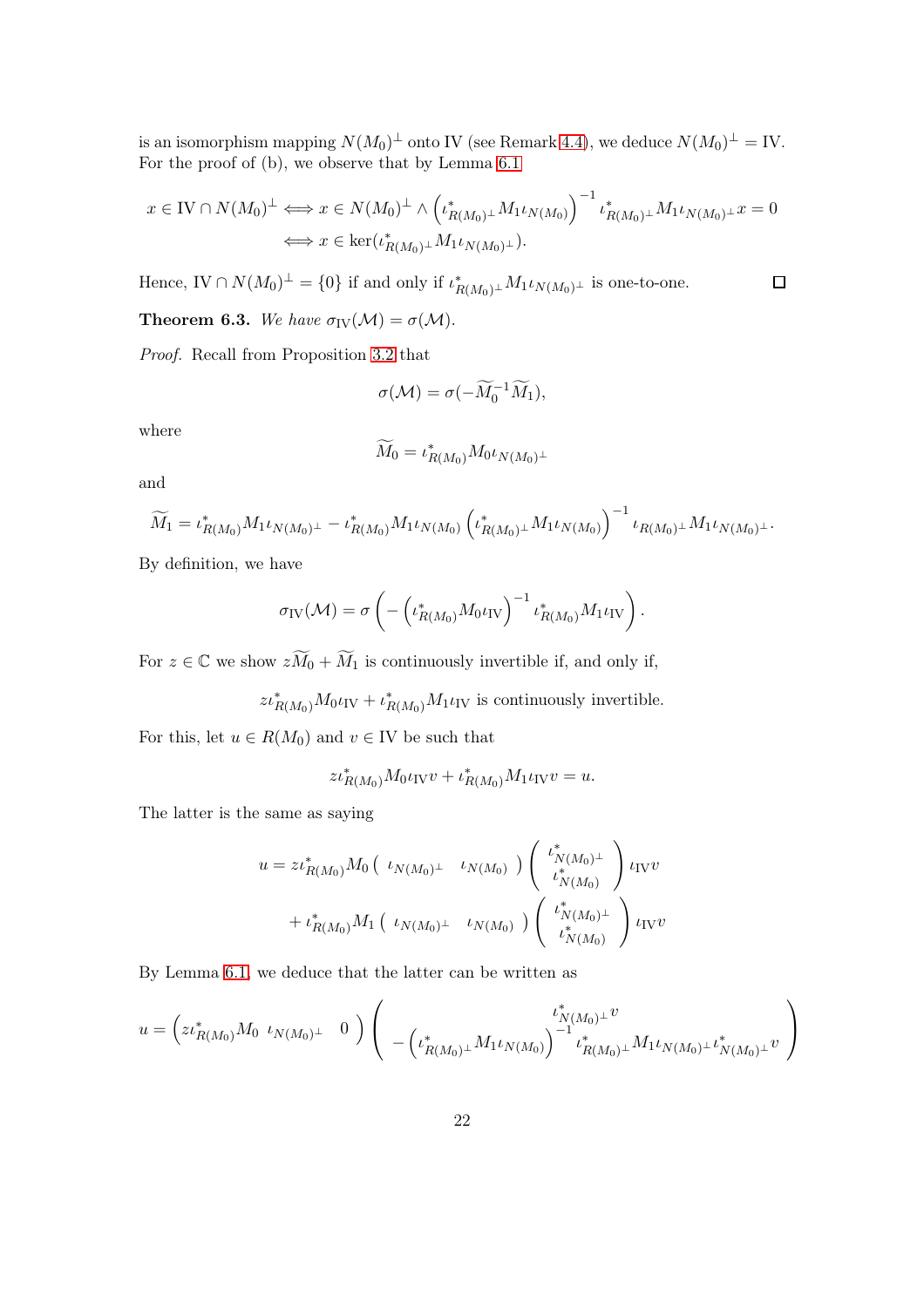is an isomorphism mapping $N(M_0)^\perp$ onto IV (see Remark 4.4), we deduce $N(M_0)^\perp = \mathrm{IV}$. For the proof of (b), we observe that by Lemma 6.1

$$
\begin{aligned}
x \in \mathrm{IV} \cap N(M_0)^\perp &\iff x \in N(M_0)^\perp \wedge \left(\iota^*_{R(M_0)^\perp} M_1 \iota_{N(M_0)}\right)^{-1} \iota^*_{R(M_0)^\perp} M_1 \iota_{N(M_0)^\perp} x = 0 \\
&\iff x \in \ker(\iota^*_{R(M_0)^\perp} M_1 \iota_{N(M_0)^\perp}).
\end{aligned}
$$

Hence, $\mathrm{IV} \cap N(M_0)^\perp = \{0\}$ if and only if $\iota^*_{R(M_0)^\perp} M_1 \iota_{N(M_0)^\perp}$ is one-to-one. □

**Theorem 6.3.** *We have $\sigma_{\mathrm{IV}}(\mathcal{M}) = \sigma(\mathcal{M})$.*

*Proof.* Recall from Proposition 3.2 that

$$
\sigma(\mathcal{M}) = \sigma(-\widetilde{M_0}^{-1}\widetilde{M_1}),
$$

where

$$
\widetilde{M_0} = \iota^*_{R(M_0)} M_0 \iota_{N(M_0)^\perp}
$$

and

$$
\widetilde{M_1} = \iota^*_{R(M_0)} M_1 \iota_{N(M_0)^\perp} - \iota^*_{R(M_0)} M_1 \iota_{N(M_0)} \left(\iota^*_{R(M_0)^\perp} M_1 \iota_{N(M_0)}\right)^{-1} \iota_{R(M_0)^\perp} M_1 \iota_{N(M_0)^\perp}.
$$

By definition, we have

$$
\sigma_{\mathrm{IV}}(\mathcal{M}) = \sigma\left(-\left(\iota^*_{R(M_0)} M_0 \iota_{\mathrm{IV}}\right)^{-1} \iota^*_{R(M_0)} M_1 \iota_{\mathrm{IV}}\right).
$$

For $z \in \mathbb{C}$ we show $z\widetilde{M_0} + \widetilde{M_1}$ is continuously invertible if, and only if,

$$
z\iota^*_{R(M_0)} M_0 \iota_{\mathrm{IV}} + \iota^*_{R(M_0)} M_1 \iota_{\mathrm{IV}} \text{ is continuously invertible.}
$$

For this, let $u \in R(M_0)$ and $v \in \mathrm{IV}$ be such that

$$
z\iota^*_{R(M_0)} M_0 \iota_{\mathrm{IV}} v + \iota^*_{R(M_0)} M_1 \iota_{\mathrm{IV}} v = u.
$$

The latter is the same as saying

$$
\begin{aligned}
u &= z\iota^*_{R(M_0)} M_0 \begin{pmatrix} \iota_{N(M_0)^\perp} & \iota_{N(M_0)} \end{pmatrix} \begin{pmatrix} \iota^*_{N(M_0)^\perp} \\ \iota^*_{N(M_0)} \end{pmatrix} \iota_{\mathrm{IV}} v \\
&\quad + \iota^*_{R(M_0)} M_1 \begin{pmatrix} \iota_{N(M_0)^\perp} & \iota_{N(M_0)} \end{pmatrix} \begin{pmatrix} \iota^*_{N(M_0)^\perp} \\ \iota^*_{N(M_0)} \end{pmatrix} \iota_{\mathrm{IV}} v
\end{aligned}
$$

By Lemma 6.1, we deduce that the latter can be written as

$$
u = \begin{pmatrix} z\iota^*_{R(M_0)} M_0 \ \iota_{N(M_0)^\perp} & 0 \end{pmatrix} \begin{pmatrix} \iota^*_{N(M_0)^\perp} v \\ -\left(\iota^*_{R(M_0)^\perp} M_1 \iota_{N(M_0)}\right)^{-1} \iota^*_{R(M_0)^\perp} M_1 \iota_{N(M_0)^\perp} \iota^*_{N(M_0)^\perp} v \end{pmatrix}
$$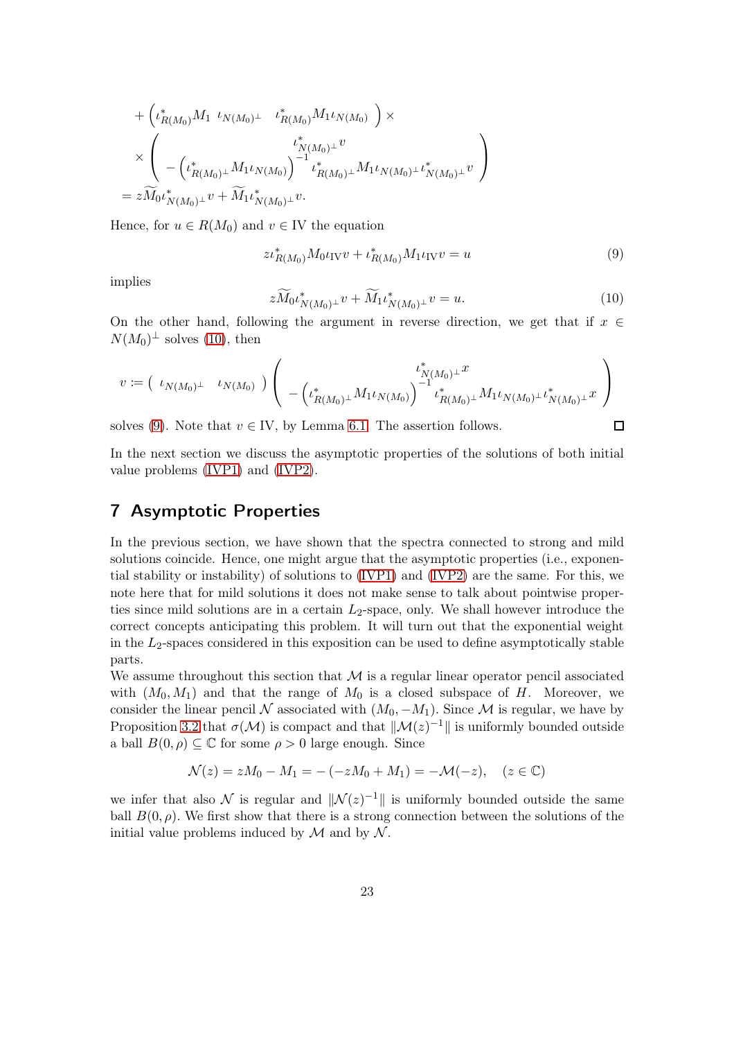$$
\begin{aligned}
&+ \left( \iota_{R(M_0)}^* M_1 \ \iota_{N(M_0)^\perp} \quad \iota_{R(M_0)}^* M_1 \iota_{N(M_0)} \right) \times \\
&\times \begin{pmatrix} \iota_{N(M_0)^\perp}^* v \\ - \left( \iota_{R(M_0)^\perp}^* M_1 \iota_{N(M_0)} \right)^{-1} \iota_{R(M_0)^\perp}^* M_1 \iota_{N(M_0)^\perp} \iota_{N(M_0)^\perp}^* v \end{pmatrix} \\
&= z \widetilde{M}_0 \iota_{N(M_0)^\perp}^* v + \widetilde{M}_1 \iota_{N(M_0)^\perp}^* v.
\end{aligned}
$$

Hence, for $u \in R(M_0)$ and $v \in \mathrm{IV}$ the equation

$$
z \iota_{R(M_0)}^* M_0 \iota_{\mathrm{IV}} v + \iota_{R(M_0)}^* M_1 \iota_{\mathrm{IV}} v = u \tag{9}
$$

implies

$$
z \widetilde{M}_0 \iota_{N(M_0)^\perp}^* v + \widetilde{M}_1 \iota_{N(M_0)^\perp}^* v = u. \tag{10}
$$

On the other hand, following the argument in reverse direction, we get that if $x \in N(M_0)^\perp$ solves (10), then

$$
v := \left( \iota_{N(M_0)^\perp} \quad \iota_{N(M_0)} \right) \begin{pmatrix} \iota_{N(M_0)^\perp}^* x \\ - \left( \iota_{R(M_0)^\perp}^* M_1 \iota_{N(M_0)} \right)^{-1} \iota_{R(M_0)^\perp}^* M_1 \iota_{N(M_0)^\perp} \iota_{N(M_0)^\perp}^* x \end{pmatrix}
$$

solves (9). Note that $v \in \mathrm{IV}$, by Lemma 6.1. The assertion follows. $\square$

In the next section we discuss the asymptotic properties of the solutions of both initial value problems (IVP1) and (IVP2).

## 7 Asymptotic Properties

In the previous section, we have shown that the spectra connected to strong and mild solutions coincide. Hence, one might argue that the asymptotic properties (i.e., exponential stability or instability) of solutions to (IVP1) and (IVP2) are the same. For this, we note here that for mild solutions it does not make sense to talk about pointwise properties since mild solutions are in a certain $L_2$-space, only. We shall however introduce the correct concepts anticipating this problem. It will turn out that the exponential weight in the $L_2$-spaces considered in this exposition can be used to define asymptotically stable parts.

We assume throughout this section that $\mathcal{M}$ is a regular linear operator pencil associated with $(M_0, M_1)$ and that the range of $M_0$ is a closed subspace of $H$. Moreover, we consider the linear pencil $\mathcal{N}$ associated with $(M_0, -M_1)$. Since $\mathcal{M}$ is regular, we have by Proposition 3.2 that $\sigma(\mathcal{M})$ is compact and that $\|\mathcal{M}(z)^{-1}\|$ is uniformly bounded outside a ball $B(0,\rho) \subseteq \mathbb{C}$ for some $\rho > 0$ large enough. Since

$$
\mathcal{N}(z) = zM_0 - M_1 = -\left(-zM_0 + M_1\right) = -\mathcal{M}(-z), \quad (z \in \mathbb{C})
$$

we infer that also $\mathcal{N}$ is regular and $\|\mathcal{N}(z)^{-1}\|$ is uniformly bounded outside the same ball $B(0,\rho)$. We first show that there is a strong connection between the solutions of the initial value problems induced by $\mathcal{M}$ and by $\mathcal{N}$.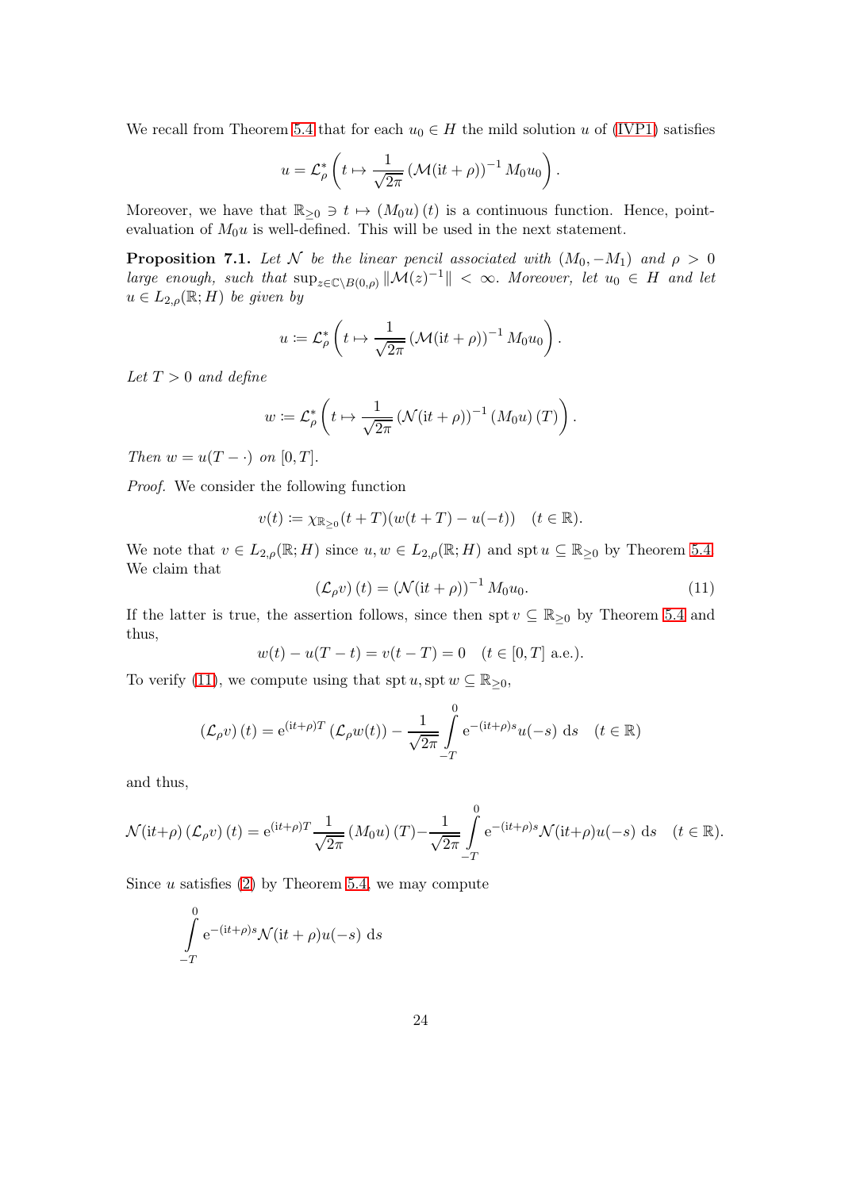We recall from Theorem 5.4 that for each $u_0 \in H$ the mild solution $u$ of (IVP1) satisfies

$$u = \mathcal{L}_\rho^* \left( t \mapsto \frac{1}{\sqrt{2\pi}} \left(\mathcal{M}(\mathrm{i}t + \rho)\right)^{-1} M_0 u_0 \right).$$

Moreover, we have that $\mathbb{R}_{\geq 0} \ni t \mapsto (M_0 u)(t)$ is a continuous function. Hence, point-evaluation of $M_0 u$ is well-defined. This will be used in the next statement.

**Proposition 7.1.** *Let $\mathcal{N}$ be the linear pencil associated with $(M_0, -M_1)$ and $\rho > 0$ large enough, such that $\sup_{z \in \mathbb{C}\setminus B(0,\rho)} \|\mathcal{M}(z)^{-1}\| < \infty$. Moreover, let $u_0 \in H$ and let $u \in L_{2,\rho}(\mathbb{R}; H)$ be given by*

$$u \coloneqq \mathcal{L}_\rho^* \left( t \mapsto \frac{1}{\sqrt{2\pi}} \left(\mathcal{M}(\mathrm{i}t + \rho)\right)^{-1} M_0 u_0 \right).$$

*Let $T > 0$ and define*

$$w \coloneqq \mathcal{L}_\rho^* \left( t \mapsto \frac{1}{\sqrt{2\pi}} \left(\mathcal{N}(\mathrm{i}t + \rho)\right)^{-1} (M_0 u)(T) \right).$$

*Then $w = u(T - \cdot)$ on $[0, T]$.*

*Proof.* We consider the following function

$$v(t) \coloneqq \chi_{\mathbb{R}_{\geq 0}}(t + T)(w(t+T) - u(-t)) \quad (t \in \mathbb{R}).$$

We note that $v \in L_{2,\rho}(\mathbb{R}; H)$ since $u, w \in L_{2,\rho}(\mathbb{R}; H)$ and $\operatorname{spt} u \subseteq \mathbb{R}_{\geq 0}$ by Theorem 5.4. We claim that

$$\left(\mathcal{L}_\rho v\right)(t) = \left(\mathcal{N}(\mathrm{i}t + \rho)\right)^{-1} M_0 u_0. \tag{11}$$

If the latter is true, the assertion follows, since then $\operatorname{spt} v \subseteq \mathbb{R}_{\geq 0}$ by Theorem 5.4 and thus,

$$w(t) - u(T - t) = v(t - T) = 0 \quad (t \in [0, T] \text{ a.e.}).$$

To verify (11), we compute using that $\operatorname{spt} u, \operatorname{spt} w \subseteq \mathbb{R}_{\geq 0}$,

$$\left(\mathcal{L}_\rho v\right)(t) = \mathrm{e}^{(\mathrm{i}t+\rho)T} \left(\mathcal{L}_\rho w(t)\right) - \frac{1}{\sqrt{2\pi}} \int_{-T}^{0} \mathrm{e}^{-(\mathrm{i}t+\rho)s} u(-s) \,\mathrm{d}s \quad (t \in \mathbb{R})$$

and thus,

$$\mathcal{N}(\mathrm{i}t+\rho) \left(\mathcal{L}_\rho v\right)(t) = \mathrm{e}^{(\mathrm{i}t+\rho)T} \frac{1}{\sqrt{2\pi}} (M_0 u)(T) - \frac{1}{\sqrt{2\pi}} \int_{-T}^{0} \mathrm{e}^{-(\mathrm{i}t+\rho)s} \mathcal{N}(\mathrm{i}t+\rho) u(-s) \,\mathrm{d}s \quad (t \in \mathbb{R}).$$

Since $u$ satisfies (2) by Theorem 5.4, we may compute

$$\int_{-T}^{0} \mathrm{e}^{-(\mathrm{i}t+\rho)s} \mathcal{N}(\mathrm{i}t + \rho) u(-s) \,\mathrm{d}s$$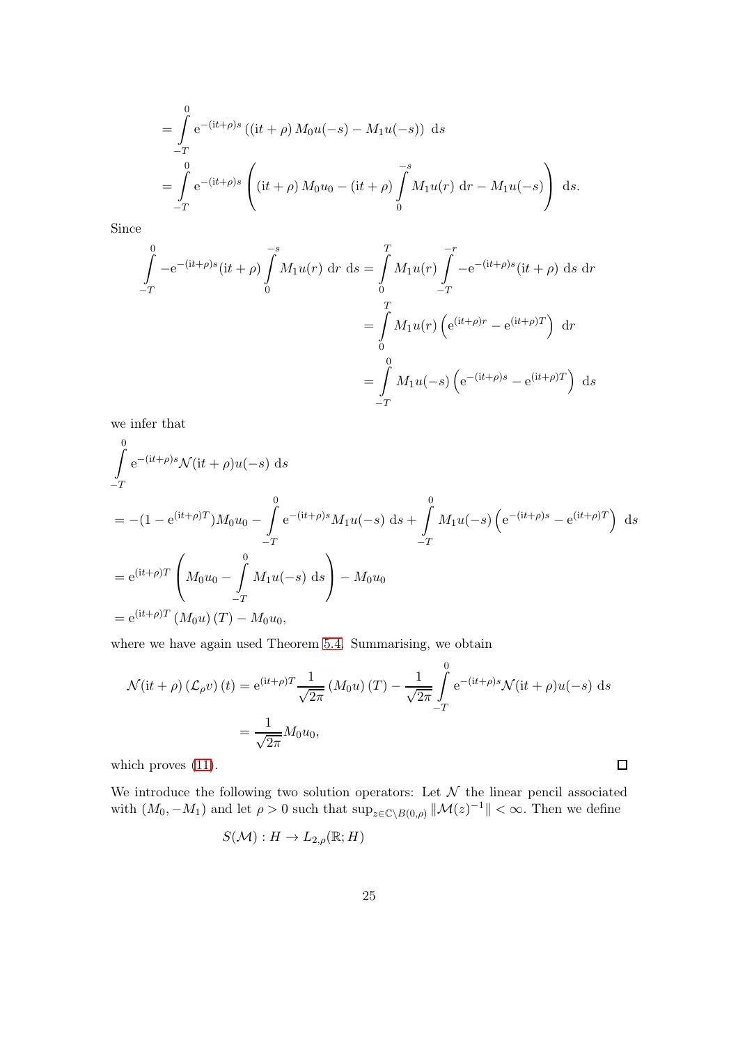$$
\begin{aligned}
&= \int_{-T}^{0} \mathrm{e}^{-(\mathrm{i}t+\rho)s} \left( (\mathrm{i}t+\rho)\, M_0 u(-s) - M_1 u(-s) \right) \, \mathrm{d}s \\
&= \int_{-T}^{0} \mathrm{e}^{-(\mathrm{i}t+\rho)s} \left( (\mathrm{i}t+\rho)\, M_0 u_0 - (\mathrm{i}t+\rho) \int_{0}^{-s} M_1 u(r) \, \mathrm{d}r - M_1 u(-s) \right) \, \mathrm{d}s.
\end{aligned}
$$

Since

$$
\begin{aligned}
\int_{-T}^{0} -\mathrm{e}^{-(\mathrm{i}t+\rho)s} (\mathrm{i}t+\rho) \int_{0}^{-s} M_1 u(r) \, \mathrm{d}r \, \mathrm{d}s &= \int_{0}^{T} M_1 u(r) \int_{-T}^{-r} -\mathrm{e}^{-(\mathrm{i}t+\rho)s} (\mathrm{i}t+\rho) \, \mathrm{d}s \, \mathrm{d}r \\
&= \int_{0}^{T} M_1 u(r) \left( \mathrm{e}^{(\mathrm{i}t+\rho)r} - \mathrm{e}^{(\mathrm{i}t+\rho)T} \right) \, \mathrm{d}r \\
&= \int_{-T}^{0} M_1 u(-s) \left( \mathrm{e}^{-(\mathrm{i}t+\rho)s} - \mathrm{e}^{(\mathrm{i}t+\rho)T} \right) \, \mathrm{d}s
\end{aligned}
$$

we infer that

$$
\begin{aligned}
&\int_{-T}^{0} \mathrm{e}^{-(\mathrm{i}t+\rho)s} \mathcal{N}(\mathrm{i}t+\rho) u(-s) \, \mathrm{d}s \\
&= -(1 - \mathrm{e}^{(\mathrm{i}t+\rho)T}) M_0 u_0 - \int_{-T}^{0} \mathrm{e}^{-(\mathrm{i}t+\rho)s} M_1 u(-s) \, \mathrm{d}s + \int_{-T}^{0} M_1 u(-s) \left( \mathrm{e}^{-(\mathrm{i}t+\rho)s} - \mathrm{e}^{(\mathrm{i}t+\rho)T} \right) \, \mathrm{d}s \\
&= \mathrm{e}^{(\mathrm{i}t+\rho)T} \left( M_0 u_0 - \int_{-T}^{0} M_1 u(-s) \, \mathrm{d}s \right) - M_0 u_0 \\
&= \mathrm{e}^{(\mathrm{i}t+\rho)T} \left( M_0 u \right)(T) - M_0 u_0,
\end{aligned}
$$

where we have again used Theorem 5.4. Summarising, we obtain

$$
\begin{aligned}
\mathcal{N}(\mathrm{i}t+\rho) \left( \mathcal{L}_\rho v \right)(t) &= \mathrm{e}^{(\mathrm{i}t+\rho)T} \frac{1}{\sqrt{2\pi}} \left( M_0 u \right)(T) - \frac{1}{\sqrt{2\pi}} \int_{-T}^{0} \mathrm{e}^{-(\mathrm{i}t+\rho)s} \mathcal{N}(\mathrm{i}t+\rho) u(-s) \, \mathrm{d}s \\
&= \frac{1}{\sqrt{2\pi}} M_0 u_0,
\end{aligned}
$$

which proves (11). $\square$

We introduce the following two solution operators: Let $\mathcal{N}$ the linear pencil associated with $(M_0, -M_1)$ and let $\rho > 0$ such that $\sup_{z \in \mathbb{C} \setminus B(0,\rho)} \|\mathcal{M}(z)^{-1}\| < \infty$. Then we define

$$
S(\mathcal{M}) : H \to L_{2,\rho}(\mathbb{R}; H)
$$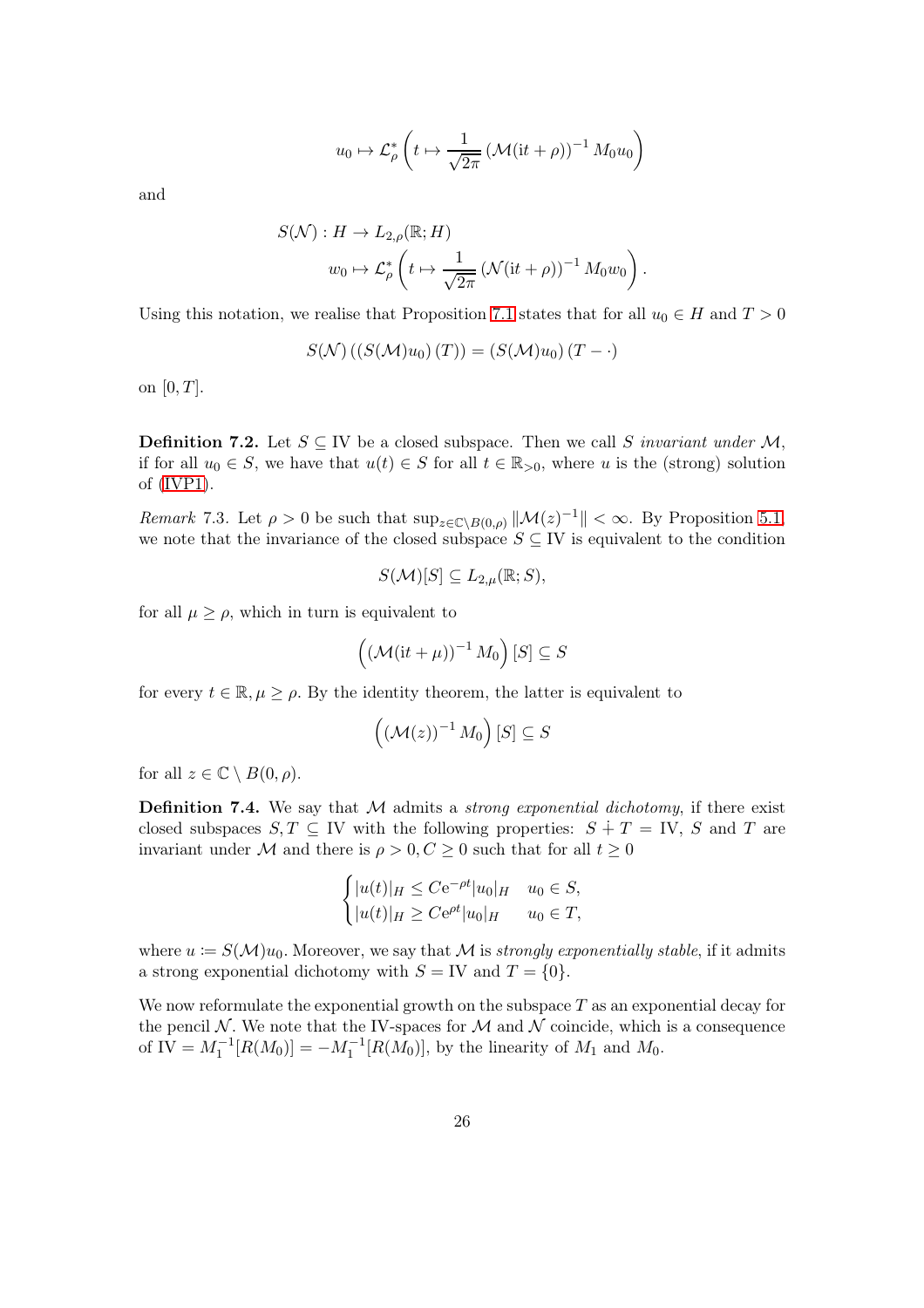$$u_0 \mapsto \mathcal{L}_\rho^* \left( t \mapsto \frac{1}{\sqrt{2\pi}} \left( \mathcal{M}(\mathrm{i}t + \rho) \right)^{-1} M_0 u_0 \right)$$

and

$$\begin{aligned} S(\mathcal{N}) : H &\to L_{2,\rho}(\mathbb{R}; H) \\ w_0 &\mapsto \mathcal{L}_\rho^* \left( t \mapsto \frac{1}{\sqrt{2\pi}} \left( \mathcal{N}(\mathrm{i}t + \rho) \right)^{-1} M_0 w_0 \right). \end{aligned}$$

Using this notation, we realise that Proposition 7.1 states that for all $u_0 \in H$ and $T > 0$

$$S(\mathcal{N}) \left( \left( S(\mathcal{M}) u_0 \right)(T) \right) = \left( S(\mathcal{M}) u_0 \right)(T - \cdot)$$

on $[0, T]$.

**Definition 7.2.** Let $S \subseteq \mathrm{IV}$ be a closed subspace. Then we call $S$ *invariant under* $\mathcal{M}$, if for all $u_0 \in S$, we have that $u(t) \in S$ for all $t \in \mathbb{R}_{>0}$, where $u$ is the (strong) solution of (IVP1).

*Remark* 7.3. Let $\rho > 0$ be such that $\sup_{z \in \mathbb{C} \setminus B(0,\rho)} \|\mathcal{M}(z)^{-1}\| < \infty$. By Proposition 5.1, we note that the invariance of the closed subspace $S \subseteq \mathrm{IV}$ is equivalent to the condition

$$S(\mathcal{M})[S] \subseteq L_{2,\mu}(\mathbb{R}; S),$$

for all $\mu \geq \rho$, which in turn is equivalent to

$$\left( \left( \mathcal{M}(\mathrm{i}t + \mu) \right)^{-1} M_0 \right) [S] \subseteq S$$

for every $t \in \mathbb{R}, \mu \geq \rho$. By the identity theorem, the latter is equivalent to

$$\left( \left( \mathcal{M}(z) \right)^{-1} M_0 \right) [S] \subseteq S$$

for all $z \in \mathbb{C} \setminus B(0, \rho)$.

**Definition 7.4.** We say that $\mathcal{M}$ admits a *strong exponential dichotomy*, if there exist closed subspaces $S, T \subseteq \mathrm{IV}$ with the following properties: $S \dotplus T = \mathrm{IV}$, $S$ and $T$ are invariant under $\mathcal{M}$ and there is $\rho > 0, C \geq 0$ such that for all $t \geq 0$

$$\begin{cases} |u(t)|_H \leq C\mathrm{e}^{-\rho t} |u_0|_H & u_0 \in S, \\ |u(t)|_H \geq C\mathrm{e}^{\rho t} |u_0|_H & u_0 \in T, \end{cases}$$

where $u \coloneqq S(\mathcal{M})u_0$. Moreover, we say that $\mathcal{M}$ is *strongly exponentially stable*, if it admits a strong exponential dichotomy with $S = \mathrm{IV}$ and $T = \{0\}$.

We now reformulate the exponential growth on the subspace $T$ as an exponential decay for the pencil $\mathcal{N}$. We note that the IV-spaces for $\mathcal{M}$ and $\mathcal{N}$ coincide, which is a consequence of $\mathrm{IV} = M_1^{-1}[R(M_0)] = -M_1^{-1}[R(M_0)]$, by the linearity of $M_1$ and $M_0$.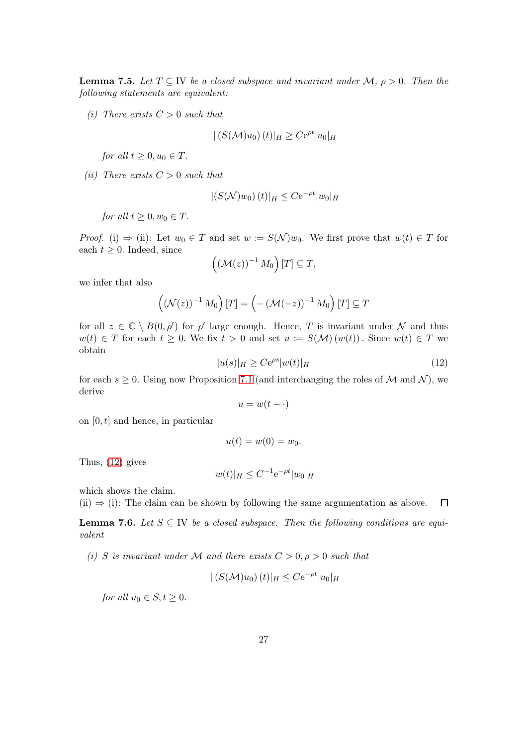**Lemma 7.5.** *Let $T \subseteq \mathrm{IV}$ be a closed subspace and invariant under $\mathcal{M}$, $\rho > 0$. Then the following statements are equivalent:*

*(i) There exists $C > 0$ such that*

$$|\left(S(\mathcal{M})u_0\right)(t)|_H \geq C\mathrm{e}^{\rho t}|u_0|_H$$

*for all $t \geq 0, u_0 \in T$.*

*(ii) There exists $C > 0$ such that*

$$|\left(S(\mathcal{N})w_0\right)(t)|_H \leq C\mathrm{e}^{-\rho t}|w_0|_H$$

*for all $t \geq 0, w_0 \in T$.*

*Proof.* (i) $\Rightarrow$ (ii): Let $w_0 \in T$ and set $w := S(\mathcal{N})w_0$. We first prove that $w(t) \in T$ for each $t \geq 0$. Indeed, since

$$\left(\left(\mathcal{M}(z)\right)^{-1} M_0\right)[T] \subseteq T,$$

we infer that also

$$\left(\left(\mathcal{N}(z)\right)^{-1} M_0\right)[T] = \left(-\left(\mathcal{M}(-z)\right)^{-1} M_0\right)[T] \subseteq T$$

for all $z \in \mathbb{C} \setminus B(0, \rho')$ for $\rho'$ large enough. Hence, $T$ is invariant under $\mathcal{N}$ and thus $w(t) \in T$ for each $t \geq 0$. We fix $t > 0$ and set $u := S(\mathcal{M})(w(t))$. Since $w(t) \in T$ we obtain

$$|u(s)|_H \geq C\mathrm{e}^{\rho s}|w(t)|_H \tag{12}$$

for each $s \geq 0$. Using now Proposition 7.1 (and interchanging the roles of $\mathcal{M}$ and $\mathcal{N}$), we derive

$$u = w(t - \cdot)$$

on $[0, t]$ and hence, in particular

$$u(t) = w(0) = w_0.$$

Thus, (12) gives

$$|w(t)|_H \leq C^{-1}\mathrm{e}^{-\rho t}|w_0|_H$$

which shows the claim.

(ii) $\Rightarrow$ (i): The claim can be shown by following the same argumentation as above. $\square$

**Lemma 7.6.** *Let $S \subseteq \mathrm{IV}$ be a closed subspace. Then the following conditions are equivalent*

*(i) $S$ is invariant under $\mathcal{M}$ and there exists $C > 0, \rho > 0$ such that*

$$|\left(S(\mathcal{M})u_0\right)(t)|_H \leq C\mathrm{e}^{-\rho t}|u_0|_H$$

*for all $u_0 \in S, t \geq 0$.*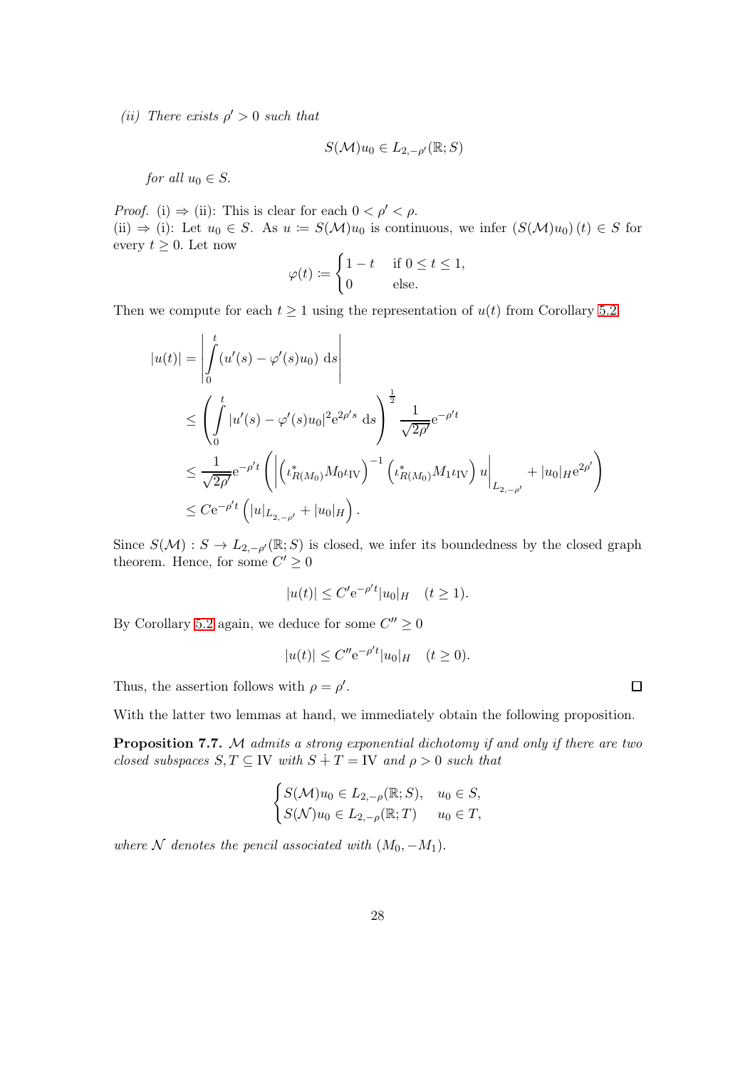*(ii) There exists $\rho' > 0$ such that*

$$S(\mathcal{M})u_0 \in L_{2,-\rho'}(\mathbb{R}; S)$$

*for all $u_0 \in S$.*

*Proof.* (i) $\Rightarrow$ (ii): This is clear for each $0 < \rho' < \rho$.
(ii) $\Rightarrow$ (i): Let $u_0 \in S$. As $u := S(\mathcal{M})u_0$ is continuous, we infer $(S(\mathcal{M})u_0)(t) \in S$ for every $t \geq 0$. Let now

$$\varphi(t) := \begin{cases} 1 - t & \text{if } 0 \leq t \leq 1, \\ 0 & \text{else.} \end{cases}$$

Then we compute for each $t \geq 1$ using the representation of $u(t)$ from Corollary 5.2

$$\begin{aligned}
|u(t)| &= \left| \int_0^t (u'(s) - \varphi'(s)u_0) \, \mathrm{d}s \right| \\
&\leq \left( \int_0^t |u'(s) - \varphi'(s)u_0|^2 \mathrm{e}^{2\rho' s} \, \mathrm{d}s \right)^{\frac{1}{2}} \frac{1}{\sqrt{2\rho'}} \mathrm{e}^{-\rho' t} \\
&\leq \frac{1}{\sqrt{2\rho'}} \mathrm{e}^{-\rho' t} \left( \left| \left( \iota_{R(M_0)}^* M_0 \iota_{\mathrm{IV}} \right)^{-1} \left( \iota_{R(M_0)}^* M_1 \iota_{\mathrm{IV}} \right) u \right|_{L_{2,-\rho'}} + |u_0|_H \mathrm{e}^{2\rho'} \right) \\
&\leq C \mathrm{e}^{-\rho' t} \left( |u|_{L_{2,-\rho'}} + |u_0|_H \right).
\end{aligned}$$

Since $S(\mathcal{M}) : S \to L_{2,-\rho'}(\mathbb{R}; S)$ is closed, we infer its boundedness by the closed graph theorem. Hence, for some $C' \geq 0$

$$|u(t)| \leq C' \mathrm{e}^{-\rho' t} |u_0|_H \quad (t \geq 1).$$

By Corollary 5.2 again, we deduce for some $C'' \geq 0$

$$|u(t)| \leq C'' \mathrm{e}^{-\rho' t} |u_0|_H \quad (t \geq 0).$$

Thus, the assertion follows with $\rho = \rho'$. $\square$

With the latter two lemmas at hand, we immediately obtain the following proposition.

**Proposition 7.7.** *$\mathcal{M}$ admits a strong exponential dichotomy if and only if there are two closed subspaces $S, T \subseteq \mathrm{IV}$ with $S \dotplus T = \mathrm{IV}$ and $\rho > 0$ such that*

$$\begin{cases} S(\mathcal{M})u_0 \in L_{2,-\rho}(\mathbb{R}; S), & u_0 \in S, \\ S(\mathcal{N})u_0 \in L_{2,-\rho}(\mathbb{R}; T) & u_0 \in T, \end{cases}$$

*where $\mathcal{N}$ denotes the pencil associated with $(M_0, -M_1)$.*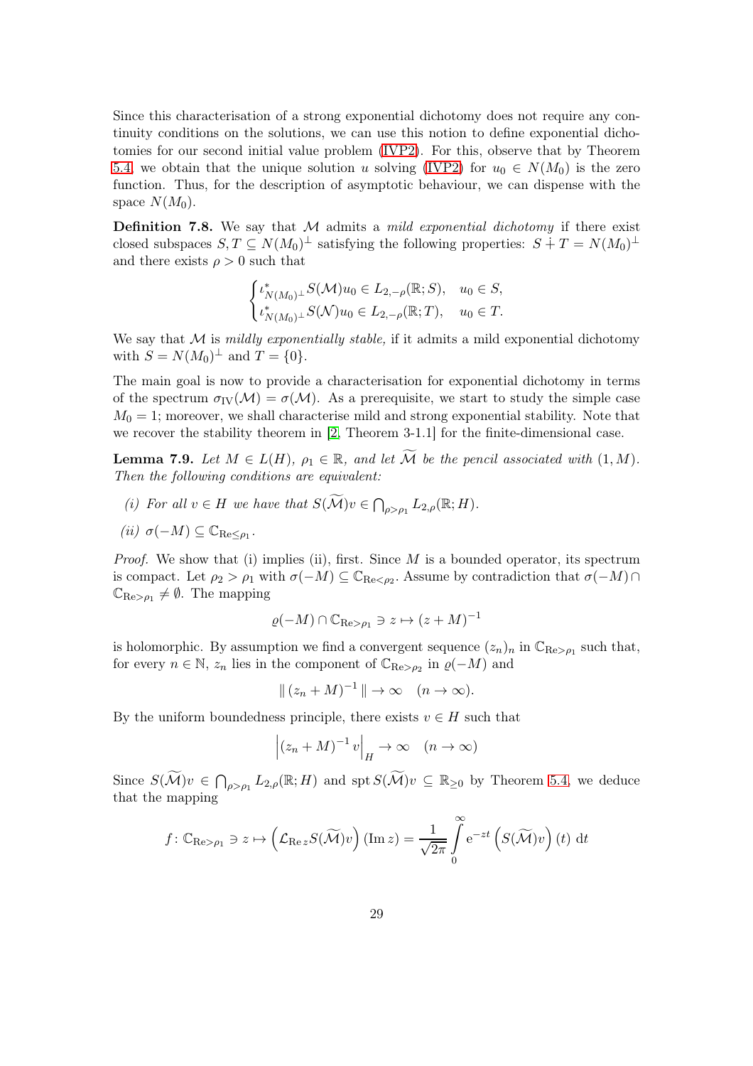Since this characterisation of a strong exponential dichotomy does not require any continuity conditions on the solutions, we can use this notion to define exponential dichotomies for our second initial value problem (IVP2). For this, observe that by Theorem 5.4, we obtain that the unique solution $u$ solving (IVP2) for $u_0 \in N(M_0)$ is the zero function. Thus, for the description of asymptotic behaviour, we can dispense with the space $N(M_0)$.

**Definition 7.8.** We say that $\mathcal{M}$ admits a *mild exponential dichotomy* if there exist closed subspaces $S, T \subseteq N(M_0)^\perp$ satisfying the following properties: $S \dotplus T = N(M_0)^\perp$ and there exists $\rho > 0$ such that

$$\begin{cases} \iota_{N(M_0)^\perp}^* S(\mathcal{M}) u_0 \in L_{2,-\rho}(\mathbb{R}; S), & u_0 \in S, \\ \iota_{N(M_0)^\perp}^* S(\mathcal{N}) u_0 \in L_{2,-\rho}(\mathbb{R}; T), & u_0 \in T. \end{cases}$$

We say that $\mathcal{M}$ is *mildly exponentially stable,* if it admits a mild exponential dichotomy with $S = N(M_0)^\perp$ and $T = \{0\}$.

The main goal is now to provide a characterisation for exponential dichotomy in terms of the spectrum $\sigma_{\mathrm{IV}}(\mathcal{M}) = \sigma(\mathcal{M})$. As a prerequisite, we start to study the simple case $M_0 = 1$; moreover, we shall characterise mild and strong exponential stability. Note that we recover the stability theorem in [2, Theorem 3-1.1] for the finite-dimensional case.

**Lemma 7.9.** *Let $M \in L(H)$, $\rho_1 \in \mathbb{R}$, and let $\widetilde{\mathcal{M}}$ be the pencil associated with $(1, M)$. Then the following conditions are equivalent:*

*(i) For all $v \in H$ we have that $S(\widetilde{\mathcal{M}})v \in \bigcap_{\rho > \rho_1} L_{2,\rho}(\mathbb{R}; H)$.*

*(ii) $\sigma(-M) \subseteq \mathbb{C}_{\mathrm{Re} \leq \rho_1}$.*

*Proof.* We show that (i) implies (ii), first. Since $M$ is a bounded operator, its spectrum is compact. Let $\rho_2 > \rho_1$ with $\sigma(-M) \subseteq \mathbb{C}_{\mathrm{Re} < \rho_2}$. Assume by contradiction that $\sigma(-M) \cap \mathbb{C}_{\mathrm{Re} > \rho_1} \neq \emptyset$. The mapping

$$\varrho(-M) \cap \mathbb{C}_{\mathrm{Re} > \rho_1} \ni z \mapsto (z + M)^{-1}$$

is holomorphic. By assumption we find a convergent sequence $(z_n)_n$ in $\mathbb{C}_{\mathrm{Re} > \rho_1}$ such that, for every $n \in \mathbb{N}$, $z_n$ lies in the component of $\mathbb{C}_{\mathrm{Re} > \rho_2}$ in $\varrho(-M)$ and

$$\| (z_n + M)^{-1} \| \to \infty \quad (n \to \infty).$$

By the uniform boundedness principle, there exists $v \in H$ such that

$$\left| (z_n + M)^{-1} v \right|_H \to \infty \quad (n \to \infty)$$

Since $S(\widetilde{\mathcal{M}})v \in \bigcap_{\rho > \rho_1} L_{2,\rho}(\mathbb{R}; H)$ and $\operatorname{spt} S(\widetilde{\mathcal{M}})v \subseteq \mathbb{R}_{\geq 0}$ by Theorem 5.4, we deduce that the mapping

$$f \colon \mathbb{C}_{\mathrm{Re} > \rho_1} \ni z \mapsto \left( \mathcal{L}_{\mathrm{Re}\, z} S(\widetilde{\mathcal{M}}) v \right) (\mathrm{Im}\, z) = \frac{1}{\sqrt{2\pi}} \int_0^\infty \mathrm{e}^{-zt} \left( S(\widetilde{\mathcal{M}}) v \right)(t) \, \mathrm{d}t$$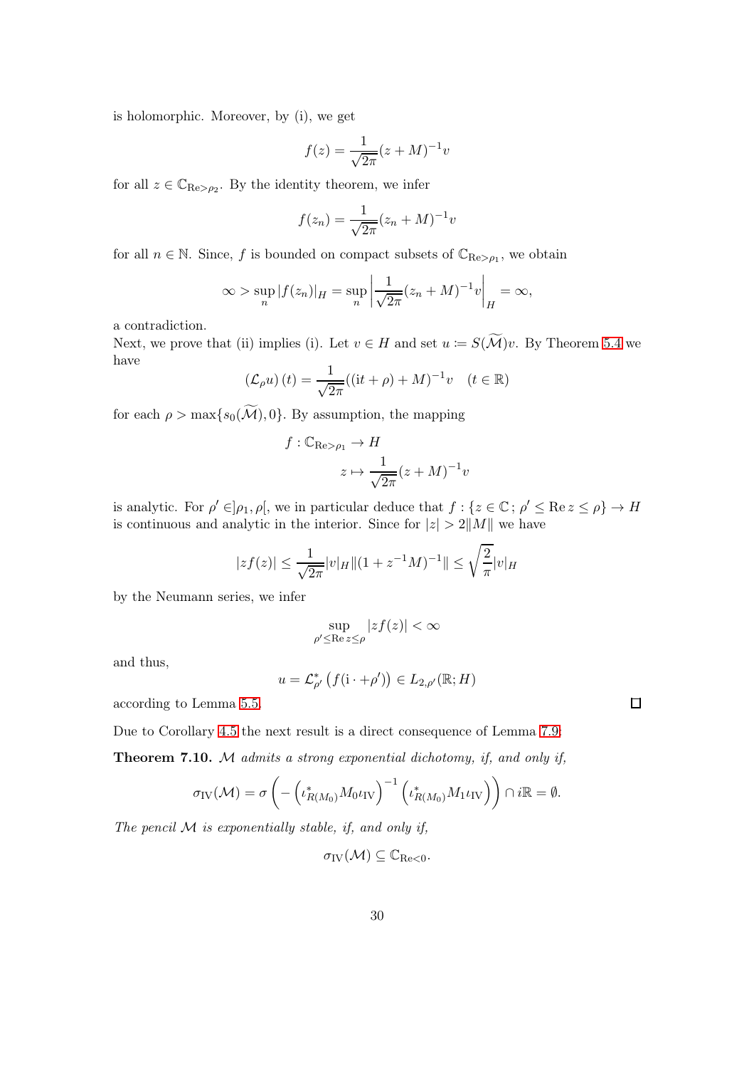is holomorphic. Moreover, by (i), we get

$$f(z) = \frac{1}{\sqrt{2\pi}}(z+M)^{-1}v$$

for all $z \in \mathbb{C}_{\mathrm{Re}>\rho_2}$. By the identity theorem, we infer

$$f(z_n) = \frac{1}{\sqrt{2\pi}}(z_n+M)^{-1}v$$

for all $n \in \mathbb{N}$. Since, $f$ is bounded on compact subsets of $\mathbb{C}_{\mathrm{Re}>\rho_1}$, we obtain

$$\infty > \sup_n |f(z_n)|_H = \sup_n \left| \frac{1}{\sqrt{2\pi}}(z_n+M)^{-1}v \right|_H = \infty,$$

a contradiction.

Next, we prove that (ii) implies (i). Let $v \in H$ and set $u \coloneqq S(\widetilde{\mathcal{M}})v$. By Theorem 5.4 we have

$$\left(\mathcal{L}_\rho u\right)(t) = \frac{1}{\sqrt{2\pi}}((\mathrm{i}t+\rho)+M)^{-1}v \quad (t \in \mathbb{R})$$

for each $\rho > \max\{s_0(\widetilde{\mathcal{M}}), 0\}$. By assumption, the mapping

$$\begin{aligned} f : \mathbb{C}_{\mathrm{Re}>\rho_1} &\to H \\ z &\mapsto \frac{1}{\sqrt{2\pi}}(z+M)^{-1}v \end{aligned}$$

is analytic. For $\rho' \in ]\rho_1, \rho[$, we in particular deduce that $f : \{z \in \mathbb{C}\,;\, \rho' \leq \mathrm{Re}\, z \leq \rho\} \to H$ is continuous and analytic in the interior. Since for $|z| > 2\|M\|$ we have

$$|zf(z)| \leq \frac{1}{\sqrt{2\pi}}|v|_H \|(1+z^{-1}M)^{-1}\| \leq \sqrt{\frac{2}{\pi}}|v|_H$$

by the Neumann series, we infer

$$\sup_{\rho' \leq \mathrm{Re}\, z \leq \rho} |zf(z)| < \infty$$

and thus,

$$u = \mathcal{L}_{\rho'}^* \left(f(\mathrm{i}\cdot + \rho')\right) \in L_{2,\rho'}(\mathbb{R}; H)$$

according to Lemma 5.5. $\square$

Due to Corollary 4.5 the next result is a direct consequence of Lemma 7.9:

**Theorem 7.10.** *$\mathcal{M}$ admits a strong exponential dichotomy, if, and only if,*

$$\sigma_{\mathrm{IV}}(\mathcal{M}) = \sigma\left(-\left(\iota_{R(M_0)}^* M_0 \iota_{\mathrm{IV}}\right)^{-1}\left(\iota_{R(M_0)}^* M_1 \iota_{\mathrm{IV}}\right)\right) \cap i\mathbb{R} = \emptyset.$$

*The pencil $\mathcal{M}$ is exponentially stable, if, and only if,*

$$\sigma_{\mathrm{IV}}(\mathcal{M}) \subseteq \mathbb{C}_{\mathrm{Re}<0}.$$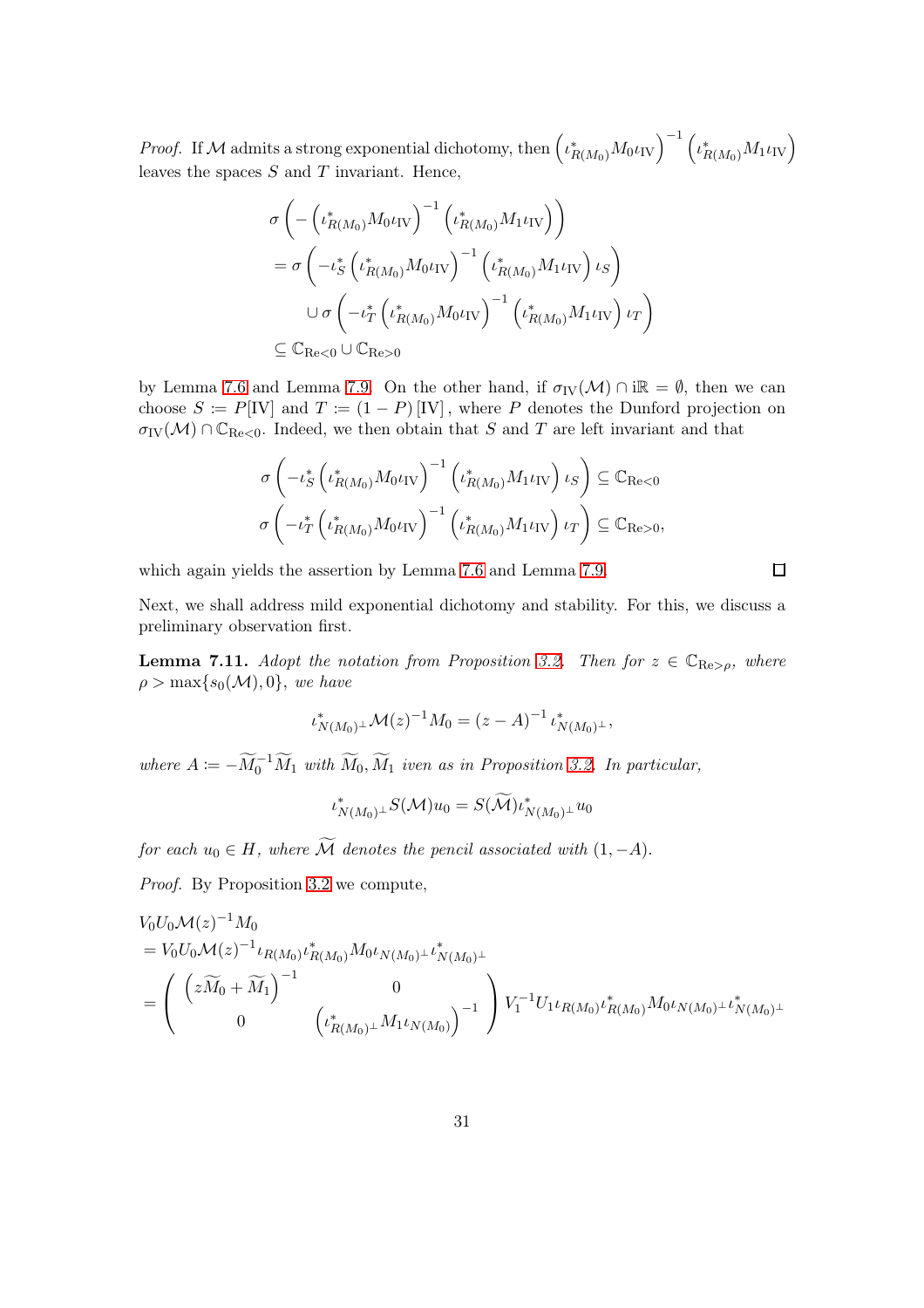*Proof.* If $\mathcal{M}$ admits a strong exponential dichotomy, then $\left(\iota_{R(M_0)}^* M_0 \iota_{\mathrm{IV}}\right)^{-1} \left(\iota_{R(M_0)}^* M_1 \iota_{\mathrm{IV}}\right)$ leaves the spaces $S$ and $T$ invariant. Hence,

$$
\begin{aligned}
&\sigma\left(-\left(\iota_{R(M_0)}^* M_0 \iota_{\mathrm{IV}}\right)^{-1}\left(\iota_{R(M_0)}^* M_1 \iota_{\mathrm{IV}}\right)\right) \\
&= \sigma\left(-\iota_S^*\left(\iota_{R(M_0)}^* M_0 \iota_{\mathrm{IV}}\right)^{-1}\left(\iota_{R(M_0)}^* M_1 \iota_{\mathrm{IV}}\right)\iota_S\right) \\
&\quad \cup \sigma\left(-\iota_T^*\left(\iota_{R(M_0)}^* M_0 \iota_{\mathrm{IV}}\right)^{-1}\left(\iota_{R(M_0)}^* M_1 \iota_{\mathrm{IV}}\right)\iota_T\right) \\
&\subseteq \mathbb{C}_{\mathrm{Re}<0} \cup \mathbb{C}_{\mathrm{Re}>0}
\end{aligned}
$$

by Lemma 7.6 and Lemma 7.9. On the other hand, if $\sigma_{\mathrm{IV}}(\mathcal{M}) \cap \mathrm{i}\mathbb{R} = \emptyset$, then we can choose $S := P[\mathrm{IV}]$ and $T := (1-P)[\mathrm{IV}]$, where $P$ denotes the Dunford projection on $\sigma_{\mathrm{IV}}(\mathcal{M}) \cap \mathbb{C}_{\mathrm{Re}<0}$. Indeed, we then obtain that $S$ and $T$ are left invariant and that

$$
\begin{aligned}
\sigma\left(-\iota_S^*\left(\iota_{R(M_0)}^* M_0 \iota_{\mathrm{IV}}\right)^{-1}\left(\iota_{R(M_0)}^* M_1 \iota_{\mathrm{IV}}\right)\iota_S\right) &\subseteq \mathbb{C}_{\mathrm{Re}<0} \\
\sigma\left(-\iota_T^*\left(\iota_{R(M_0)}^* M_0 \iota_{\mathrm{IV}}\right)^{-1}\left(\iota_{R(M_0)}^* M_1 \iota_{\mathrm{IV}}\right)\iota_T\right) &\subseteq \mathbb{C}_{\mathrm{Re}>0},
\end{aligned}
$$

which again yields the assertion by Lemma 7.6 and Lemma 7.9. $\square$

Next, we shall address mild exponential dichotomy and stability. For this, we discuss a preliminary observation first.

**Lemma 7.11.** *Adopt the notation from Proposition 3.2. Then for $z \in \mathbb{C}_{\mathrm{Re}>\rho}$, where $\rho > \max\{s_0(\mathcal{M}), 0\}$, we have*

$$
\iota_{N(M_0)^\perp}^* \mathcal{M}(z)^{-1} M_0 = (z-A)^{-1} \iota_{N(M_0)^\perp}^*,
$$

*where $A := -\widetilde{M}_0^{-1}\widetilde{M}_1$ with $\widetilde{M}_0, \widetilde{M}_1$ iven as in Proposition 3.2. In particular,*

$$
\iota_{N(M_0)^\perp}^* S(\mathcal{M}) u_0 = S(\widetilde{\mathcal{M}}) \iota_{N(M_0)^\perp}^* u_0
$$

*for each $u_0 \in H$, where $\widetilde{\mathcal{M}}$ denotes the pencil associated with $(1, -A)$.*

*Proof.* By Proposition 3.2 we compute,

$$
\begin{aligned}
&V_0 U_0 \mathcal{M}(z)^{-1} M_0 \\
&= V_0 U_0 \mathcal{M}(z)^{-1} \iota_{R(M_0)} \iota_{R(M_0)}^* M_0 \iota_{N(M_0)^\perp} \iota_{N(M_0)^\perp}^* \\
&= \begin{pmatrix} \left(z\widetilde{M}_0 + \widetilde{M}_1\right)^{-1} & 0 \\ 0 & \left(\iota_{R(M_0)^\perp}^* M_1 \iota_{N(M_0)}\right)^{-1} \end{pmatrix} V_1^{-1} U_1 \iota_{R(M_0)} \iota_{R(M_0)}^* M_0 \iota_{N(M_0)^\perp} \iota_{N(M_0)^\perp}^*
\end{aligned}
$$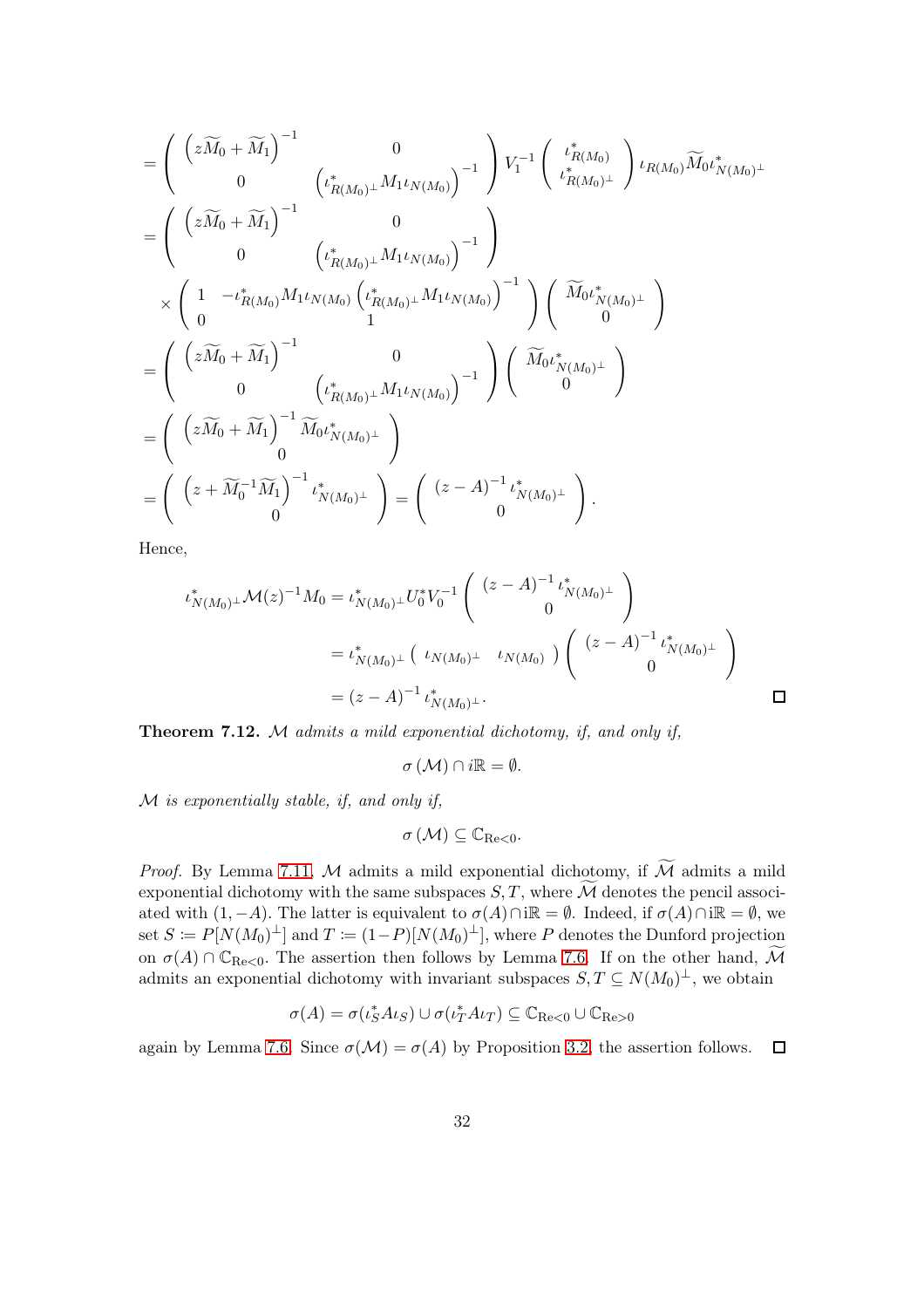$$
\begin{aligned}
&= \begin{pmatrix} \left(z\widetilde{M}_0 + \widetilde{M}_1\right)^{-1} & 0 \\ 0 & \left(\iota_{R(M_0)^\perp}^* M_1 \iota_{N(M_0)}\right)^{-1} \end{pmatrix} V_1^{-1} \begin{pmatrix} \iota_{R(M_0)}^* \\ \iota_{R(M_0)^\perp}^* \end{pmatrix} \iota_{R(M_0)} \widetilde{M}_0 \iota_{N(M_0)^\perp}^* \\
&= \begin{pmatrix} \left(z\widetilde{M}_0 + \widetilde{M}_1\right)^{-1} & 0 \\ 0 & \left(\iota_{R(M_0)^\perp}^* M_1 \iota_{N(M_0)}\right)^{-1} \end{pmatrix} \\
&\quad \times \begin{pmatrix} 1 & -\iota_{R(M_0)}^* M_1 \iota_{N(M_0)} \left(\iota_{R(M_0)^\perp}^* M_1 \iota_{N(M_0)}\right)^{-1} \\ 0 & 1 \end{pmatrix} \begin{pmatrix} \widetilde{M}_0 \iota_{N(M_0)^\perp}^* \\ 0 \end{pmatrix} \\
&= \begin{pmatrix} \left(z\widetilde{M}_0 + \widetilde{M}_1\right)^{-1} & 0 \\ 0 & \left(\iota_{R(M_0)^\perp}^* M_1 \iota_{N(M_0)}\right)^{-1} \end{pmatrix} \begin{pmatrix} \widetilde{M}_0 \iota_{N(M_0)^\perp}^* \\ 0 \end{pmatrix} \\
&= \begin{pmatrix} \left(z\widetilde{M}_0 + \widetilde{M}_1\right)^{-1} \widetilde{M}_0 \iota_{N(M_0)^\perp}^* \\ 0 \end{pmatrix} \\
&= \begin{pmatrix} \left(z + \widetilde{M}_0^{-1}\widetilde{M}_1\right)^{-1} \iota_{N(M_0)^\perp}^* \\ 0 \end{pmatrix} = \begin{pmatrix} (z-A)^{-1} \iota_{N(M_0)^\perp}^* \\ 0 \end{pmatrix}.
\end{aligned}
$$

Hence,

$$
\begin{aligned}
\iota_{N(M_0)^\perp}^* \mathcal{M}(z)^{-1} M_0 &= \iota_{N(M_0)^\perp}^* U_0^* V_0^{-1} \begin{pmatrix} (z-A)^{-1} \iota_{N(M_0)^\perp}^* \\ 0 \end{pmatrix} \\
&= \iota_{N(M_0)^\perp}^* \begin{pmatrix} \iota_{N(M_0)^\perp} & \iota_{N(M_0)} \end{pmatrix} \begin{pmatrix} (z-A)^{-1} \iota_{N(M_0)^\perp}^* \\ 0 \end{pmatrix} \\
&= (z-A)^{-1} \iota_{N(M_0)^\perp}^*.
\end{aligned}
$$

□

**Theorem 7.12.** *$\mathcal{M}$ admits a mild exponential dichotomy, if, and only if,*

$$\sigma(\mathcal{M}) \cap i\mathbb{R} = \emptyset.$$

*$\mathcal{M}$ is exponentially stable, if, and only if,*

$$\sigma(\mathcal{M}) \subseteq \mathbb{C}_{\mathrm{Re}<0}.$$

*Proof.* By Lemma 7.11, $\mathcal{M}$ admits a mild exponential dichotomy, if $\widetilde{\mathcal{M}}$ admits a mild exponential dichotomy with the same subspaces $S, T$, where $\widetilde{\mathcal{M}}$ denotes the pencil associated with $(1, -A)$. The latter is equivalent to $\sigma(A) \cap \mathrm{i}\mathbb{R} = \emptyset$. Indeed, if $\sigma(A) \cap \mathrm{i}\mathbb{R} = \emptyset$, we set $S \coloneqq P[N(M_0)^\perp]$ and $T \coloneqq (1-P)[N(M_0)^\perp]$, where $P$ denotes the Dunford projection on $\sigma(A) \cap \mathbb{C}_{\mathrm{Re}<0}$. The assertion then follows by Lemma 7.6. If on the other hand, $\widetilde{\mathcal{M}}$ admits an exponential dichotomy with invariant subspaces $S, T \subseteq N(M_0)^\perp$, we obtain

$$\sigma(A) = \sigma(\iota_S^* A \iota_S) \cup \sigma(\iota_T^* A \iota_T) \subseteq \mathbb{C}_{\mathrm{Re}<0} \cup \mathbb{C}_{\mathrm{Re}>0}$$

again by Lemma 7.6. Since $\sigma(\mathcal{M}) = \sigma(A)$ by Proposition 3.2, the assertion follows. □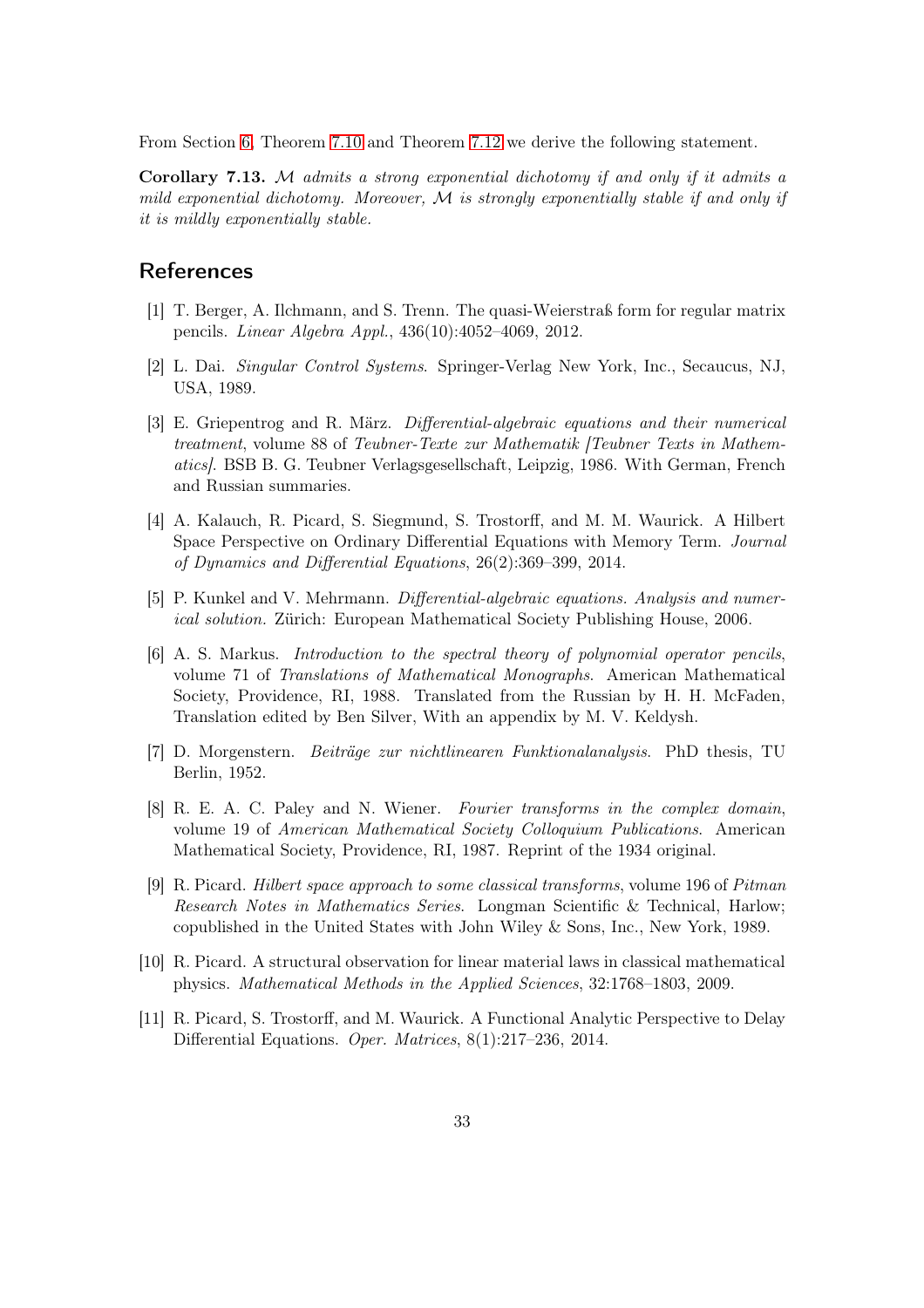From Section 6, Theorem 7.10 and Theorem 7.12 we derive the following statement.

**Corollary 7.13.** *$\mathcal{M}$ admits a strong exponential dichotomy if and only if it admits a mild exponential dichotomy. Moreover, $\mathcal{M}$ is strongly exponentially stable if and only if it is mildly exponentially stable.*

## References

[1] T. Berger, A. Ilchmann, and S. Trenn. The quasi-Weierstraß form for regular matrix pencils. *Linear Algebra Appl.*, 436(10):4052–4069, 2012.

[2] L. Dai. *Singular Control Systems*. Springer-Verlag New York, Inc., Secaucus, NJ, USA, 1989.

[3] E. Griepentrog and R. März. *Differential-algebraic equations and their numerical treatment*, volume 88 of *Teubner-Texte zur Mathematik [Teubner Texts in Mathematics]*. BSB B. G. Teubner Verlagsgesellschaft, Leipzig, 1986. With German, French and Russian summaries.

[4] A. Kalauch, R. Picard, S. Siegmund, S. Trostorff, and M. M. Waurick. A Hilbert Space Perspective on Ordinary Differential Equations with Memory Term. *Journal of Dynamics and Differential Equations*, 26(2):369–399, 2014.

[5] P. Kunkel and V. Mehrmann. *Differential-algebraic equations. Analysis and numerical solution.* Zürich: European Mathematical Society Publishing House, 2006.

[6] A. S. Markus. *Introduction to the spectral theory of polynomial operator pencils*, volume 71 of *Translations of Mathematical Monographs*. American Mathematical Society, Providence, RI, 1988. Translated from the Russian by H. H. McFaden, Translation edited by Ben Silver, With an appendix by M. V. Keldysh.

[7] D. Morgenstern. *Beiträge zur nichtlinearen Funktionalanalysis*. PhD thesis, TU Berlin, 1952.

[8] R. E. A. C. Paley and N. Wiener. *Fourier transforms in the complex domain*, volume 19 of *American Mathematical Society Colloquium Publications*. American Mathematical Society, Providence, RI, 1987. Reprint of the 1934 original.

[9] R. Picard. *Hilbert space approach to some classical transforms*, volume 196 of *Pitman Research Notes in Mathematics Series*. Longman Scientific & Technical, Harlow; copublished in the United States with John Wiley & Sons, Inc., New York, 1989.

[10] R. Picard. A structural observation for linear material laws in classical mathematical physics. *Mathematical Methods in the Applied Sciences*, 32:1768–1803, 2009.

[11] R. Picard, S. Trostorff, and M. Waurick. A Functional Analytic Perspective to Delay Differential Equations. *Oper. Matrices*, 8(1):217–236, 2014.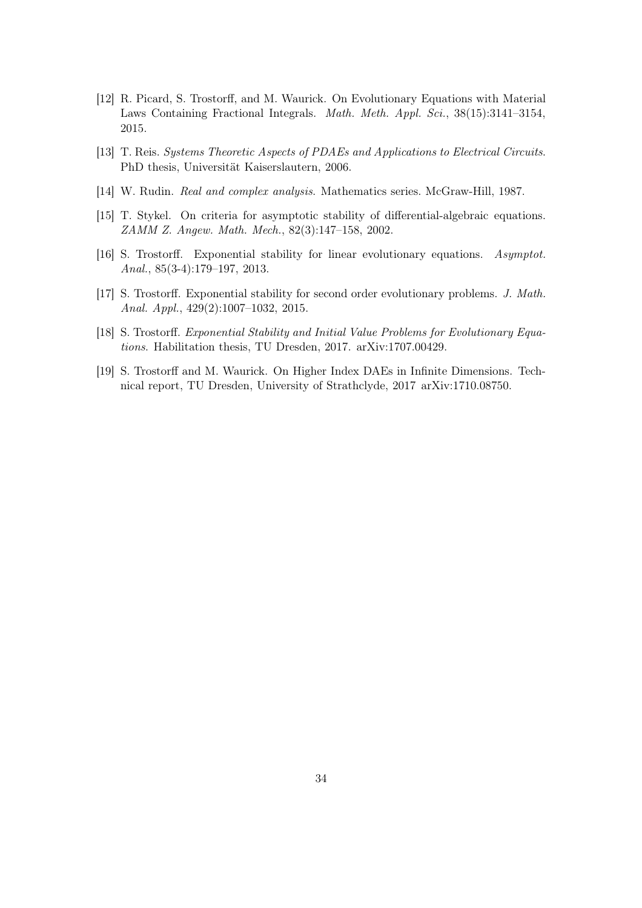[12] R. Picard, S. Trostorff, and M. Waurick. On Evolutionary Equations with Material Laws Containing Fractional Integrals. *Math. Meth. Appl. Sci.*, 38(15):3141–3154, 2015.

[13] T. Reis. *Systems Theoretic Aspects of PDAEs and Applications to Electrical Circuits*. PhD thesis, Universität Kaiserslautern, 2006.

[14] W. Rudin. *Real and complex analysis*. Mathematics series. McGraw-Hill, 1987.

[15] T. Stykel. On criteria for asymptotic stability of differential-algebraic equations. *ZAMM Z. Angew. Math. Mech.*, 82(3):147–158, 2002.

[16] S. Trostorff. Exponential stability for linear evolutionary equations. *Asymptot. Anal.*, 85(3-4):179–197, 2013.

[17] S. Trostorff. Exponential stability for second order evolutionary problems. *J. Math. Anal. Appl.*, 429(2):1007–1032, 2015.

[18] S. Trostorff. *Exponential Stability and Initial Value Problems for Evolutionary Equations*. Habilitation thesis, TU Dresden, 2017. arXiv:1707.00429.

[19] S. Trostorff and M. Waurick. On Higher Index DAEs in Infinite Dimensions. Technical report, TU Dresden, University of Strathclyde, 2017 arXiv:1710.08750.